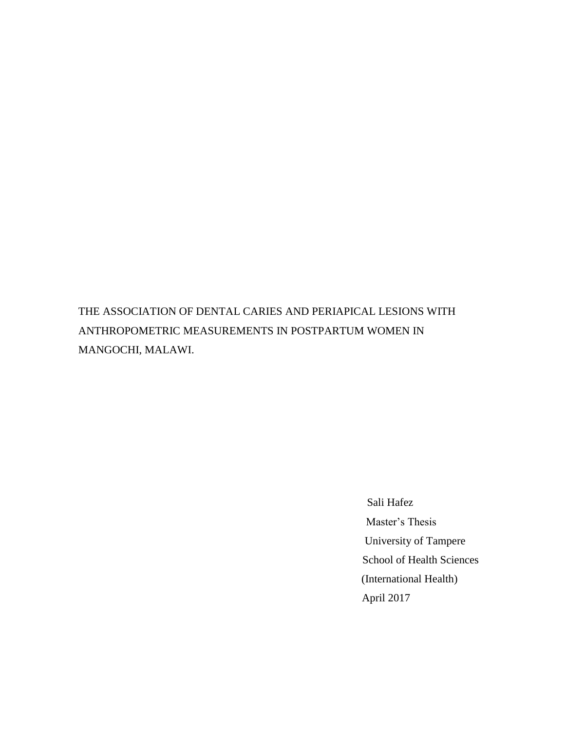# THE ASSOCIATION OF DENTAL CARIES AND PERIAPICAL LESIONS WITH ANTHROPOMETRIC MEASUREMENTS IN POSTPARTUM WOMEN IN MANGOCHI, MALAWI.

Sali Hafez

Master's Thesis

University of Tampere

School of Health Sciences

(International Health)

April 2017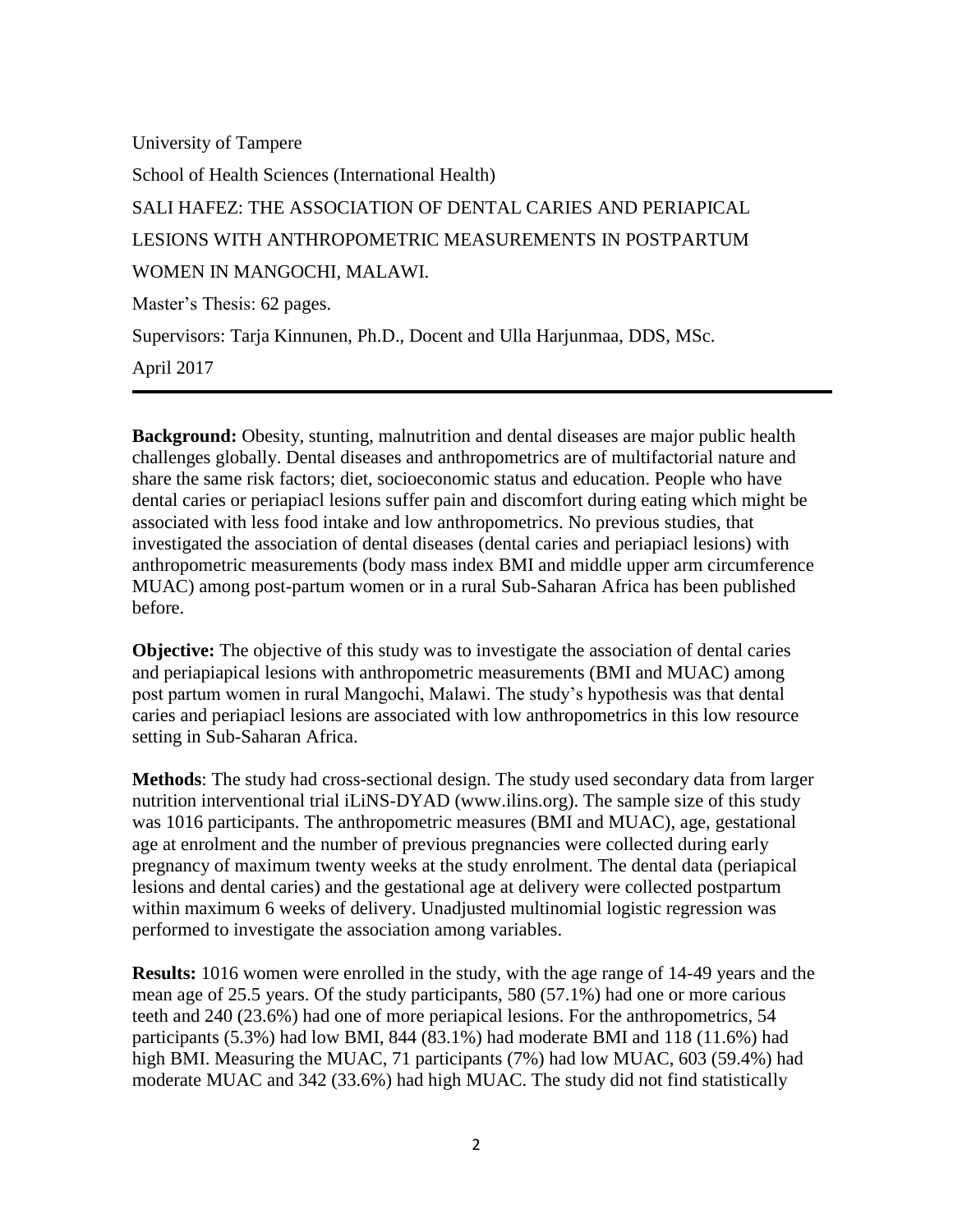University of Tampere

School of Health Sciences (International Health)

SALI HAFEZ: THE ASSOCIATION OF DENTAL CARIES AND PERIAPICAL LESIONS WITH ANTHROPOMETRIC MEASUREMENTS IN POSTPARTUM WOMEN IN MANGOCHI, MALAWI.

Master's Thesis: 62 pages.

Supervisors: Tarja Kinnunen, Ph.D., Docent and Ulla Harjunmaa, DDS, MSc.

April 2017

---

**Background:** Obesity, stunting, malnutrition and dental diseases are major public health challenges globally. Dental diseases and anthropometrics are of multifactorial nature and share the same risk factors; diet, socioeconomic status and education. People who have dental caries or periapiacl lesions suffer pain and discomfort during eating which might be associated with less food intake and low anthropometrics. No previous studies, that investigated the association of dental diseases (dental caries and periapiacl lesions) with anthropometric measurements (body mass index BMI and middle upper arm circumference MUAC) among post-partum women or in a rural Sub-Saharan Africa has been published before.

**Objective:** The objective of this study was to investigate the association of dental caries and periapiapical lesions with anthropometric measurements (BMI and MUAC) among post partum women in rural Mangochi, Malawi. The study's hypothesis was that dental caries and periapiacl lesions are associated with low anthropometrics in this low resource setting in Sub-Saharan Africa.

**Methods**: The study had cross-sectional design. The study used secondary data from larger nutrition interventional trial iLiNS-DYAD (www.ilins.org). The sample size of this study was 1016 participants. The anthropometric measures (BMI and MUAC), age, gestational age at enrolment and the number of previous pregnancies were collected during early pregnancy of maximum twenty weeks at the study enrolment. The dental data (periapical lesions and dental caries) and the gestational age at delivery were collected postpartum within maximum 6 weeks of delivery. Unadjusted multinomial logistic regression was performed to investigate the association among variables.

**Results:** 1016 women were enrolled in the study, with the age range of 14-49 years and the mean age of 25.5 years. Of the study participants, 580 (57.1%) had one or more carious teeth and 240 (23.6%) had one of more periapical lesions. For the anthropometrics, 54 participants (5.3%) had low BMI, 844 (83.1%) had moderate BMI and 118 (11.6%) had high BMI. Measuring the MUAC, 71 participants (7%) had low MUAC, 603 (59.4%) had moderate MUAC and 342 (33.6%) had high MUAC. The study did not find statistically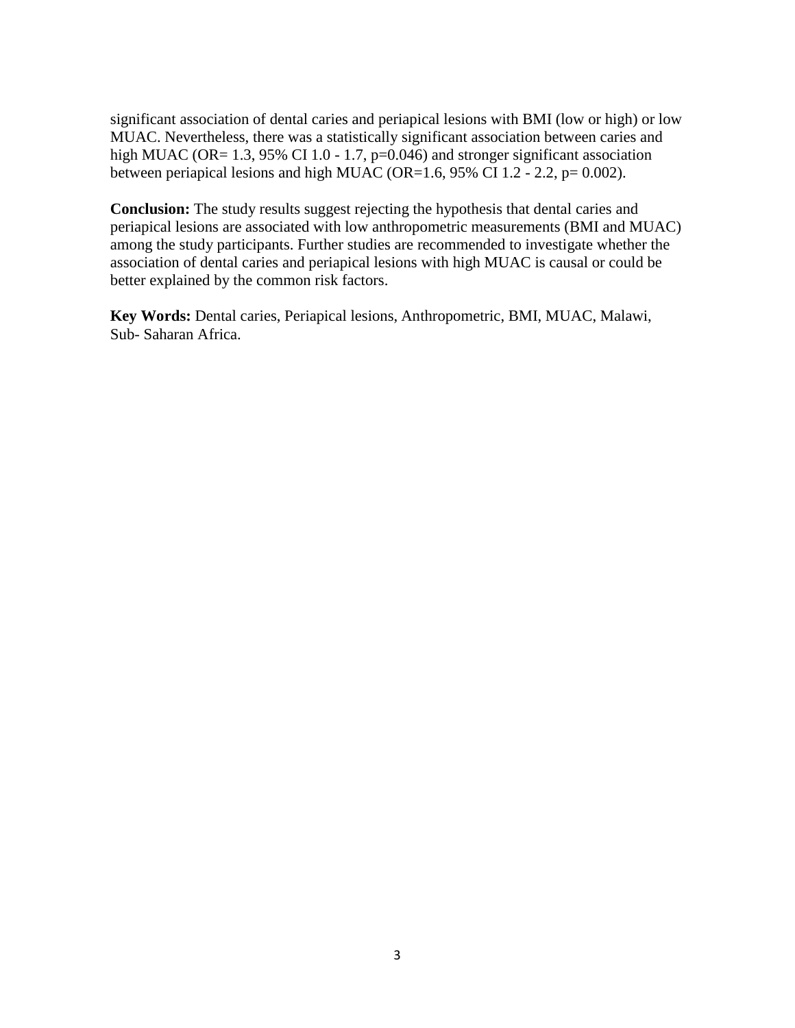significant association of dental caries and periapical lesions with BMI (low or high) or low MUAC. Nevertheless, there was a statistically significant association between caries and high MUAC (OR= 1.3, 95% CI 1.0 - 1.7, p=0.046) and stronger significant association between periapical lesions and high MUAC (OR=1.6, 95% CI 1.2 - 2.2, p= 0.002).

**Conclusion:** The study results suggest rejecting the hypothesis that dental caries and periapical lesions are associated with low anthropometric measurements (BMI and MUAC) among the study participants. Further studies are recommended to investigate whether the association of dental caries and periapical lesions with high MUAC is causal or could be better explained by the common risk factors.

**Key Words:** Dental caries, Periapical lesions, Anthropometric, BMI, MUAC, Malawi, Sub- Saharan Africa.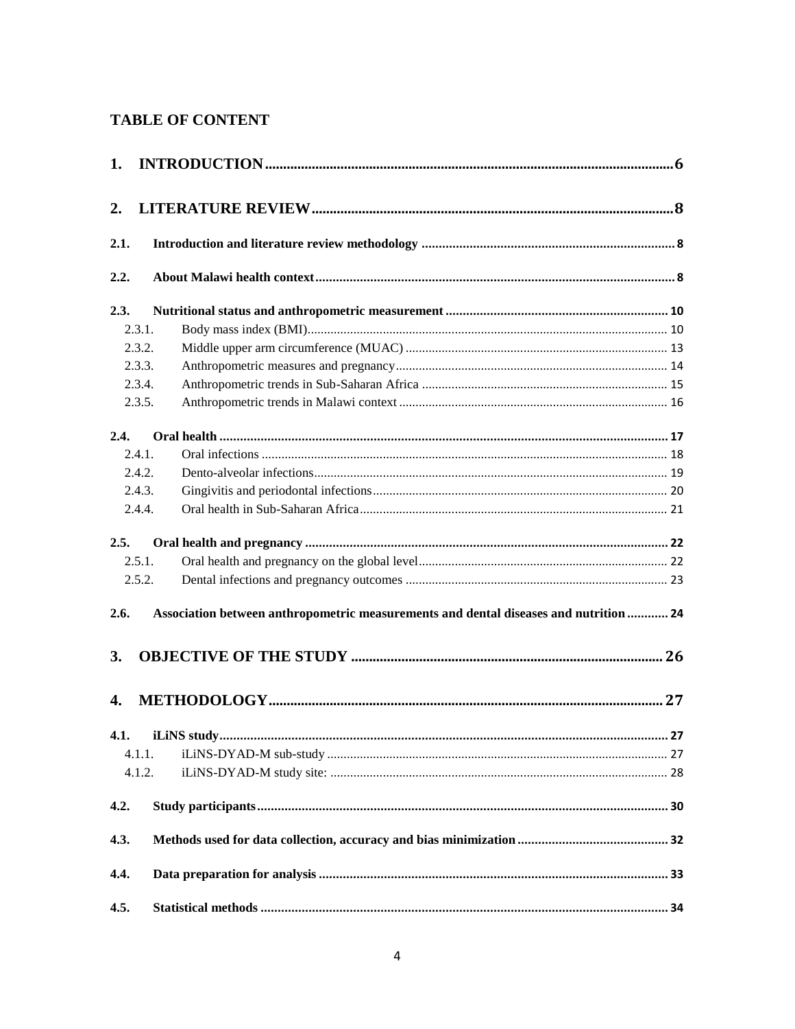**TABLE OF CONTENT**

**1. INTRODUCTION** ..... 6

**2. LITERATURE REVIEW** ..... 8

**2.1. Introduction and literature review methodology** ..... 8

**2.2. About Malawi health context** ..... 8

**2.3. Nutritional status and anthropometric measurement** ..... 10

- 2.3.1. Body mass index (BMI) ..... 10
- 2.3.2. Middle upper arm circumference (MUAC) ..... 13
- 2.3.3. Anthropometric measures and pregnancy ..... 14
- 2.3.4. Anthropometric trends in Sub-Saharan Africa ..... 15
- 2.3.5. Anthropometric trends in Malawi context ..... 16

**2.4. Oral health** ..... 17

- 2.4.1. Oral infections ..... 18
- 2.4.2. Dento-alveolar infections ..... 19
- 2.4.3. Gingivitis and periodontal infections ..... 20
- 2.4.4. Oral health in Sub-Saharan Africa ..... 21

**2.5. Oral health and pregnancy** ..... 22

- 2.5.1. Oral health and pregnancy on the global level ..... 22
- 2.5.2. Dental infections and pregnancy outcomes ..... 23

**2.6. Association between anthropometric measurements and dental diseases and nutrition** ..... 24

**3. OBJECTIVE OF THE STUDY** ..... 26

**4. METHODOLOGY** ..... 27

**4.1. iLiNS study** ..... 27

- 4.1.1. iLiNS-DYAD-M sub-study ..... 27
- 4.1.2. iLiNS-DYAD-M study site: ..... 28

**4.2. Study participants** ..... 30

**4.3. Methods used for data collection, accuracy and bias minimization** ..... 32

**4.4. Data preparation for analysis** ..... 33

**4.5. Statistical methods** ..... 34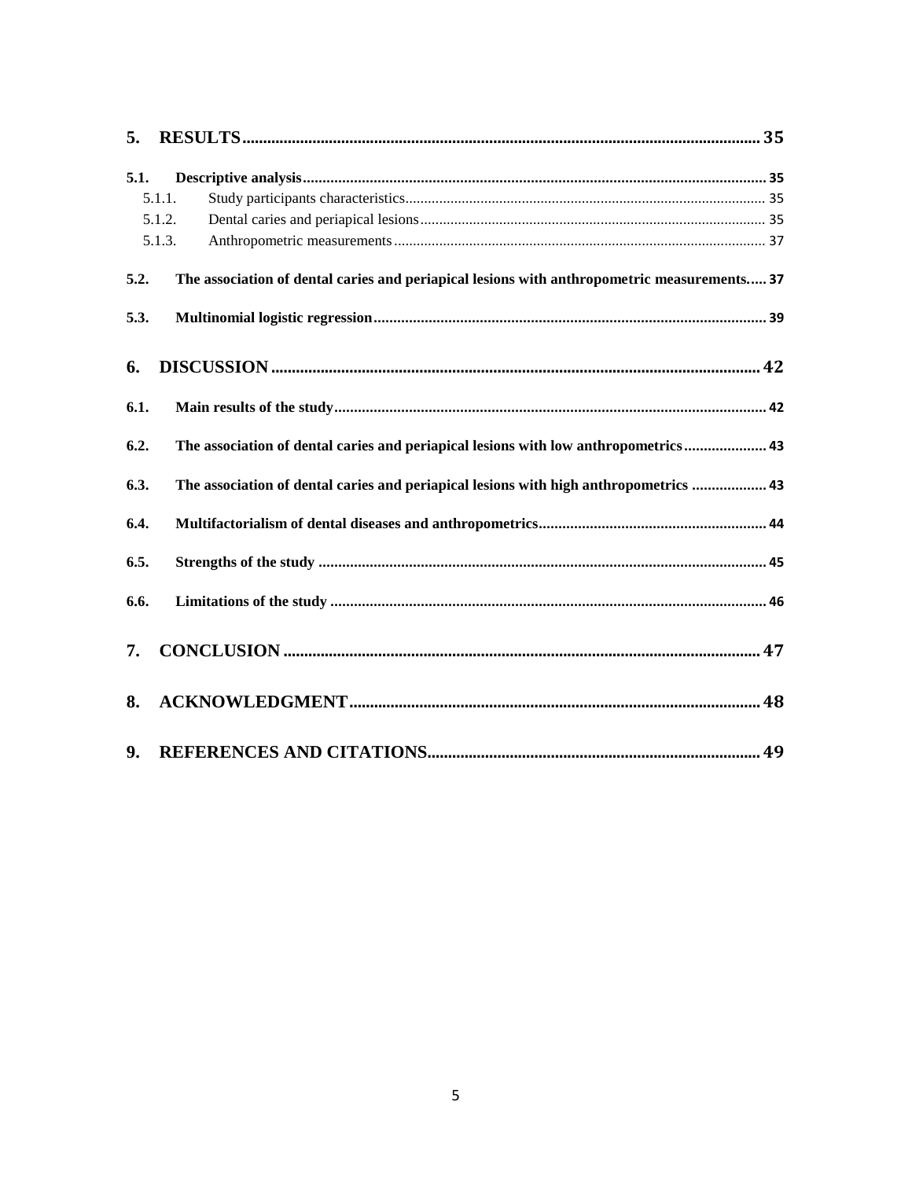**5. RESULTS** ............................................................................................................................. 35

**5.1. Descriptive analysis** ..................................................................................................................... 35

5.1.1. Study participants characteristics ............................................................................................... 35

5.1.2. Dental caries and periapical lesions ........................................................................................... 35

5.1.3. Anthropometric measurements .................................................................................................. 37

**5.2. The association of dental caries and periapical lesions with anthropometric measurements** ..... 37

**5.3. Multinomial logistic regression** ................................................................................................... 39

**6. DISCUSSION** ...................................................................................................................... 42

**6.1. Main results of the study** ............................................................................................................. 42

**6.2. The association of dental caries and periapical lesions with low anthropometrics** ..................... 43

**6.3. The association of dental caries and periapical lesions with high anthropometrics** ................... 43

**6.4. Multifactorialism of dental diseases and anthropometrics** .......................................................... 44

**6.5. Strengths of the study** ................................................................................................................. 45

**6.6. Limitations of the study** .............................................................................................................. 46

**7. CONCLUSION** .................................................................................................................. 47

**8. ACKNOWLEDGMENT** ................................................................................................... 48

**9. REFERENCES AND CITATIONS** ................................................................................ 49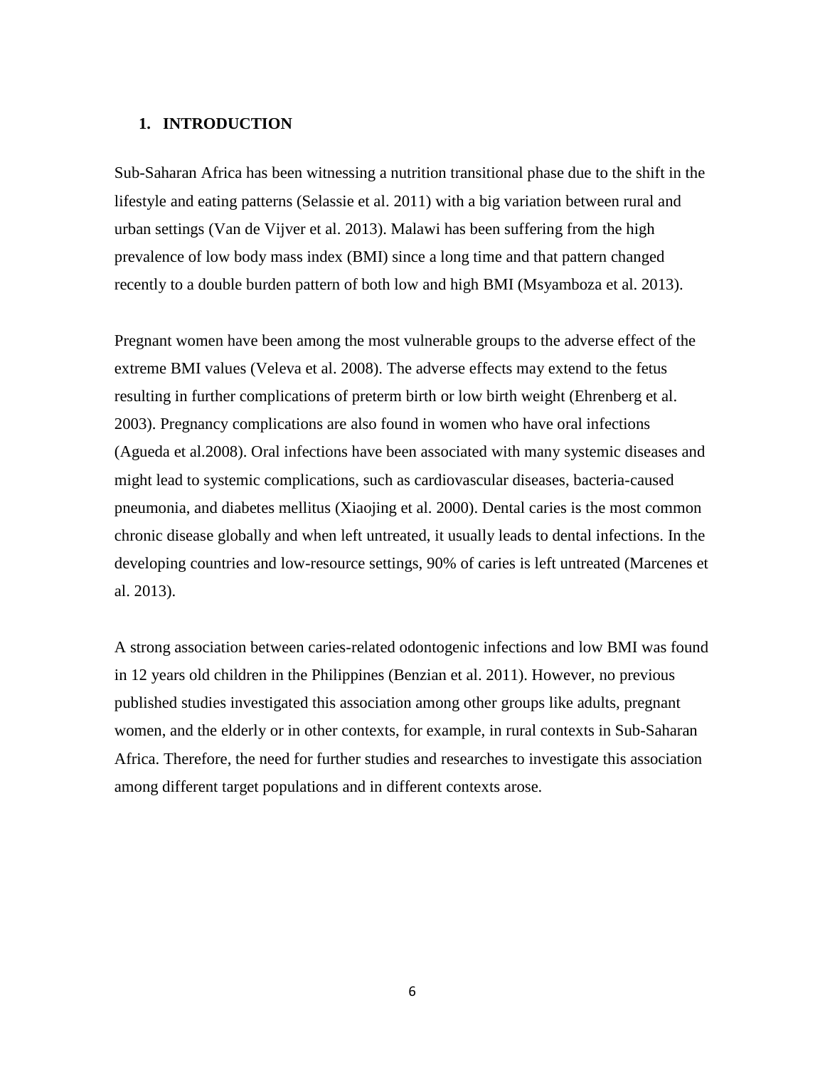## 1. INTRODUCTION

Sub-Saharan Africa has been witnessing a nutrition transitional phase due to the shift in the lifestyle and eating patterns (Selassie et al. 2011) with a big variation between rural and urban settings (Van de Vijver et al. 2013). Malawi has been suffering from the high prevalence of low body mass index (BMI) since a long time and that pattern changed recently to a double burden pattern of both low and high BMI (Msyamboza et al. 2013).

Pregnant women have been among the most vulnerable groups to the adverse effect of the extreme BMI values (Veleva et al. 2008). The adverse effects may extend to the fetus resulting in further complications of preterm birth or low birth weight (Ehrenberg et al. 2003). Pregnancy complications are also found in women who have oral infections (Agueda et al.2008). Oral infections have been associated with many systemic diseases and might lead to systemic complications, such as cardiovascular diseases, bacteria-caused pneumonia, and diabetes mellitus (Xiaojing et al. 2000). Dental caries is the most common chronic disease globally and when left untreated, it usually leads to dental infections. In the developing countries and low-resource settings, 90% of caries is left untreated (Marcenes et al. 2013).

A strong association between caries-related odontogenic infections and low BMI was found in 12 years old children in the Philippines (Benzian et al. 2011). However, no previous published studies investigated this association among other groups like adults, pregnant women, and the elderly or in other contexts, for example, in rural contexts in Sub-Saharan Africa. Therefore, the need for further studies and researches to investigate this association among different target populations and in different contexts arose.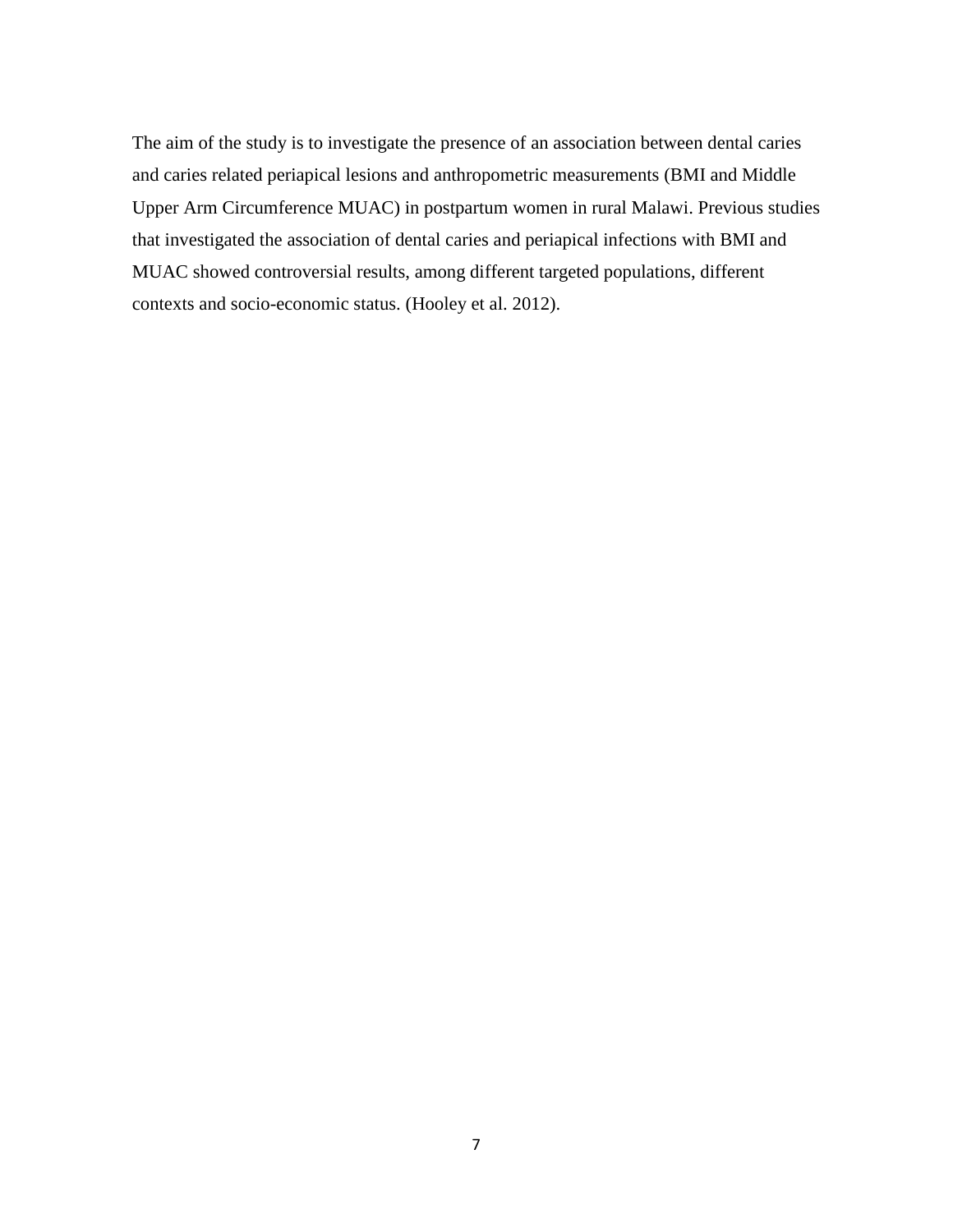The aim of the study is to investigate the presence of an association between dental caries and caries related periapical lesions and anthropometric measurements (BMI and Middle Upper Arm Circumference MUAC) in postpartum women in rural Malawi. Previous studies that investigated the association of dental caries and periapical infections with BMI and MUAC showed controversial results, among different targeted populations, different contexts and socio-economic status. (Hooley et al. 2012).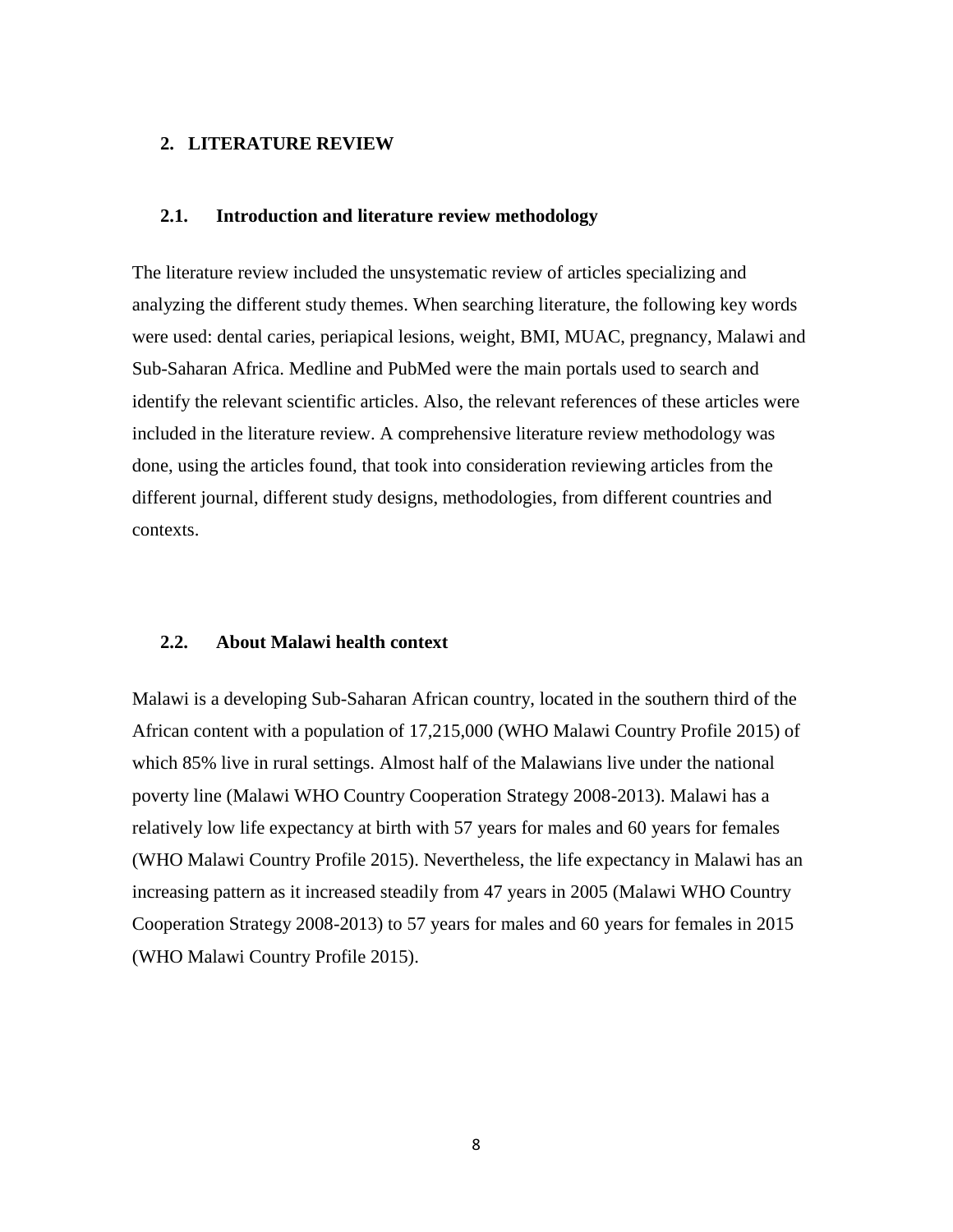## 2. LITERATURE REVIEW

### 2.1. Introduction and literature review methodology

The literature review included the unsystematic review of articles specializing and analyzing the different study themes. When searching literature, the following key words were used: dental caries, periapical lesions, weight, BMI, MUAC, pregnancy, Malawi and Sub-Saharan Africa. Medline and PubMed were the main portals used to search and identify the relevant scientific articles. Also, the relevant references of these articles were included in the literature review. A comprehensive literature review methodology was done, using the articles found, that took into consideration reviewing articles from the different journal, different study designs, methodologies, from different countries and contexts.

### 2.2. About Malawi health context

Malawi is a developing Sub-Saharan African country, located in the southern third of the African content with a population of 17,215,000 (WHO Malawi Country Profile 2015) of which 85% live in rural settings. Almost half of the Malawians live under the national poverty line (Malawi WHO Country Cooperation Strategy 2008-2013). Malawi has a relatively low life expectancy at birth with 57 years for males and 60 years for females (WHO Malawi Country Profile 2015). Nevertheless, the life expectancy in Malawi has an increasing pattern as it increased steadily from 47 years in 2005 (Malawi WHO Country Cooperation Strategy 2008-2013) to 57 years for males and 60 years for females in 2015 (WHO Malawi Country Profile 2015).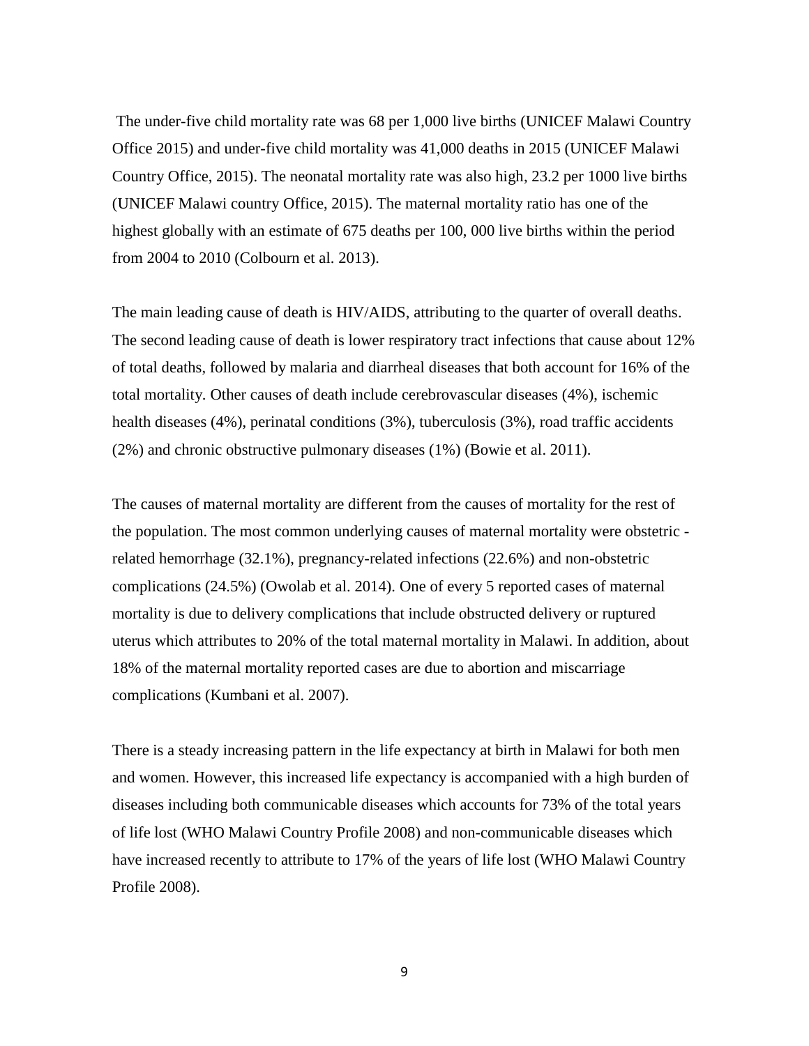The under-five child mortality rate was 68 per 1,000 live births (UNICEF Malawi Country Office 2015) and under-five child mortality was 41,000 deaths in 2015 (UNICEF Malawi Country Office, 2015). The neonatal mortality rate was also high, 23.2 per 1000 live births (UNICEF Malawi country Office, 2015). The maternal mortality ratio has one of the highest globally with an estimate of 675 deaths per 100, 000 live births within the period from 2004 to 2010 (Colbourn et al. 2013).

The main leading cause of death is HIV/AIDS, attributing to the quarter of overall deaths. The second leading cause of death is lower respiratory tract infections that cause about 12% of total deaths, followed by malaria and diarrheal diseases that both account for 16% of the total mortality. Other causes of death include cerebrovascular diseases (4%), ischemic health diseases (4%), perinatal conditions (3%), tuberculosis (3%), road traffic accidents (2%) and chronic obstructive pulmonary diseases (1%) (Bowie et al. 2011).

The causes of maternal mortality are different from the causes of mortality for the rest of the population. The most common underlying causes of maternal mortality were obstetric - related hemorrhage (32.1%), pregnancy-related infections (22.6%) and non-obstetric complications (24.5%) (Owolab et al. 2014). One of every 5 reported cases of maternal mortality is due to delivery complications that include obstructed delivery or ruptured uterus which attributes to 20% of the total maternal mortality in Malawi. In addition, about 18% of the maternal mortality reported cases are due to abortion and miscarriage complications (Kumbani et al. 2007).

There is a steady increasing pattern in the life expectancy at birth in Malawi for both men and women. However, this increased life expectancy is accompanied with a high burden of diseases including both communicable diseases which accounts for 73% of the total years of life lost (WHO Malawi Country Profile 2008) and non-communicable diseases which have increased recently to attribute to 17% of the years of life lost (WHO Malawi Country Profile 2008).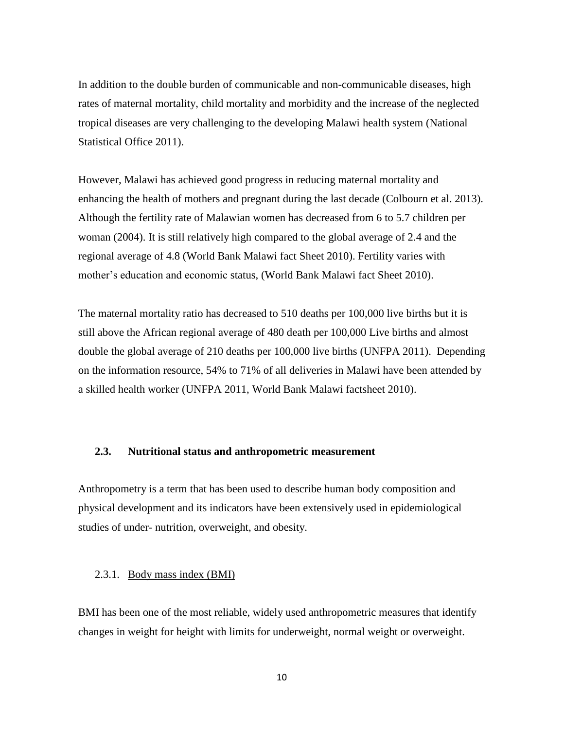In addition to the double burden of communicable and non-communicable diseases, high rates of maternal mortality, child mortality and morbidity and the increase of the neglected tropical diseases are very challenging to the developing Malawi health system (National Statistical Office 2011).

However, Malawi has achieved good progress in reducing maternal mortality and enhancing the health of mothers and pregnant during the last decade (Colbourn et al. 2013). Although the fertility rate of Malawian women has decreased from 6 to 5.7 children per woman (2004). It is still relatively high compared to the global average of 2.4 and the regional average of 4.8 (World Bank Malawi fact Sheet 2010). Fertility varies with mother's education and economic status, (World Bank Malawi fact Sheet 2010).

The maternal mortality ratio has decreased to 510 deaths per 100,000 live births but it is still above the African regional average of 480 death per 100,000 Live births and almost double the global average of 210 deaths per 100,000 live births (UNFPA 2011). Depending on the information resource, 54% to 71% of all deliveries in Malawi have been attended by a skilled health worker (UNFPA 2011, World Bank Malawi factsheet 2010).

## 2.3. Nutritional status and anthropometric measurement

Anthropometry is a term that has been used to describe human body composition and physical development and its indicators have been extensively used in epidemiological studies of under- nutrition, overweight, and obesity.

### 2.3.1. Body mass index (BMI)

BMI has been one of the most reliable, widely used anthropometric measures that identify changes in weight for height with limits for underweight, normal weight or overweight.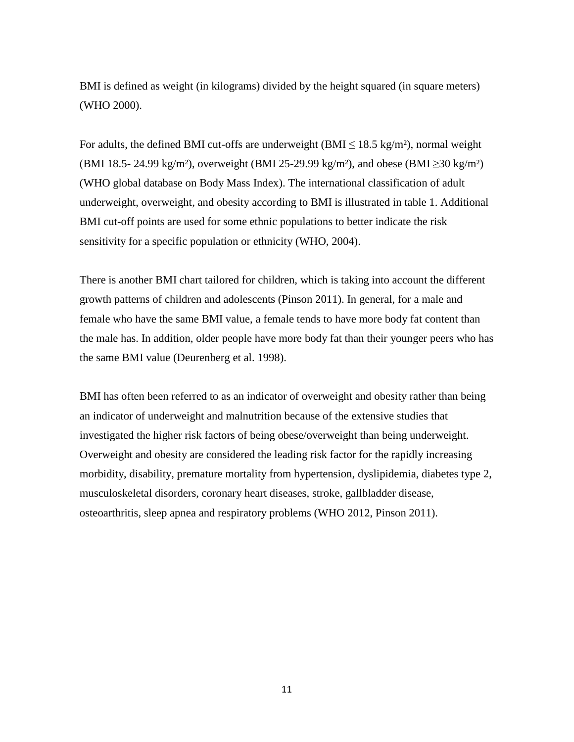BMI is defined as weight (in kilograms) divided by the height squared (in square meters) (WHO 2000).

For adults, the defined BMI cut-offs are underweight (BMI ≤ 18.5 kg/m²), normal weight (BMI 18.5- 24.99 kg/m²), overweight (BMI 25-29.99 kg/m²), and obese (BMI ≥30 kg/m²) (WHO global database on Body Mass Index). The international classification of adult underweight, overweight, and obesity according to BMI is illustrated in table 1. Additional BMI cut-off points are used for some ethnic populations to better indicate the risk sensitivity for a specific population or ethnicity (WHO, 2004).

There is another BMI chart tailored for children, which is taking into account the different growth patterns of children and adolescents (Pinson 2011). In general, for a male and female who have the same BMI value, a female tends to have more body fat content than the male has. In addition, older people have more body fat than their younger peers who has the same BMI value (Deurenberg et al. 1998).

BMI has often been referred to as an indicator of overweight and obesity rather than being an indicator of underweight and malnutrition because of the extensive studies that investigated the higher risk factors of being obese/overweight than being underweight. Overweight and obesity are considered the leading risk factor for the rapidly increasing morbidity, disability, premature mortality from hypertension, dyslipidemia, diabetes type 2, musculoskeletal disorders, coronary heart diseases, stroke, gallbladder disease, osteoarthritis, sleep apnea and respiratory problems (WHO 2012, Pinson 2011).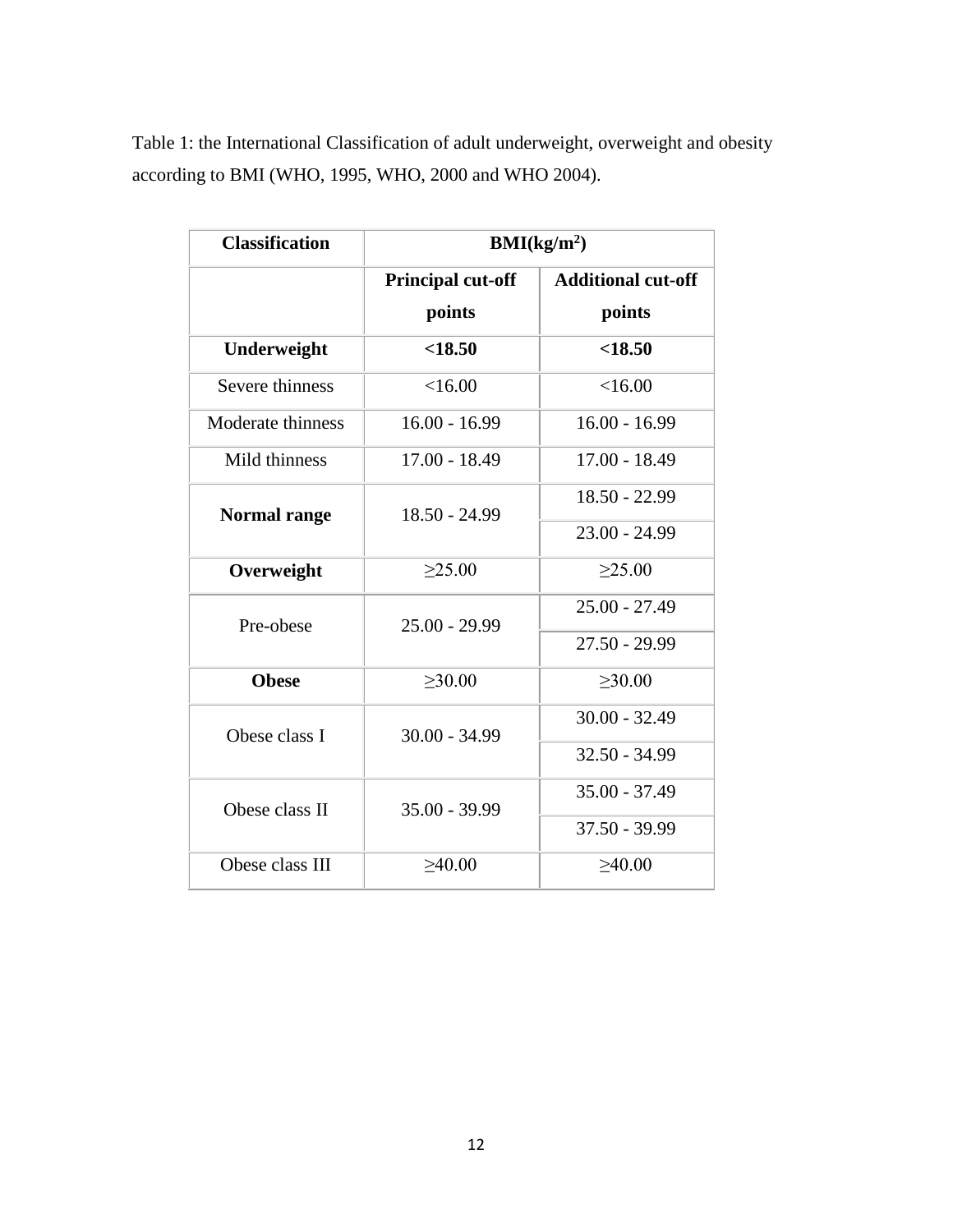Table 1: the International Classification of adult underweight, overweight and obesity according to BMI (WHO, 1995, WHO, 2000 and WHO 2004).

| **Classification** | **BMI($kg/m^2$)** | |
|---|---|---|
| | **Principal cut-off points** | **Additional cut-off points** |
| **Underweight** | **<18.50** | **<18.50** |
| Severe thinness | <16.00 | <16.00 |
| Moderate thinness | 16.00 - 16.99 | 16.00 - 16.99 |
| Mild thinness | 17.00 - 18.49 | 17.00 - 18.49 |
| **Normal range** | 18.50 - 24.99 | 18.50 - 22.99 |
| | | 23.00 - 24.99 |
| **Overweight** | ≥25.00 | ≥25.00 |
| Pre-obese | 25.00 - 29.99 | 25.00 - 27.49 |
| | | 27.50 - 29.99 |
| **Obese** | ≥30.00 | ≥30.00 |
| Obese class I | 30.00 - 34.99 | 30.00 - 32.49 |
| | | 32.50 - 34.99 |
| Obese class II | 35.00 - 39.99 | 35.00 - 37.49 |
| | | 37.50 - 39.99 |
| Obese class III | ≥40.00 | ≥40.00 |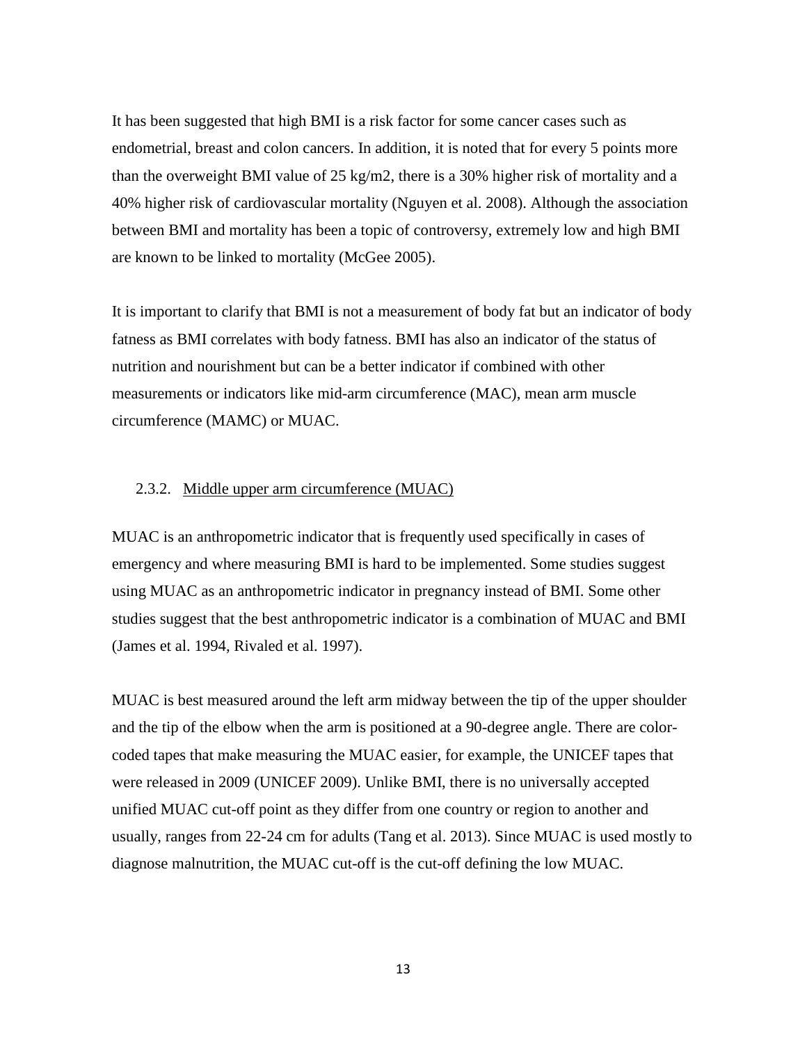It has been suggested that high BMI is a risk factor for some cancer cases such as endometrial, breast and colon cancers. In addition, it is noted that for every 5 points more than the overweight BMI value of 25 kg/m2, there is a 30% higher risk of mortality and a 40% higher risk of cardiovascular mortality (Nguyen et al. 2008). Although the association between BMI and mortality has been a topic of controversy, extremely low and high BMI are known to be linked to mortality (McGee 2005).

It is important to clarify that BMI is not a measurement of body fat but an indicator of body fatness as BMI correlates with body fatness. BMI has also an indicator of the status of nutrition and nourishment but can be a better indicator if combined with other measurements or indicators like mid-arm circumference (MAC), mean arm muscle circumference (MAMC) or MUAC.

### 2.3.2. Middle upper arm circumference (MUAC)

MUAC is an anthropometric indicator that is frequently used specifically in cases of emergency and where measuring BMI is hard to be implemented. Some studies suggest using MUAC as an anthropometric indicator in pregnancy instead of BMI. Some other studies suggest that the best anthropometric indicator is a combination of MUAC and BMI (James et al. 1994, Rivaled et al. 1997).

MUAC is best measured around the left arm midway between the tip of the upper shoulder and the tip of the elbow when the arm is positioned at a 90-degree angle. There are color-coded tapes that make measuring the MUAC easier, for example, the UNICEF tapes that were released in 2009 (UNICEF 2009). Unlike BMI, there is no universally accepted unified MUAC cut-off point as they differ from one country or region to another and usually, ranges from 22-24 cm for adults (Tang et al. 2013). Since MUAC is used mostly to diagnose malnutrition, the MUAC cut-off is the cut-off defining the low MUAC.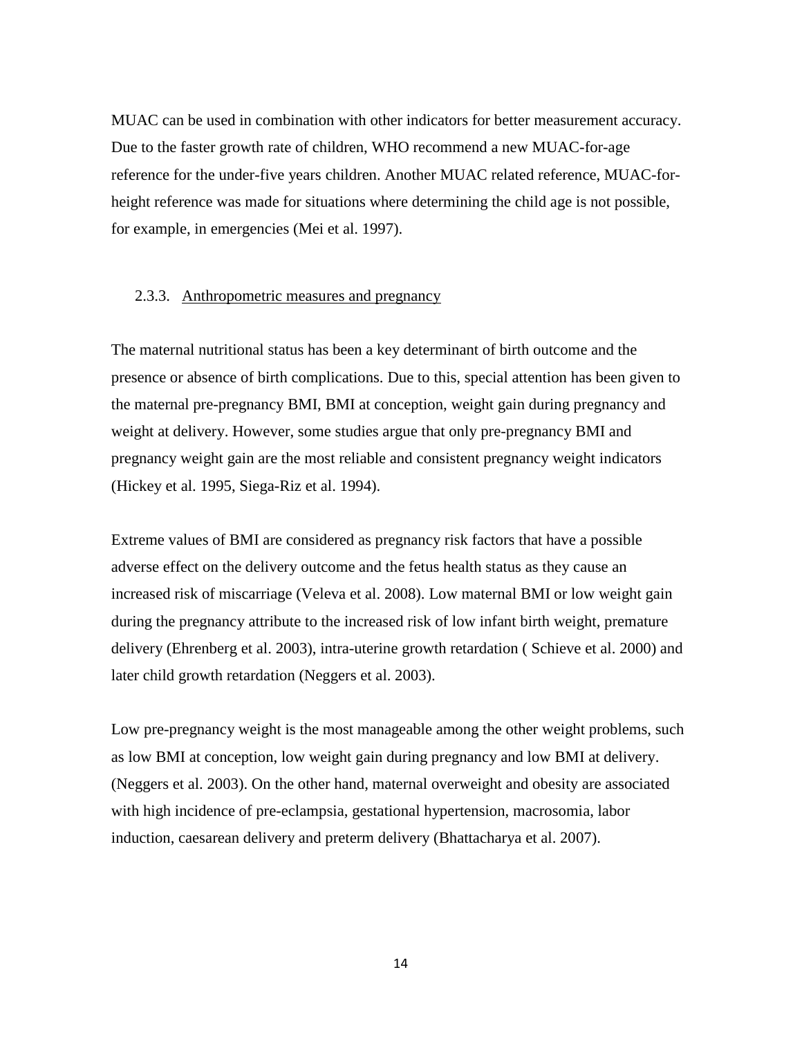MUAC can be used in combination with other indicators for better measurement accuracy. Due to the faster growth rate of children, WHO recommend a new MUAC-for-age reference for the under-five years children. Another MUAC related reference, MUAC-for-height reference was made for situations where determining the child age is not possible, for example, in emergencies (Mei et al. 1997).

### 2.3.3. Anthropometric measures and pregnancy

The maternal nutritional status has been a key determinant of birth outcome and the presence or absence of birth complications. Due to this, special attention has been given to the maternal pre-pregnancy BMI, BMI at conception, weight gain during pregnancy and weight at delivery. However, some studies argue that only pre-pregnancy BMI and pregnancy weight gain are the most reliable and consistent pregnancy weight indicators (Hickey et al. 1995, Siega-Riz et al. 1994).

Extreme values of BMI are considered as pregnancy risk factors that have a possible adverse effect on the delivery outcome and the fetus health status as they cause an increased risk of miscarriage (Veleva et al. 2008). Low maternal BMI or low weight gain during the pregnancy attribute to the increased risk of low infant birth weight, premature delivery (Ehrenberg et al. 2003), intra-uterine growth retardation ( Schieve et al. 2000) and later child growth retardation (Neggers et al. 2003).

Low pre-pregnancy weight is the most manageable among the other weight problems, such as low BMI at conception, low weight gain during pregnancy and low BMI at delivery. (Neggers et al. 2003). On the other hand, maternal overweight and obesity are associated with high incidence of pre-eclampsia, gestational hypertension, macrosomia, labor induction, caesarean delivery and preterm delivery (Bhattacharya et al. 2007).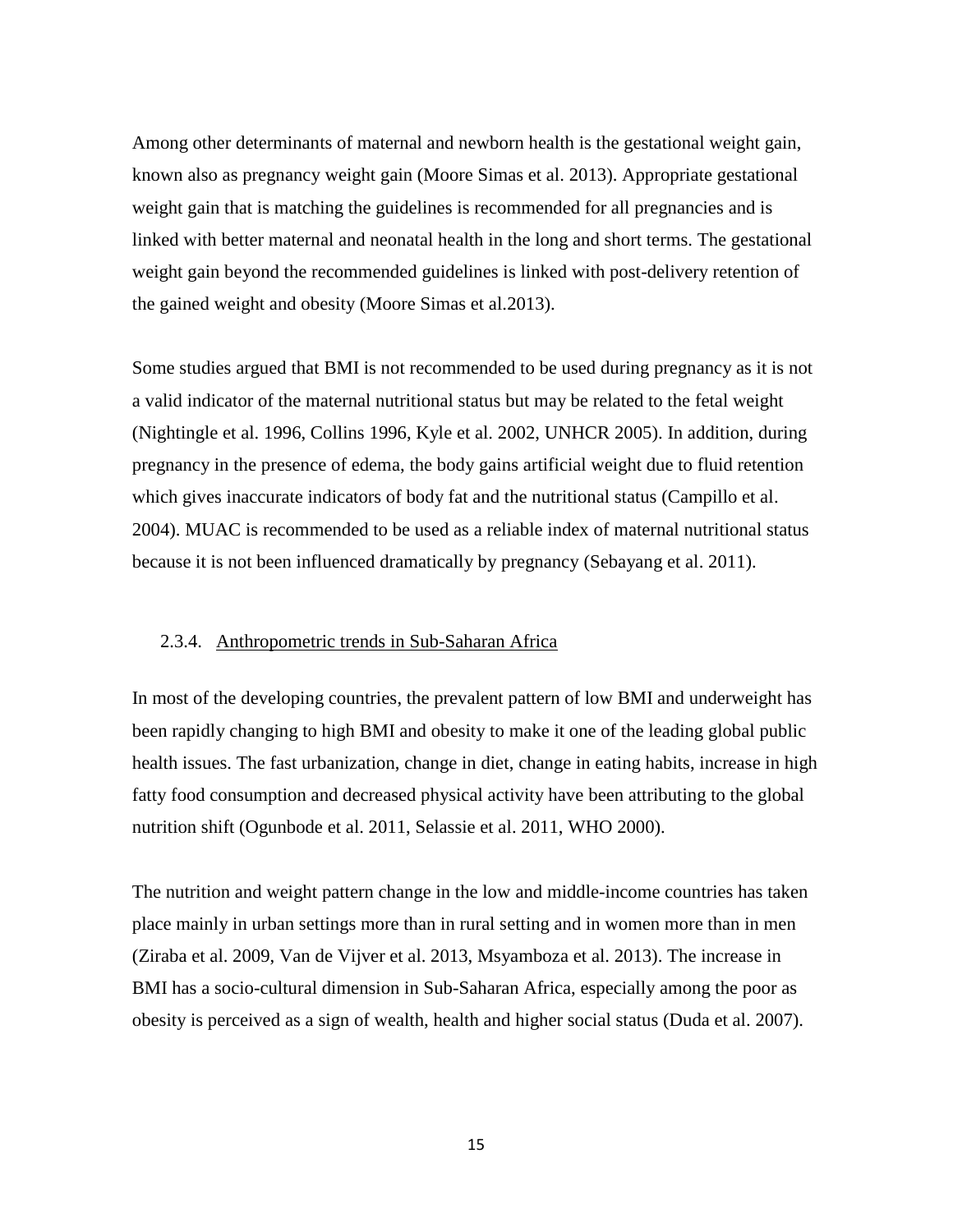Among other determinants of maternal and newborn health is the gestational weight gain, known also as pregnancy weight gain (Moore Simas et al. 2013). Appropriate gestational weight gain that is matching the guidelines is recommended for all pregnancies and is linked with better maternal and neonatal health in the long and short terms. The gestational weight gain beyond the recommended guidelines is linked with post-delivery retention of the gained weight and obesity (Moore Simas et al.2013).

Some studies argued that BMI is not recommended to be used during pregnancy as it is not a valid indicator of the maternal nutritional status but may be related to the fetal weight (Nightingle et al. 1996, Collins 1996, Kyle et al. 2002, UNHCR 2005). In addition, during pregnancy in the presence of edema, the body gains artificial weight due to fluid retention which gives inaccurate indicators of body fat and the nutritional status (Campillo et al. 2004). MUAC is recommended to be used as a reliable index of maternal nutritional status because it is not been influenced dramatically by pregnancy (Sebayang et al. 2011).

### 2.3.4. Anthropometric trends in Sub-Saharan Africa

In most of the developing countries, the prevalent pattern of low BMI and underweight has been rapidly changing to high BMI and obesity to make it one of the leading global public health issues. The fast urbanization, change in diet, change in eating habits, increase in high fatty food consumption and decreased physical activity have been attributing to the global nutrition shift (Ogunbode et al. 2011, Selassie et al. 2011, WHO 2000).

The nutrition and weight pattern change in the low and middle-income countries has taken place mainly in urban settings more than in rural setting and in women more than in men (Ziraba et al. 2009, Van de Vijver et al. 2013, Msyamboza et al. 2013). The increase in BMI has a socio-cultural dimension in Sub-Saharan Africa, especially among the poor as obesity is perceived as a sign of wealth, health and higher social status (Duda et al. 2007).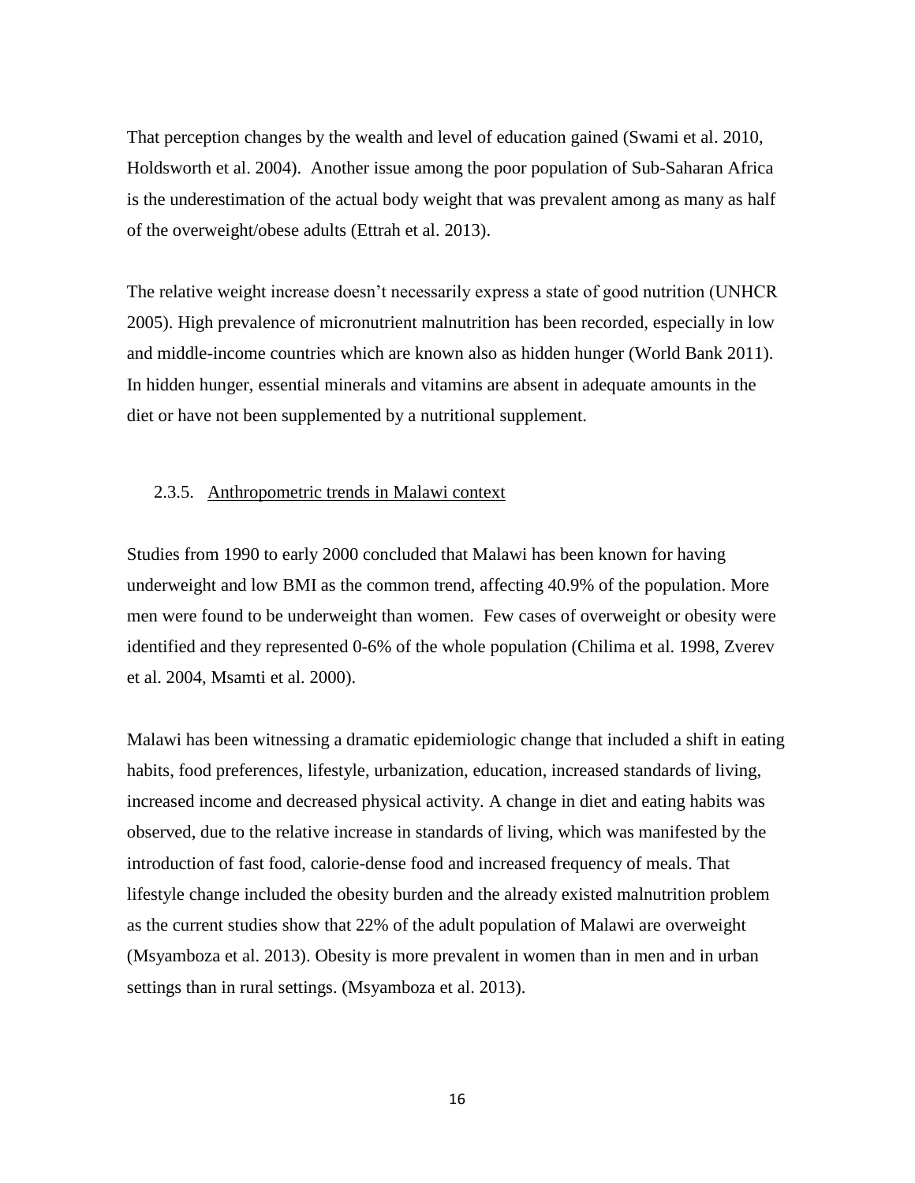That perception changes by the wealth and level of education gained (Swami et al. 2010, Holdsworth et al. 2004). Another issue among the poor population of Sub-Saharan Africa is the underestimation of the actual body weight that was prevalent among as many as half of the overweight/obese adults (Ettrah et al. 2013).

The relative weight increase doesn't necessarily express a state of good nutrition (UNHCR 2005). High prevalence of micronutrient malnutrition has been recorded, especially in low and middle-income countries which are known also as hidden hunger (World Bank 2011). In hidden hunger, essential minerals and vitamins are absent in adequate amounts in the diet or have not been supplemented by a nutritional supplement.

### 2.3.5. Anthropometric trends in Malawi context

Studies from 1990 to early 2000 concluded that Malawi has been known for having underweight and low BMI as the common trend, affecting 40.9% of the population. More men were found to be underweight than women. Few cases of overweight or obesity were identified and they represented 0-6% of the whole population (Chilima et al. 1998, Zverev et al. 2004, Msamti et al. 2000).

Malawi has been witnessing a dramatic epidemiologic change that included a shift in eating habits, food preferences, lifestyle, urbanization, education, increased standards of living, increased income and decreased physical activity. A change in diet and eating habits was observed, due to the relative increase in standards of living, which was manifested by the introduction of fast food, calorie-dense food and increased frequency of meals. That lifestyle change included the obesity burden and the already existed malnutrition problem as the current studies show that 22% of the adult population of Malawi are overweight (Msyamboza et al. 2013). Obesity is more prevalent in women than in men and in urban settings than in rural settings. (Msyamboza et al. 2013).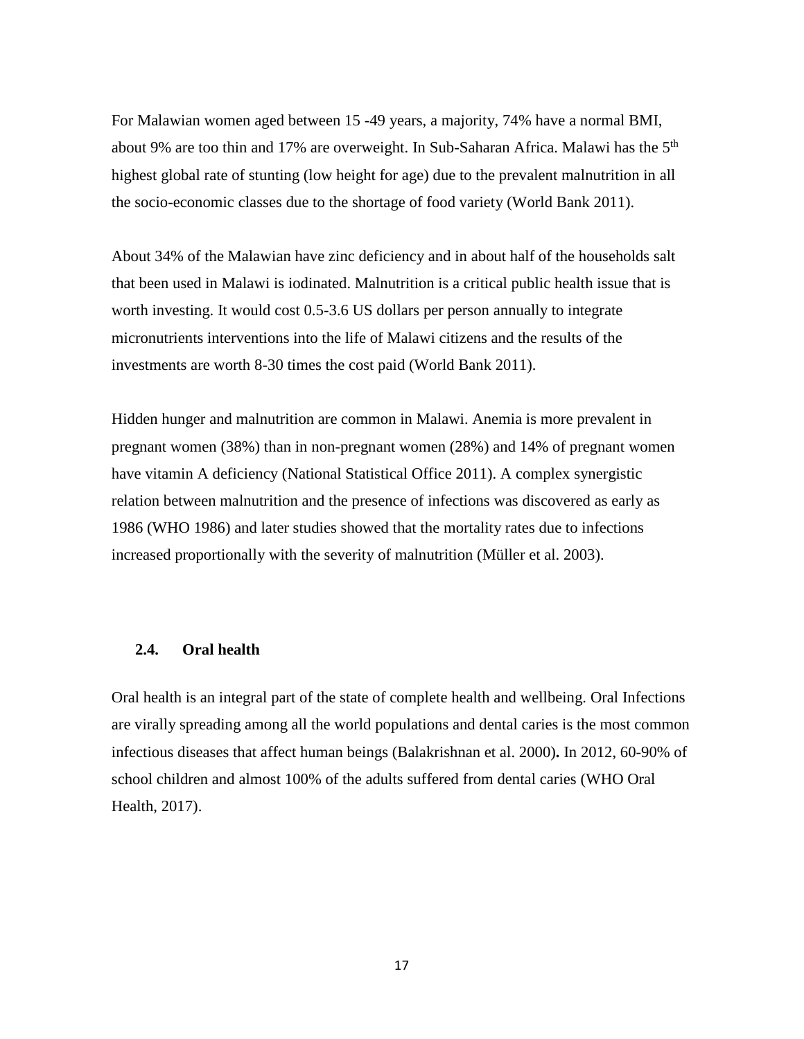For Malawian women aged between 15 -49 years, a majority, 74% have a normal BMI, about 9% are too thin and 17% are overweight. In Sub-Saharan Africa. Malawi has the 5$^{th}$ highest global rate of stunting (low height for age) due to the prevalent malnutrition in all the socio-economic classes due to the shortage of food variety (World Bank 2011).

About 34% of the Malawian have zinc deficiency and in about half of the households salt that been used in Malawi is iodinated. Malnutrition is a critical public health issue that is worth investing. It would cost 0.5-3.6 US dollars per person annually to integrate micronutrients interventions into the life of Malawi citizens and the results of the investments are worth 8-30 times the cost paid (World Bank 2011).

Hidden hunger and malnutrition are common in Malawi. Anemia is more prevalent in pregnant women (38%) than in non-pregnant women (28%) and 14% of pregnant women have vitamin A deficiency (National Statistical Office 2011). A complex synergistic relation between malnutrition and the presence of infections was discovered as early as 1986 (WHO 1986) and later studies showed that the mortality rates due to infections increased proportionally with the severity of malnutrition (Müller et al. 2003).

### 2.4. Oral health

Oral health is an integral part of the state of complete health and wellbeing. Oral Infections are virally spreading among all the world populations and dental caries is the most common infectious diseases that affect human beings (Balakrishnan et al. 2000). In 2012, 60-90% of school children and almost 100% of the adults suffered from dental caries (WHO Oral Health, 2017).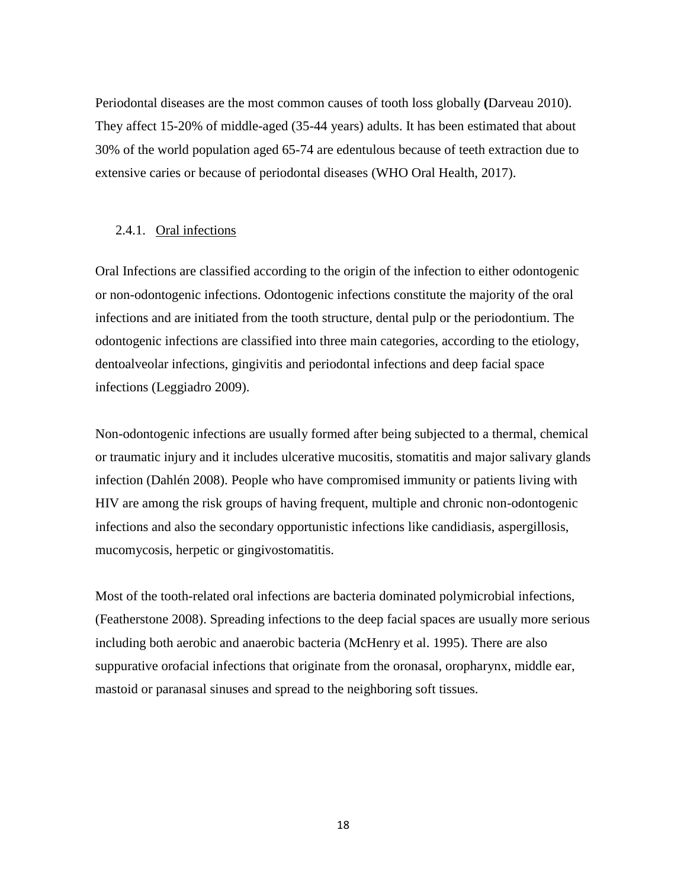Periodontal diseases are the most common causes of tooth loss globally **(**Darveau 2010). They affect 15-20% of middle-aged (35-44 years) adults. It has been estimated that about 30% of the world population aged 65-74 are edentulous because of teeth extraction due to extensive caries or because of periodontal diseases (WHO Oral Health, 2017).

### 2.4.1. Oral infections

Oral Infections are classified according to the origin of the infection to either odontogenic or non-odontogenic infections. Odontogenic infections constitute the majority of the oral infections and are initiated from the tooth structure, dental pulp or the periodontium. The odontogenic infections are classified into three main categories, according to the etiology, dentoalveolar infections, gingivitis and periodontal infections and deep facial space infections (Leggiadro 2009).

Non-odontogenic infections are usually formed after being subjected to a thermal, chemical or traumatic injury and it includes ulcerative mucositis, stomatitis and major salivary glands infection (Dahlén 2008). People who have compromised immunity or patients living with HIV are among the risk groups of having frequent, multiple and chronic non-odontogenic infections and also the secondary opportunistic infections like candidiasis, aspergillosis, mucomycosis, herpetic or gingivostomatitis.

Most of the tooth-related oral infections are bacteria dominated polymicrobial infections, (Featherstone 2008). Spreading infections to the deep facial spaces are usually more serious including both aerobic and anaerobic bacteria (McHenry et al. 1995). There are also suppurative orofacial infections that originate from the oronasal, oropharynx, middle ear, mastoid or paranasal sinuses and spread to the neighboring soft tissues.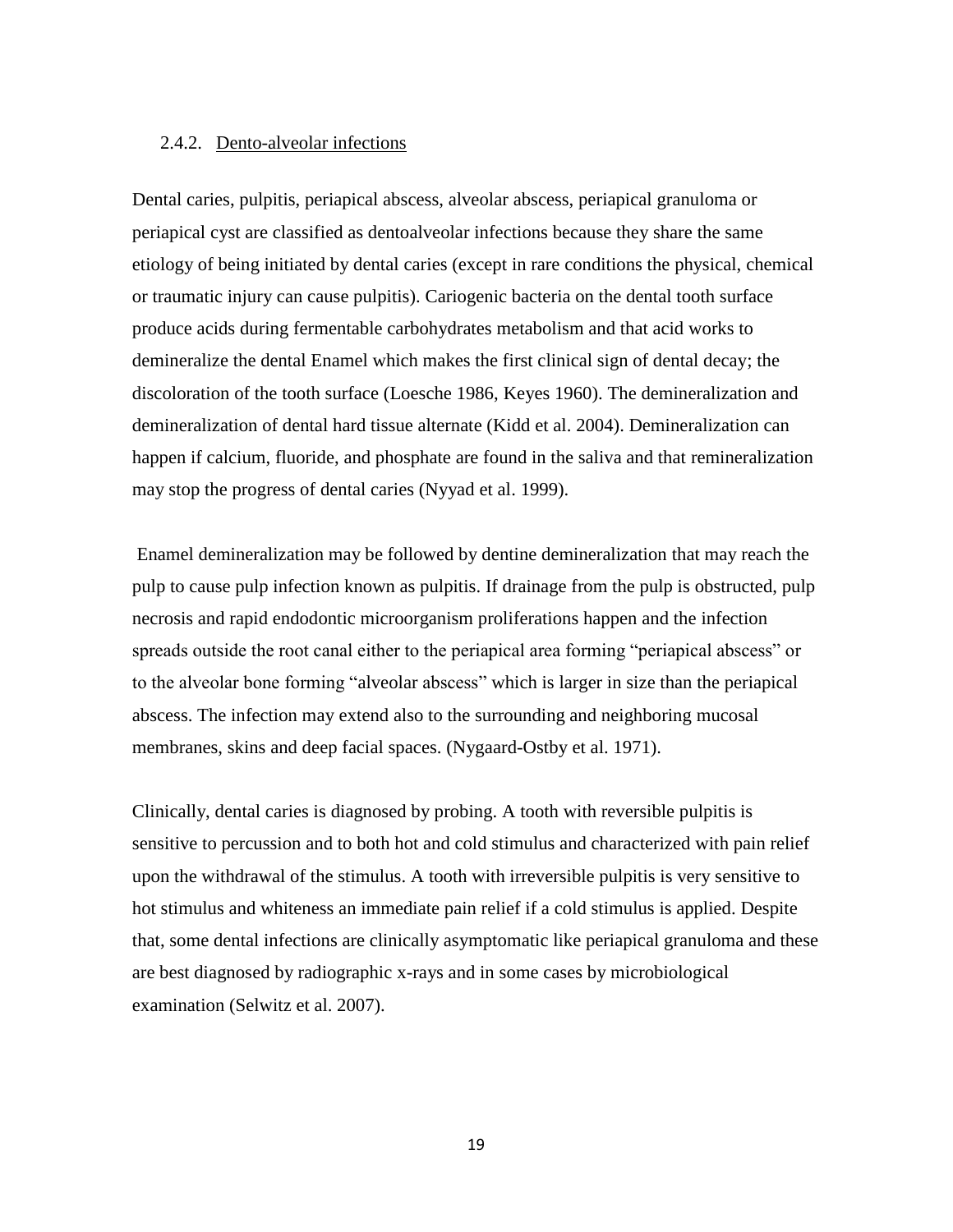### 2.4.2. <u>Dento-alveolar infections</u>

Dental caries, pulpitis, periapical abscess, alveolar abscess, periapical granuloma or periapical cyst are classified as dentoalveolar infections because they share the same etiology of being initiated by dental caries (except in rare conditions the physical, chemical or traumatic injury can cause pulpitis). Cariogenic bacteria on the dental tooth surface produce acids during fermentable carbohydrates metabolism and that acid works to demineralize the dental Enamel which makes the first clinical sign of dental decay; the discoloration of the tooth surface (Loesche 1986, Keyes 1960). The demineralization and demineralization of dental hard tissue alternate (Kidd et al. 2004). Demineralization can happen if calcium, fluoride, and phosphate are found in the saliva and that remineralization may stop the progress of dental caries (Nyyad et al. 1999).

Enamel demineralization may be followed by dentine demineralization that may reach the pulp to cause pulp infection known as pulpitis. If drainage from the pulp is obstructed, pulp necrosis and rapid endodontic microorganism proliferations happen and the infection spreads outside the root canal either to the periapical area forming "periapical abscess" or to the alveolar bone forming "alveolar abscess" which is larger in size than the periapical abscess. The infection may extend also to the surrounding and neighboring mucosal membranes, skins and deep facial spaces. (Nygaard-Ostby et al. 1971).

Clinically, dental caries is diagnosed by probing. A tooth with reversible pulpitis is sensitive to percussion and to both hot and cold stimulus and characterized with pain relief upon the withdrawal of the stimulus. A tooth with irreversible pulpitis is very sensitive to hot stimulus and whiteness an immediate pain relief if a cold stimulus is applied. Despite that, some dental infections are clinically asymptomatic like periapical granuloma and these are best diagnosed by radiographic x-rays and in some cases by microbiological examination (Selwitz et al. 2007).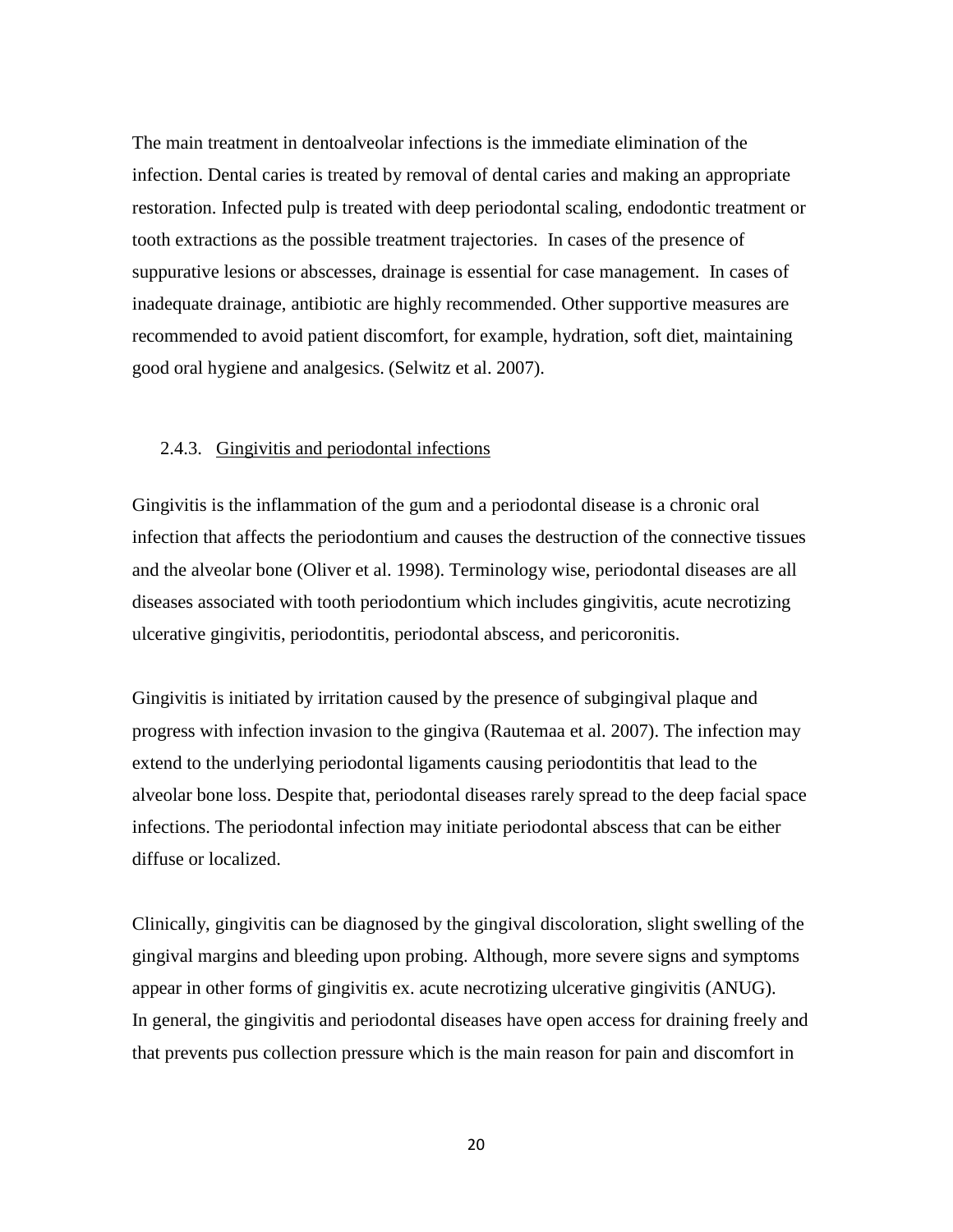The main treatment in dentoalveolar infections is the immediate elimination of the infection. Dental caries is treated by removal of dental caries and making an appropriate restoration. Infected pulp is treated with deep periodontal scaling, endodontic treatment or tooth extractions as the possible treatment trajectories. In cases of the presence of suppurative lesions or abscesses, drainage is essential for case management. In cases of inadequate drainage, antibiotic are highly recommended. Other supportive measures are recommended to avoid patient discomfort, for example, hydration, soft diet, maintaining good oral hygiene and analgesics. (Selwitz et al. 2007).

### 2.4.3. Gingivitis and periodontal infections

Gingivitis is the inflammation of the gum and a periodontal disease is a chronic oral infection that affects the periodontium and causes the destruction of the connective tissues and the alveolar bone (Oliver et al. 1998). Terminology wise, periodontal diseases are all diseases associated with tooth periodontium which includes gingivitis, acute necrotizing ulcerative gingivitis, periodontitis, periodontal abscess, and pericoronitis.

Gingivitis is initiated by irritation caused by the presence of subgingival plaque and progress with infection invasion to the gingiva (Rautemaa et al. 2007). The infection may extend to the underlying periodontal ligaments causing periodontitis that lead to the alveolar bone loss. Despite that, periodontal diseases rarely spread to the deep facial space infections. The periodontal infection may initiate periodontal abscess that can be either diffuse or localized.

Clinically, gingivitis can be diagnosed by the gingival discoloration, slight swelling of the gingival margins and bleeding upon probing. Although, more severe signs and symptoms appear in other forms of gingivitis ex. acute necrotizing ulcerative gingivitis (ANUG). In general, the gingivitis and periodontal diseases have open access for draining freely and that prevents pus collection pressure which is the main reason for pain and discomfort in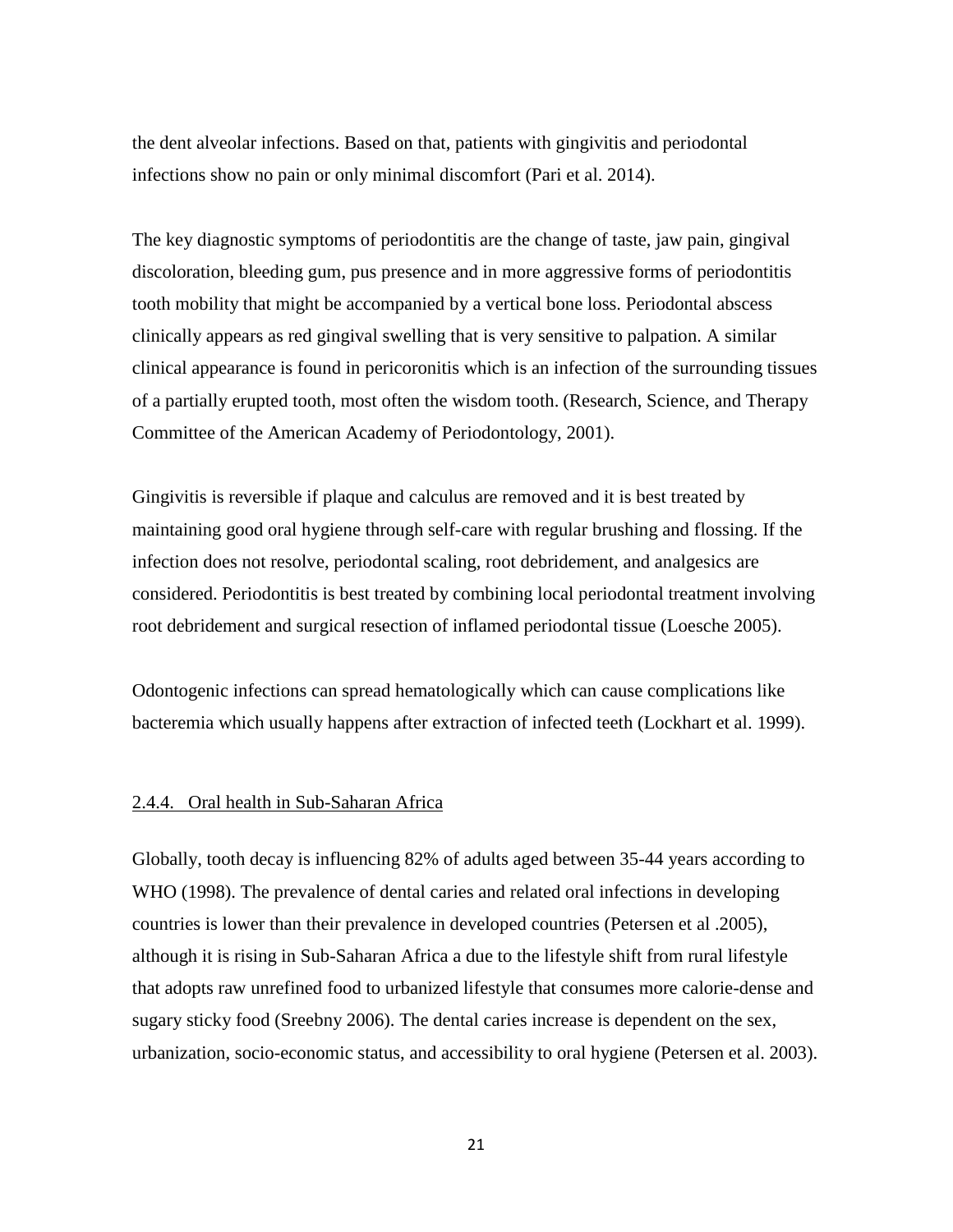the dent alveolar infections. Based on that, patients with gingivitis and periodontal infections show no pain or only minimal discomfort (Pari et al. 2014).

The key diagnostic symptoms of periodontitis are the change of taste, jaw pain, gingival discoloration, bleeding gum, pus presence and in more aggressive forms of periodontitis tooth mobility that might be accompanied by a vertical bone loss. Periodontal abscess clinically appears as red gingival swelling that is very sensitive to palpation. A similar clinical appearance is found in pericoronitis which is an infection of the surrounding tissues of a partially erupted tooth, most often the wisdom tooth. (Research, Science, and Therapy Committee of the American Academy of Periodontology, 2001).

Gingivitis is reversible if plaque and calculus are removed and it is best treated by maintaining good oral hygiene through self-care with regular brushing and flossing. If the infection does not resolve, periodontal scaling, root debridement, and analgesics are considered. Periodontitis is best treated by combining local periodontal treatment involving root debridement and surgical resection of inflamed periodontal tissue (Loesche 2005).

Odontogenic infections can spread hematologically which can cause complications like bacteremia which usually happens after extraction of infected teeth (Lockhart et al. 1999).

#### 2.4.4. Oral health in Sub-Saharan Africa

Globally, tooth decay is influencing 82% of adults aged between 35-44 years according to WHO (1998). The prevalence of dental caries and related oral infections in developing countries is lower than their prevalence in developed countries (Petersen et al .2005), although it is rising in Sub-Saharan Africa a due to the lifestyle shift from rural lifestyle that adopts raw unrefined food to urbanized lifestyle that consumes more calorie-dense and sugary sticky food (Sreebny 2006). The dental caries increase is dependent on the sex, urbanization, socio-economic status, and accessibility to oral hygiene (Petersen et al. 2003).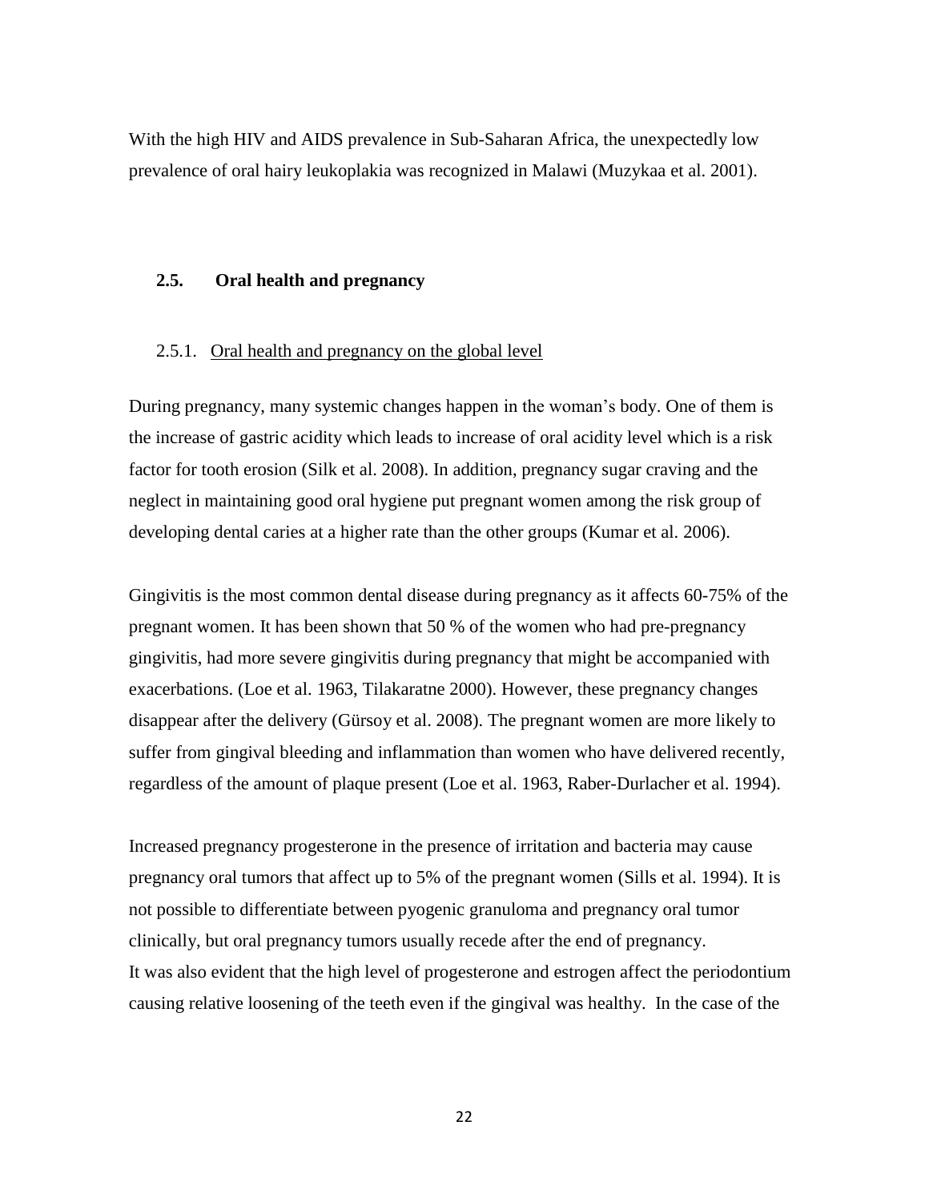With the high HIV and AIDS prevalence in Sub-Saharan Africa, the unexpectedly low prevalence of oral hairy leukoplakia was recognized in Malawi (Muzykaa et al. 2001).

## 2.5. Oral health and pregnancy

### 2.5.1. Oral health and pregnancy on the global level

During pregnancy, many systemic changes happen in the woman's body. One of them is the increase of gastric acidity which leads to increase of oral acidity level which is a risk factor for tooth erosion (Silk et al. 2008). In addition, pregnancy sugar craving and the neglect in maintaining good oral hygiene put pregnant women among the risk group of developing dental caries at a higher rate than the other groups (Kumar et al. 2006).

Gingivitis is the most common dental disease during pregnancy as it affects 60-75% of the pregnant women. It has been shown that 50 % of the women who had pre-pregnancy gingivitis, had more severe gingivitis during pregnancy that might be accompanied with exacerbations. (Loe et al. 1963, Tilakaratne 2000). However, these pregnancy changes disappear after the delivery (Gürsoy et al. 2008). The pregnant women are more likely to suffer from gingival bleeding and inflammation than women who have delivered recently, regardless of the amount of plaque present (Loe et al. 1963, Raber-Durlacher et al. 1994).

Increased pregnancy progesterone in the presence of irritation and bacteria may cause pregnancy oral tumors that affect up to 5% of the pregnant women (Sills et al. 1994). It is not possible to differentiate between pyogenic granuloma and pregnancy oral tumor clinically, but oral pregnancy tumors usually recede after the end of pregnancy.
It was also evident that the high level of progesterone and estrogen affect the periodontium causing relative loosening of the teeth even if the gingival was healthy. In the case of the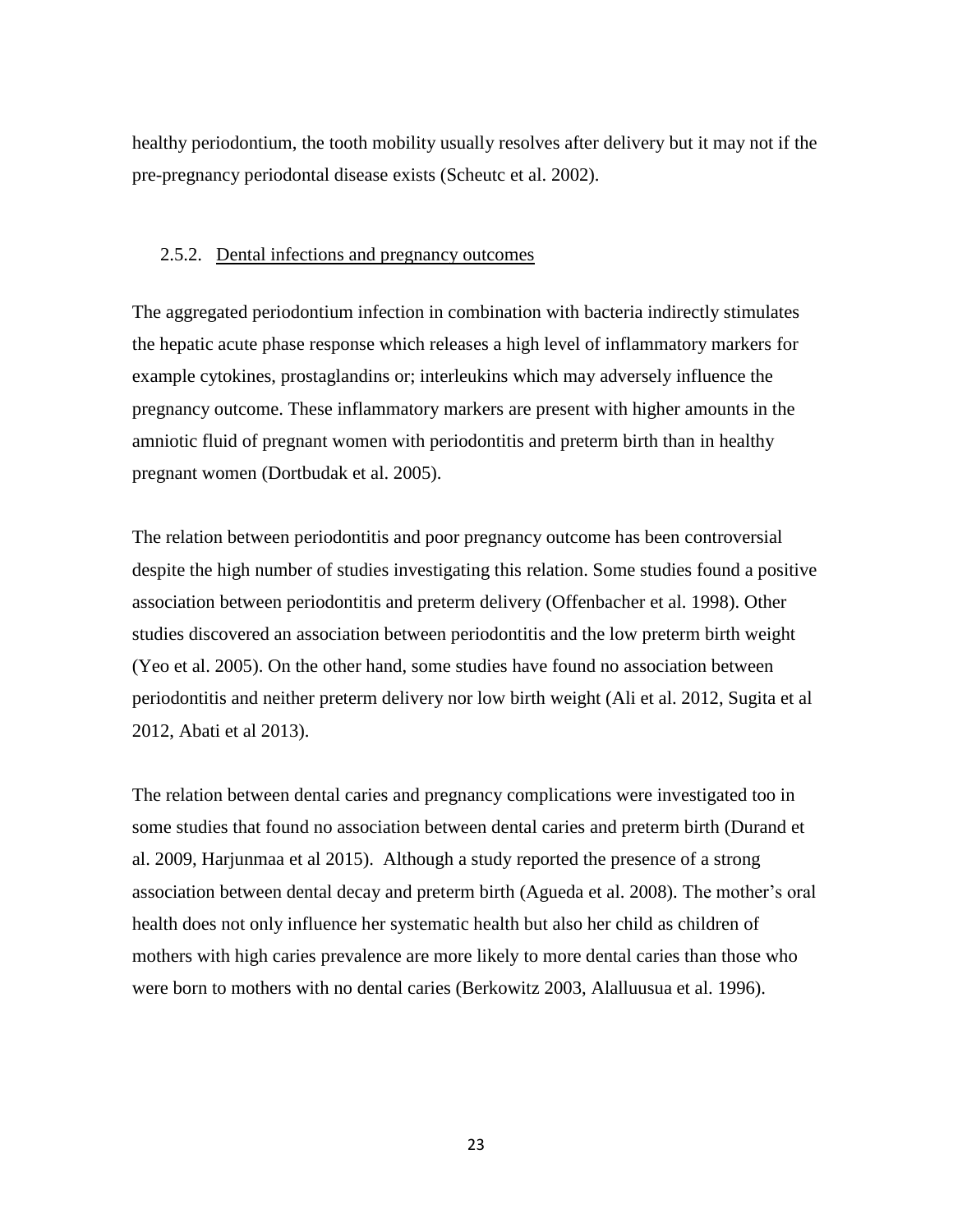healthy periodontium, the tooth mobility usually resolves after delivery but it may not if the pre-pregnancy periodontal disease exists (Scheutc et al. 2002).

### 2.5.2. Dental infections and pregnancy outcomes

The aggregated periodontium infection in combination with bacteria indirectly stimulates the hepatic acute phase response which releases a high level of inflammatory markers for example cytokines, prostaglandins or; interleukins which may adversely influence the pregnancy outcome. These inflammatory markers are present with higher amounts in the amniotic fluid of pregnant women with periodontitis and preterm birth than in healthy pregnant women (Dortbudak et al. 2005).

The relation between periodontitis and poor pregnancy outcome has been controversial despite the high number of studies investigating this relation. Some studies found a positive association between periodontitis and preterm delivery (Offenbacher et al. 1998). Other studies discovered an association between periodontitis and the low preterm birth weight (Yeo et al. 2005). On the other hand, some studies have found no association between periodontitis and neither preterm delivery nor low birth weight (Ali et al. 2012, Sugita et al 2012, Abati et al 2013).

The relation between dental caries and pregnancy complications were investigated too in some studies that found no association between dental caries and preterm birth (Durand et al. 2009, Harjunmaa et al 2015). Although a study reported the presence of a strong association between dental decay and preterm birth (Agueda et al. 2008). The mother's oral health does not only influence her systematic health but also her child as children of mothers with high caries prevalence are more likely to more dental caries than those who were born to mothers with no dental caries (Berkowitz 2003, Alaluusua et al. 1996).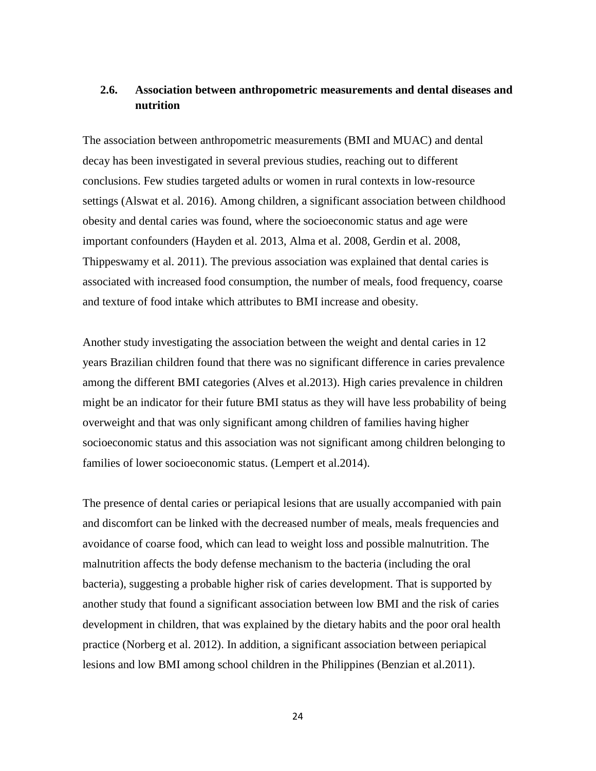## 2.6. Association between anthropometric measurements and dental diseases and nutrition

The association between anthropometric measurements (BMI and MUAC) and dental decay has been investigated in several previous studies, reaching out to different conclusions. Few studies targeted adults or women in rural contexts in low-resource settings (Alswat et al. 2016). Among children, a significant association between childhood obesity and dental caries was found, where the socioeconomic status and age were important confounders (Hayden et al. 2013, Alma et al. 2008, Gerdin et al. 2008, Thippeswamy et al. 2011). The previous association was explained that dental caries is associated with increased food consumption, the number of meals, food frequency, coarse and texture of food intake which attributes to BMI increase and obesity.

Another study investigating the association between the weight and dental caries in 12 years Brazilian children found that there was no significant difference in caries prevalence among the different BMI categories (Alves et al.2013). High caries prevalence in children might be an indicator for their future BMI status as they will have less probability of being overweight and that was only significant among children of families having higher socioeconomic status and this association was not significant among children belonging to families of lower socioeconomic status. (Lempert et al.2014).

The presence of dental caries or periapical lesions that are usually accompanied with pain and discomfort can be linked with the decreased number of meals, meals frequencies and avoidance of coarse food, which can lead to weight loss and possible malnutrition. The malnutrition affects the body defense mechanism to the bacteria (including the oral bacteria), suggesting a probable higher risk of caries development. That is supported by another study that found a significant association between low BMI and the risk of caries development in children, that was explained by the dietary habits and the poor oral health practice (Norberg et al. 2012). In addition, a significant association between periapical lesions and low BMI among school children in the Philippines (Benzian et al.2011).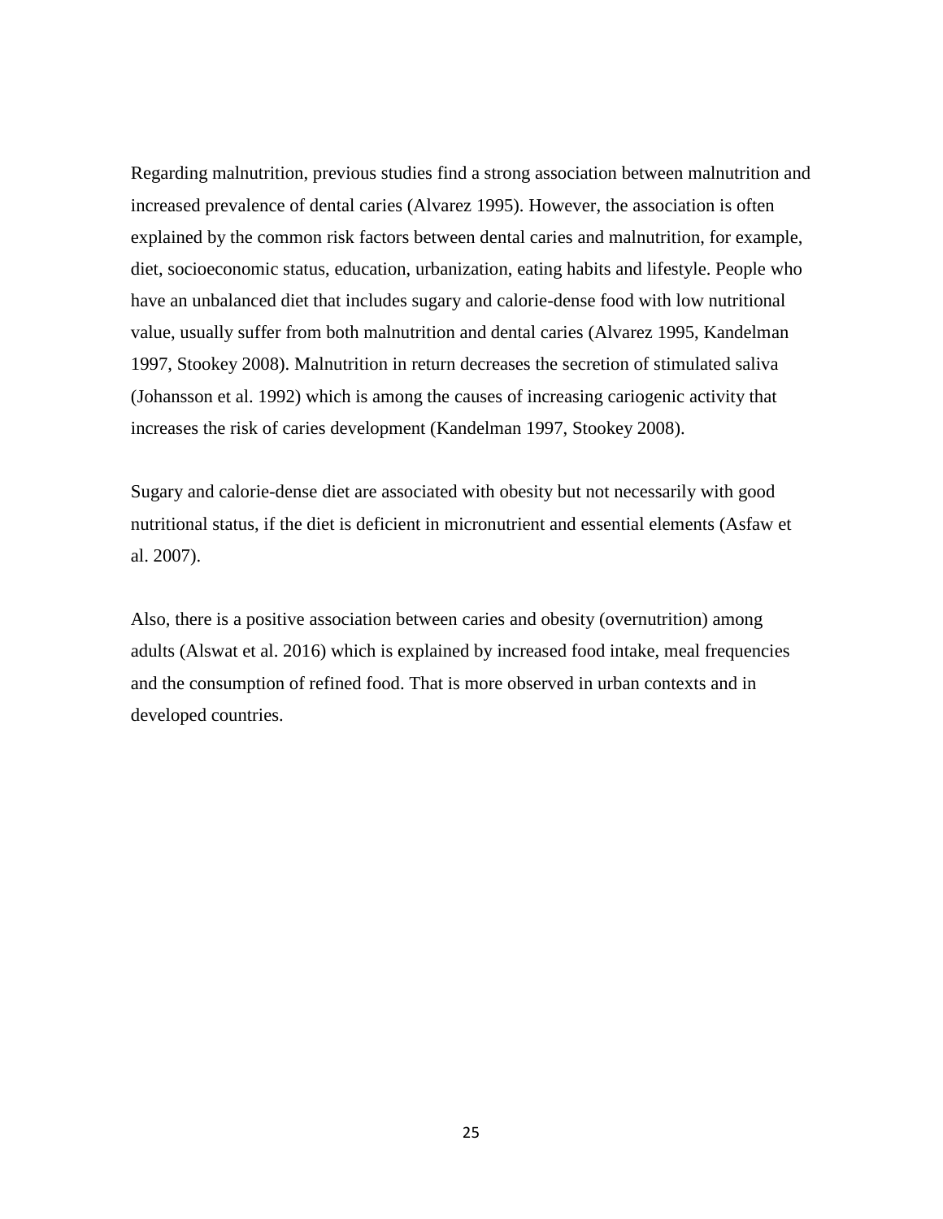Regarding malnutrition, previous studies find a strong association between malnutrition and increased prevalence of dental caries (Alvarez 1995). However, the association is often explained by the common risk factors between dental caries and malnutrition, for example, diet, socioeconomic status, education, urbanization, eating habits and lifestyle. People who have an unbalanced diet that includes sugary and calorie-dense food with low nutritional value, usually suffer from both malnutrition and dental caries (Alvarez 1995, Kandelman 1997, Stookey 2008). Malnutrition in return decreases the secretion of stimulated saliva (Johansson et al. 1992) which is among the causes of increasing cariogenic activity that increases the risk of caries development (Kandelman 1997, Stookey 2008).

Sugary and calorie-dense diet are associated with obesity but not necessarily with good nutritional status, if the diet is deficient in micronutrient and essential elements (Asfaw et al. 2007).

Also, there is a positive association between caries and obesity (overnutrition) among adults (Alswat et al. 2016) which is explained by increased food intake, meal frequencies and the consumption of refined food. That is more observed in urban contexts and in developed countries.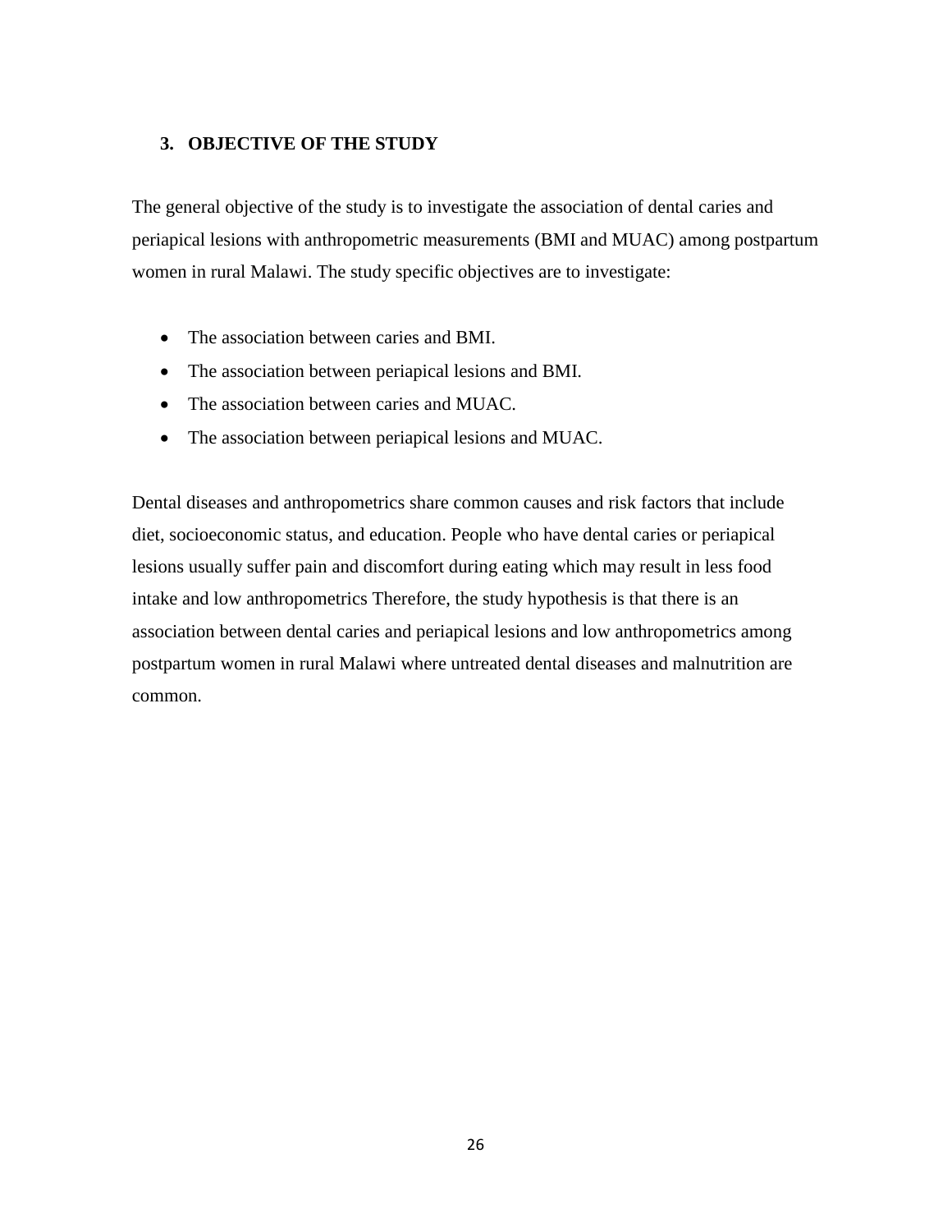## 3. OBJECTIVE OF THE STUDY

The general objective of the study is to investigate the association of dental caries and periapical lesions with anthropometric measurements (BMI and MUAC) among postpartum women in rural Malawi. The study specific objectives are to investigate:

- The association between caries and BMI.
- The association between periapical lesions and BMI.
- The association between caries and MUAC.
- The association between periapical lesions and MUAC.

Dental diseases and anthropometrics share common causes and risk factors that include diet, socioeconomic status, and education. People who have dental caries or periapical lesions usually suffer pain and discomfort during eating which may result in less food intake and low anthropometrics Therefore, the study hypothesis is that there is an association between dental caries and periapical lesions and low anthropometrics among postpartum women in rural Malawi where untreated dental diseases and malnutrition are common.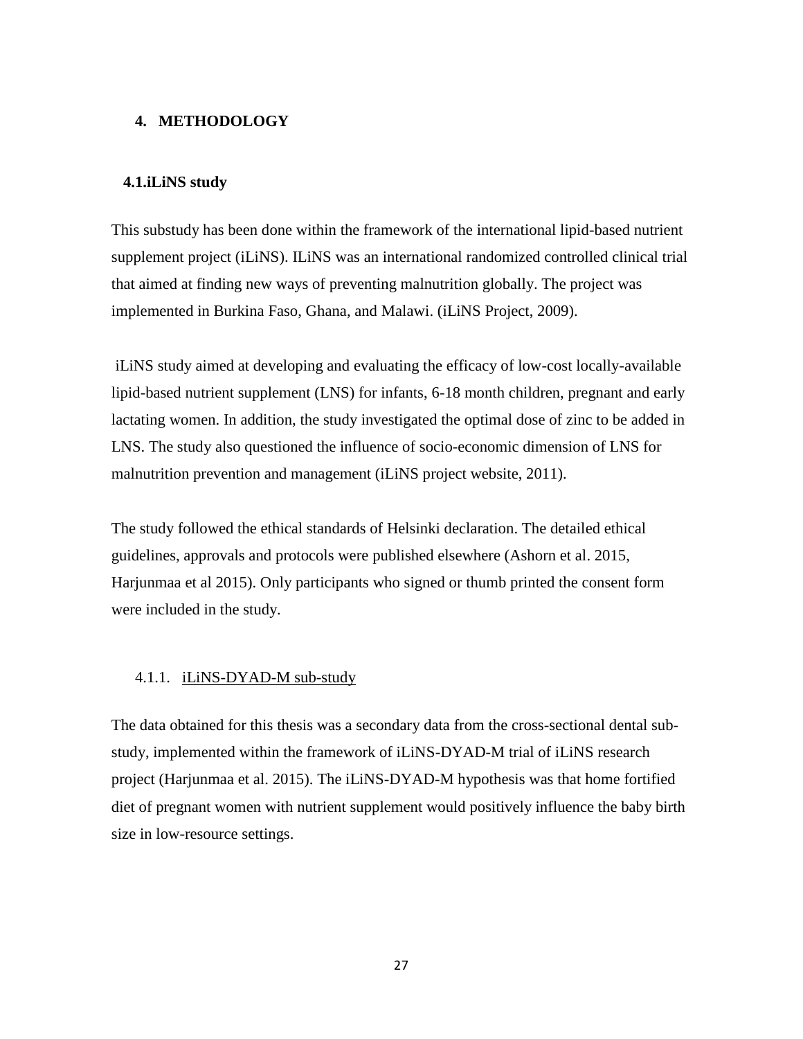# 4. METHODOLOGY

## 4.1. iLiNS study

This substudy has been done within the framework of the international lipid-based nutrient supplement project (iLiNS). ILiNS was an international randomized controlled clinical trial that aimed at finding new ways of preventing malnutrition globally. The project was implemented in Burkina Faso, Ghana, and Malawi. (iLiNS Project, 2009).

iLiNS study aimed at developing and evaluating the efficacy of low-cost locally-available lipid-based nutrient supplement (LNS) for infants, 6-18 month children, pregnant and early lactating women. In addition, the study investigated the optimal dose of zinc to be added in LNS. The study also questioned the influence of socio-economic dimension of LNS for malnutrition prevention and management (iLiNS project website, 2011).

The study followed the ethical standards of Helsinki declaration. The detailed ethical guidelines, approvals and protocols were published elsewhere (Ashorn et al. 2015, Harjunmaa et al 2015). Only participants who signed or thumb printed the consent form were included in the study.

### 4.1.1. iLiNS-DYAD-M sub-study

The data obtained for this thesis was a secondary data from the cross-sectional dental sub-study, implemented within the framework of iLiNS-DYAD-M trial of iLiNS research project (Harjunmaa et al. 2015). The iLiNS-DYAD-M hypothesis was that home fortified diet of pregnant women with nutrient supplement would positively influence the baby birth size in low-resource settings.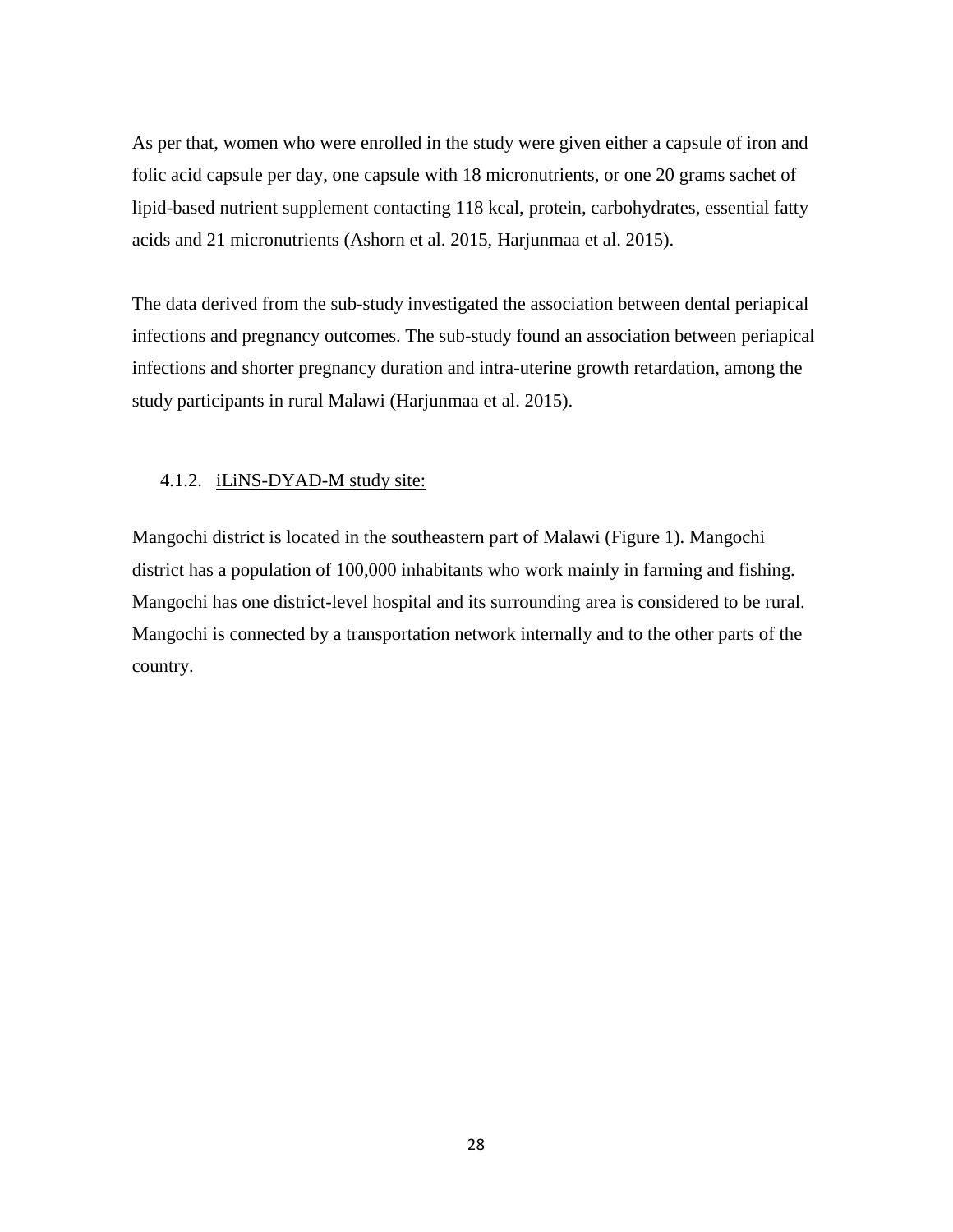As per that, women who were enrolled in the study were given either a capsule of iron and folic acid capsule per day, one capsule with 18 micronutrients, or one 20 grams sachet of lipid-based nutrient supplement contacting 118 kcal, protein, carbohydrates, essential fatty acids and 21 micronutrients (Ashorn et al. 2015, Harjunmaa et al. 2015).

The data derived from the sub-study investigated the association between dental periapical infections and pregnancy outcomes. The sub-study found an association between periapical infections and shorter pregnancy duration and intra-uterine growth retardation, among the study participants in rural Malawi (Harjunmaa et al. 2015).

### 4.1.2. iLiNS-DYAD-M study site:

Mangochi district is located in the southeastern part of Malawi (Figure 1). Mangochi district has a population of 100,000 inhabitants who work mainly in farming and fishing. Mangochi has one district-level hospital and its surrounding area is considered to be rural. Mangochi is connected by a transportation network internally and to the other parts of the country.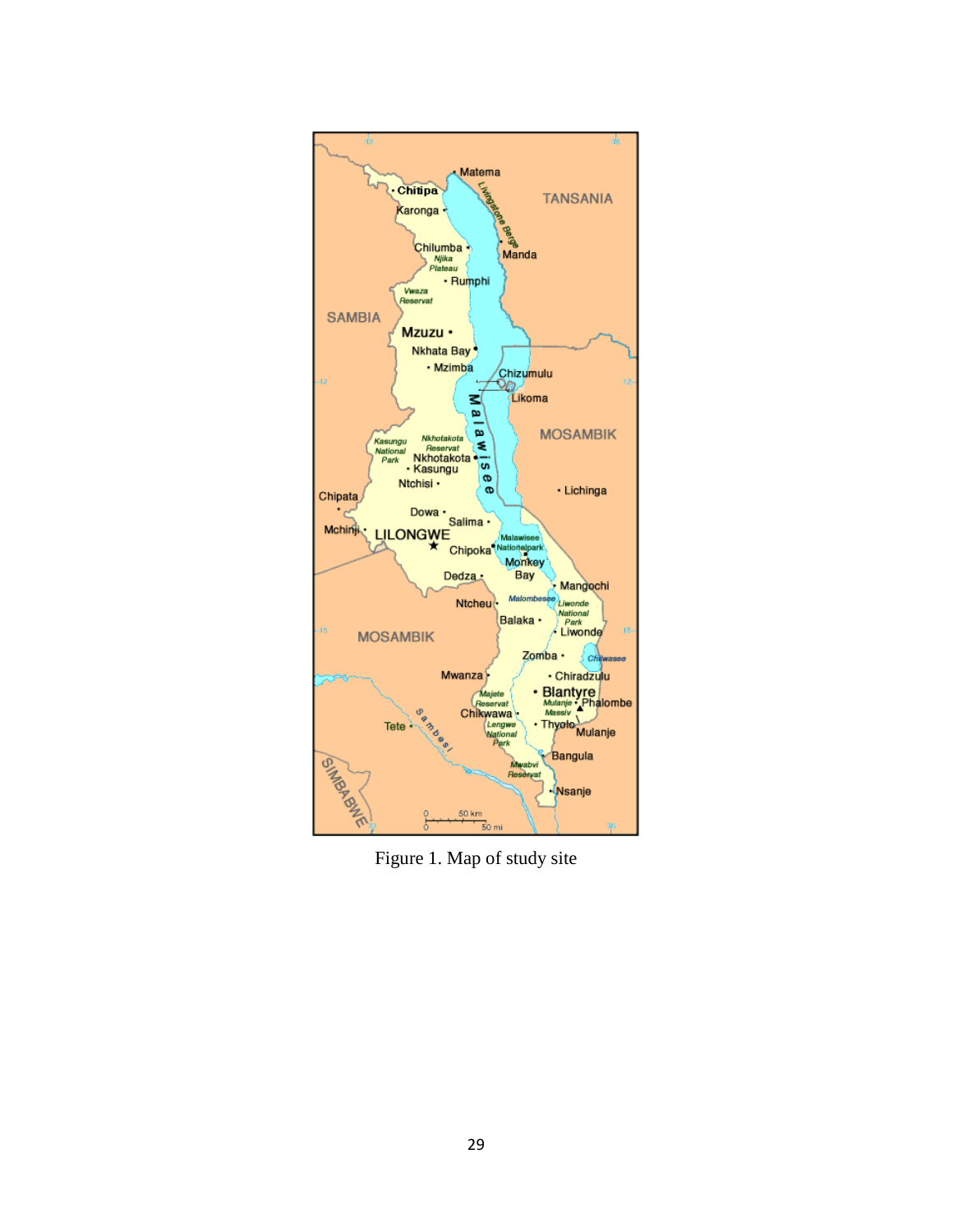Figure 1. Map of study site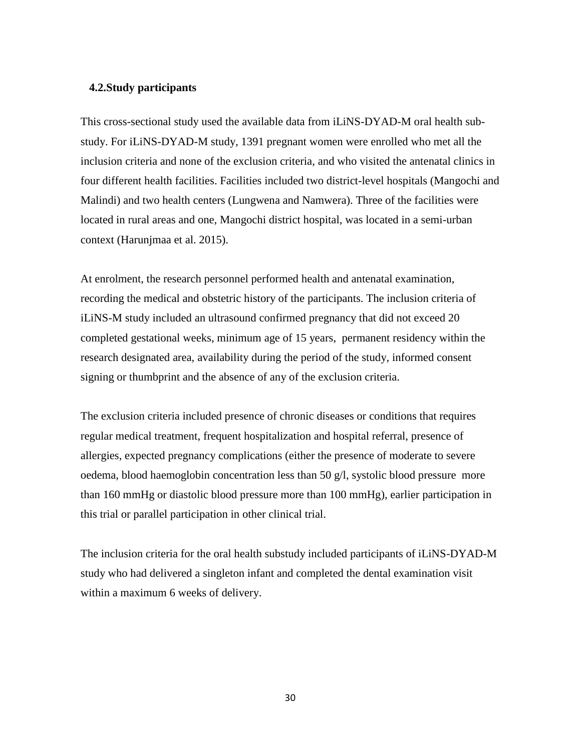### 4.2. Study participants

This cross-sectional study used the available data from iLiNS-DYAD-M oral health sub-study. For iLiNS-DYAD-M study, 1391 pregnant women were enrolled who met all the inclusion criteria and none of the exclusion criteria, and who visited the antenatal clinics in four different health facilities. Facilities included two district-level hospitals (Mangochi and Malindi) and two health centers (Lungwena and Namwera). Three of the facilities were located in rural areas and one, Mangochi district hospital, was located in a semi-urban context (Harunjmaa et al. 2015).

At enrolment, the research personnel performed health and antenatal examination, recording the medical and obstetric history of the participants. The inclusion criteria of iLiNS-M study included an ultrasound confirmed pregnancy that did not exceed 20 completed gestational weeks, minimum age of 15 years, permanent residency within the research designated area, availability during the period of the study, informed consent signing or thumbprint and the absence of any of the exclusion criteria.

The exclusion criteria included presence of chronic diseases or conditions that requires regular medical treatment, frequent hospitalization and hospital referral, presence of allergies, expected pregnancy complications (either the presence of moderate to severe oedema, blood haemoglobin concentration less than 50 g/l, systolic blood pressure more than 160 mmHg or diastolic blood pressure more than 100 mmHg), earlier participation in this trial or parallel participation in other clinical trial.

The inclusion criteria for the oral health substudy included participants of iLiNS-DYAD-M study who had delivered a singleton infant and completed the dental examination visit within a maximum 6 weeks of delivery.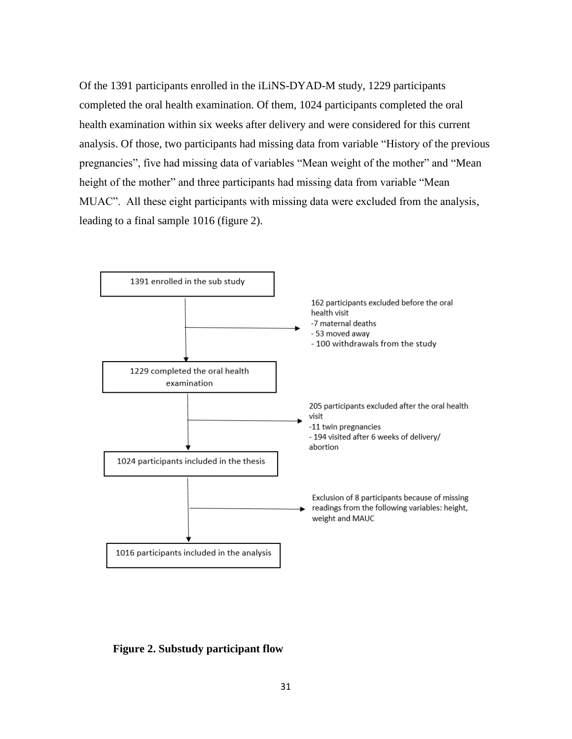Of the 1391 participants enrolled in the iLiNS-DYAD-M study, 1229 participants completed the oral health examination. Of them, 1024 participants completed the oral health examination within six weeks after delivery and were considered for this current analysis. Of those, two participants had missing data from variable "History of the previous pregnancies", five had missing data of variables "Mean weight of the mother" and "Mean height of the mother" and three participants had missing data from variable "Mean MUAC". All these eight participants with missing data were excluded from the analysis, leading to a final sample 1016 (figure 2).

1391 enrolled in the sub study

162 participants excluded before the oral health visit
- 7 maternal deaths
- 53 moved away
- 100 withdrawals from the study

1229 completed the oral health examination

205 participants excluded after the oral health visit
- 11 twin pregnancies
- 194 visited after 6 weeks of delivery/ abortion

1024 participants included in the thesis

Exclusion of 8 participants because of missing readings from the following variables: height, weight and MAUC

1016 participants included in the analysis

**Figure 2. Substudy participant flow**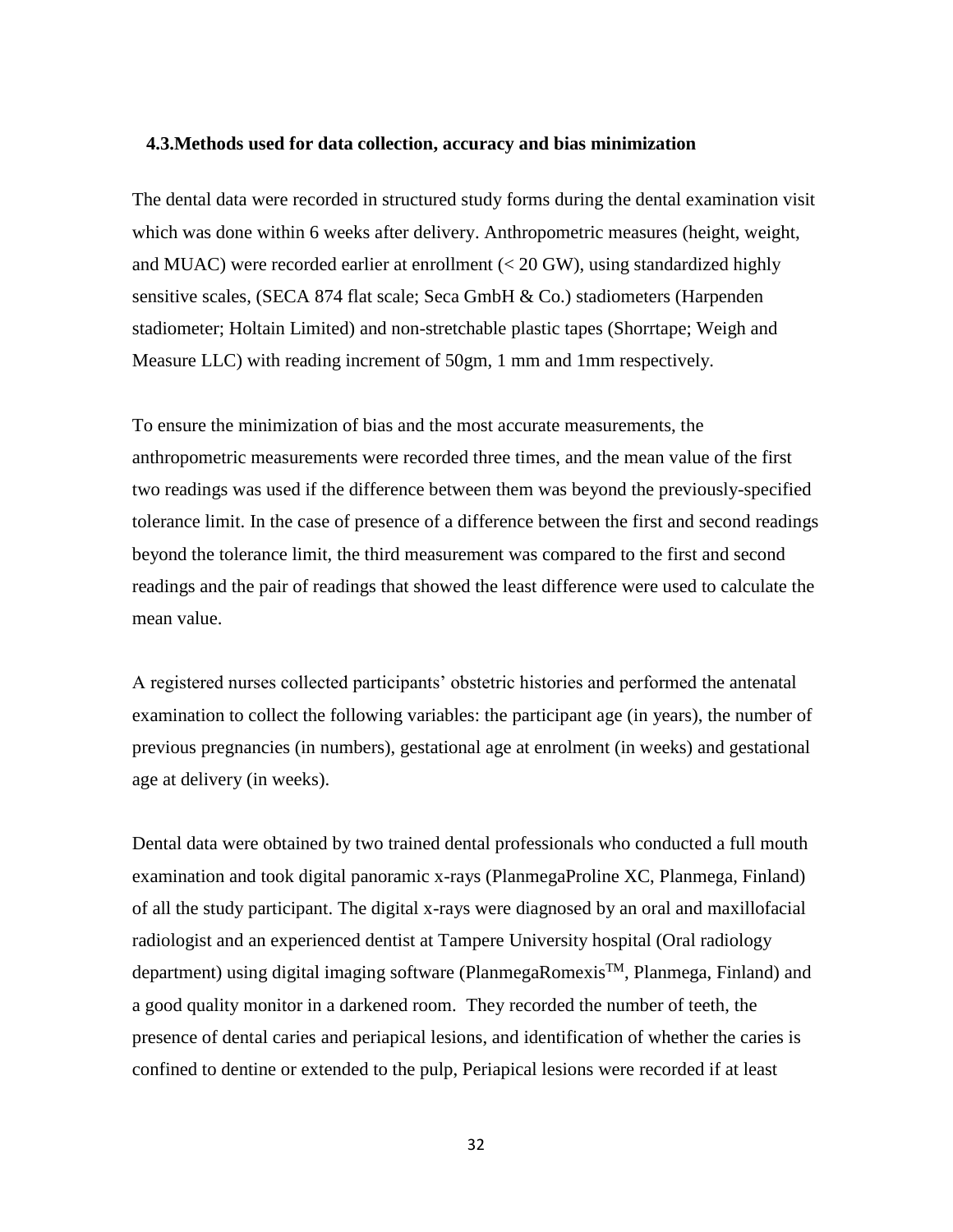### 4.3. Methods used for data collection, accuracy and bias minimization

The dental data were recorded in structured study forms during the dental examination visit which was done within 6 weeks after delivery. Anthropometric measures (height, weight, and MUAC) were recorded earlier at enrollment (< 20 GW), using standardized highly sensitive scales, (SECA 874 flat scale; Seca GmbH & Co.) stadiometers (Harpenden stadiometer; Holtain Limited) and non-stretchable plastic tapes (Shorrtape; Weigh and Measure LLC) with reading increment of 50gm, 1 mm and 1mm respectively.

To ensure the minimization of bias and the most accurate measurements, the anthropometric measurements were recorded three times, and the mean value of the first two readings was used if the difference between them was beyond the previously-specified tolerance limit. In the case of presence of a difference between the first and second readings beyond the tolerance limit, the third measurement was compared to the first and second readings and the pair of readings that showed the least difference were used to calculate the mean value.

A registered nurses collected participants' obstetric histories and performed the antenatal examination to collect the following variables: the participant age (in years), the number of previous pregnancies (in numbers), gestational age at enrolment (in weeks) and gestational age at delivery (in weeks).

Dental data were obtained by two trained dental professionals who conducted a full mouth examination and took digital panoramic x-rays (PlanmegaProline XC, Planmega, Finland) of all the study participant. The digital x-rays were diagnosed by an oral and maxillofacial radiologist and an experienced dentist at Tampere University hospital (Oral radiology department) using digital imaging software (PlanmegaRomexis™, Planmega, Finland) and a good quality monitor in a darkened room. They recorded the number of teeth, the presence of dental caries and periapical lesions, and identification of whether the caries is confined to dentine or extended to the pulp, Periapical lesions were recorded if at least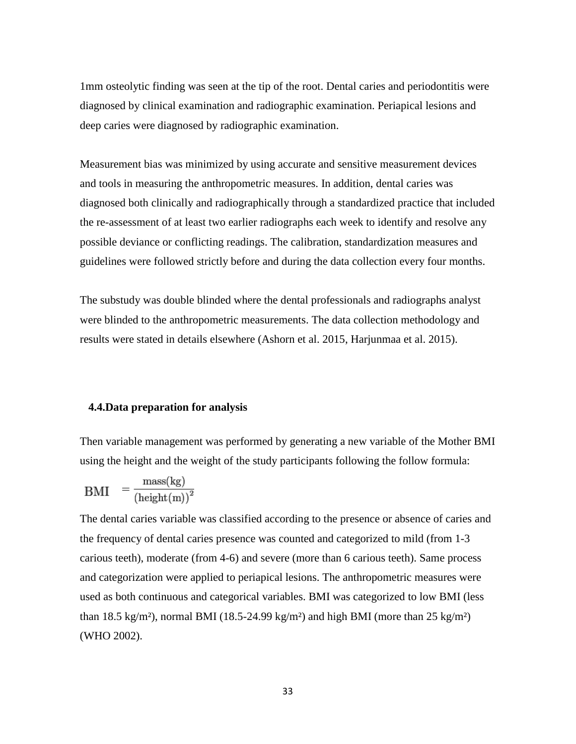1mm osteolytic finding was seen at the tip of the root. Dental caries and periodontitis were diagnosed by clinical examination and radiographic examination. Periapical lesions and deep caries were diagnosed by radiographic examination.

Measurement bias was minimized by using accurate and sensitive measurement devices and tools in measuring the anthropometric measures. In addition, dental caries was diagnosed both clinically and radiographically through a standardized practice that included the re-assessment of at least two earlier radiographs each week to identify and resolve any possible deviance or conflicting readings. The calibration, standardization measures and guidelines were followed strictly before and during the data collection every four months.

The substudy was double blinded where the dental professionals and radiographs analyst were blinded to the anthropometric measurements. The data collection methodology and results were stated in details elsewhere (Ashorn et al. 2015, Harjunmaa et al. 2015).

## 4.4. Data preparation for analysis

Then variable management was performed by generating a new variable of the Mother BMI using the height and the weight of the study participants following the follow formula:

$$\text{BMI} = \frac{\text{mass(kg)}}{(\text{height(m)})^2}$$

The dental caries variable was classified according to the presence or absence of caries and the frequency of dental caries presence was counted and categorized to mild (from 1-3 carious teeth), moderate (from 4-6) and severe (more than 6 carious teeth). Same process and categorization were applied to periapical lesions. The anthropometric measures were used as both continuous and categorical variables. BMI was categorized to low BMI (less than 18.5 kg/m$^2$), normal BMI (18.5-24.99 kg/m$^2$) and high BMI (more than 25 kg/m$^2$) (WHO 2002).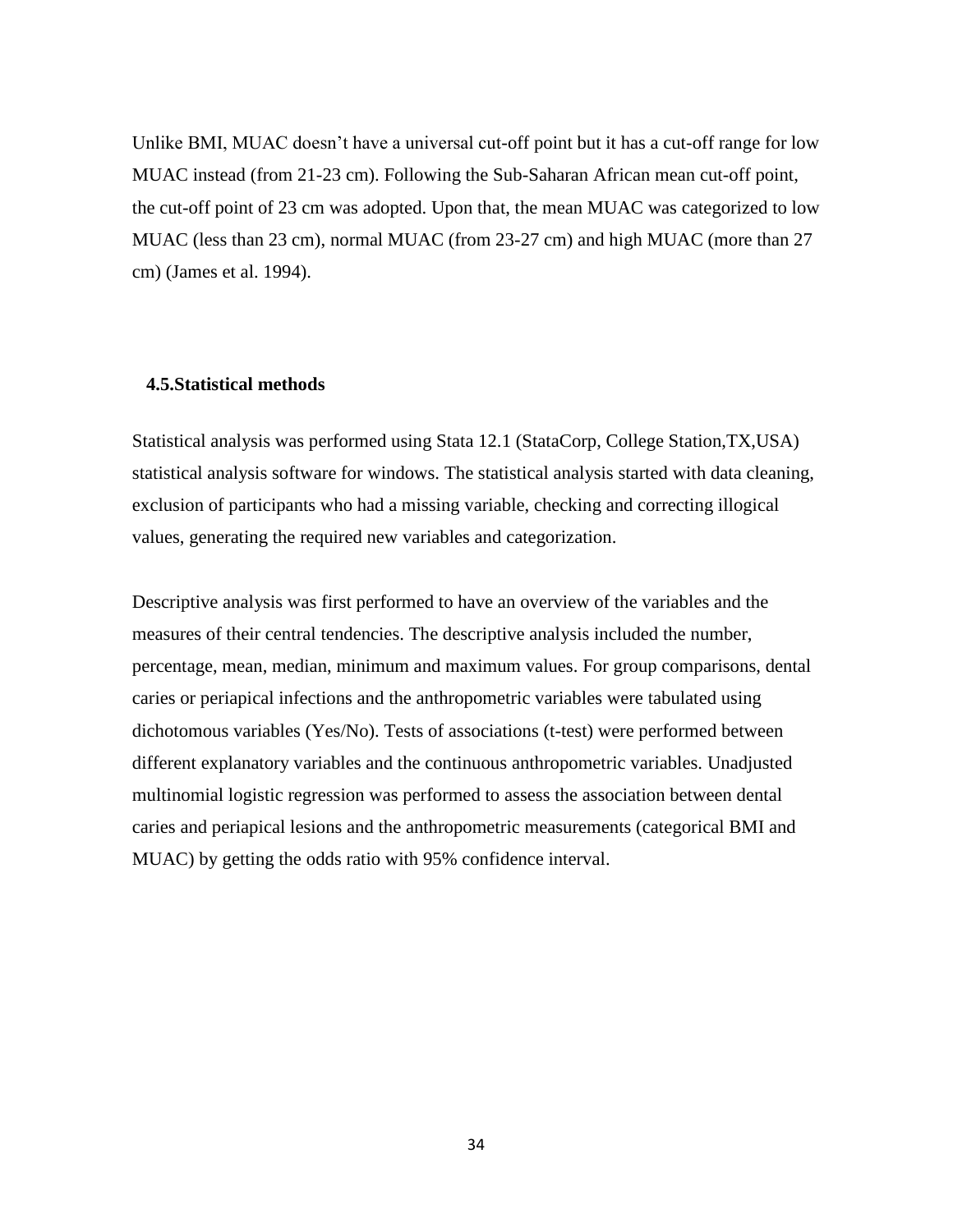Unlike BMI, MUAC doesn't have a universal cut-off point but it has a cut-off range for low MUAC instead (from 21-23 cm). Following the Sub-Saharan African mean cut-off point, the cut-off point of 23 cm was adopted. Upon that, the mean MUAC was categorized to low MUAC (less than 23 cm), normal MUAC (from 23-27 cm) and high MUAC (more than 27 cm) (James et al. 1994).

## 4.5.Statistical methods

Statistical analysis was performed using Stata 12.1 (StataCorp, College Station,TX,USA) statistical analysis software for windows. The statistical analysis started with data cleaning, exclusion of participants who had a missing variable, checking and correcting illogical values, generating the required new variables and categorization.

Descriptive analysis was first performed to have an overview of the variables and the measures of their central tendencies. The descriptive analysis included the number, percentage, mean, median, minimum and maximum values. For group comparisons, dental caries or periapical infections and the anthropometric variables were tabulated using dichotomous variables (Yes/No). Tests of associations (t-test) were performed between different explanatory variables and the continuous anthropometric variables. Unadjusted multinomial logistic regression was performed to assess the association between dental caries and periapical lesions and the anthropometric measurements (categorical BMI and MUAC) by getting the odds ratio with 95% confidence interval.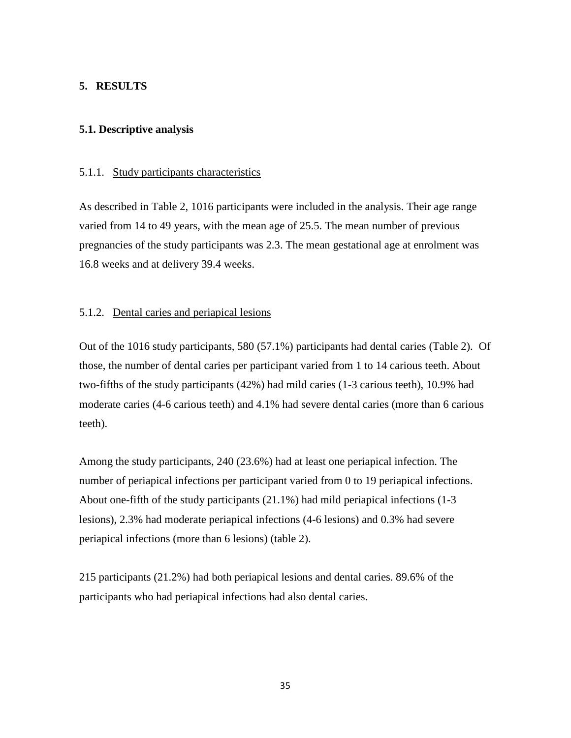# 5. RESULTS

## 5.1. Descriptive analysis

### 5.1.1. Study participants characteristics

As described in Table 2, 1016 participants were included in the analysis. Their age range varied from 14 to 49 years, with the mean age of 25.5. The mean number of previous pregnancies of the study participants was 2.3. The mean gestational age at enrolment was 16.8 weeks and at delivery 39.4 weeks.

### 5.1.2. Dental caries and periapical lesions

Out of the 1016 study participants, 580 (57.1%) participants had dental caries (Table 2). Of those, the number of dental caries per participant varied from 1 to 14 carious teeth. About two-fifths of the study participants (42%) had mild caries (1-3 carious teeth), 10.9% had moderate caries (4-6 carious teeth) and 4.1% had severe dental caries (more than 6 carious teeth).

Among the study participants, 240 (23.6%) had at least one periapical infection. The number of periapical infections per participant varied from 0 to 19 periapical infections. About one-fifth of the study participants (21.1%) had mild periapical infections (1-3 lesions), 2.3% had moderate periapical infections (4-6 lesions) and 0.3% had severe periapical infections (more than 6 lesions) (table 2).

215 participants (21.2%) had both periapical lesions and dental caries. 89.6% of the participants who had periapical infections had also dental caries.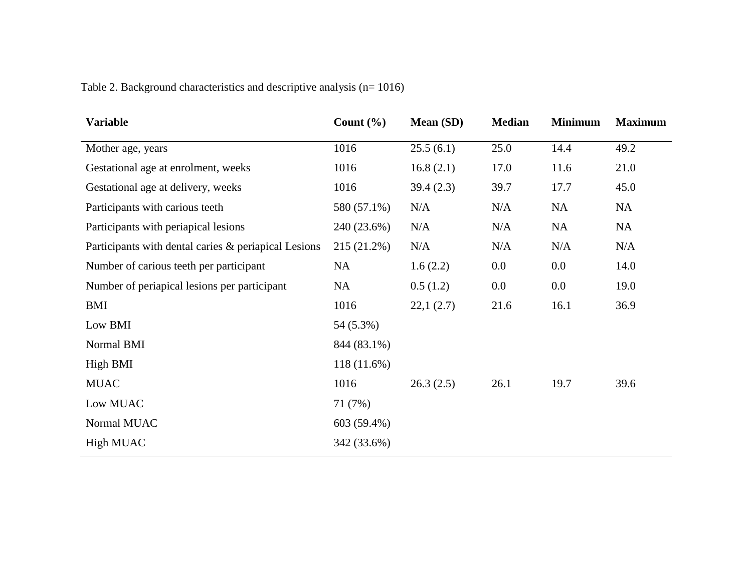Table 2. Background characteristics and descriptive analysis (n= 1016)

| Variable | Count (%) | Mean (SD) | Median | Minimum | Maximum |
|---|---|---|---|---|---|
| Mother age, years | 1016 | 25.5 (6.1) | 25.0 | 14.4 | 49.2 |
| Gestational age at enrolment, weeks | 1016 | 16.8 (2.1) | 17.0 | 11.6 | 21.0 |
| Gestational age at delivery, weeks | 1016 | 39.4 (2.3) | 39.7 | 17.7 | 45.0 |
| Participants with carious teeth | 580 (57.1%) | N/A | N/A | NA | NA |
| Participants with periapical lesions | 240 (23.6%) | N/A | N/A | NA | NA |
| Participants with dental caries & periapical Lesions | 215 (21.2%) | N/A | N/A | N/A | N/A |
| Number of carious teeth per participant | NA | 1.6 (2.2) | 0.0 | 0.0 | 14.0 |
| Number of periapical lesions per participant | NA | 0.5 (1.2) | 0.0 | 0.0 | 19.0 |
| BMI | 1016 | 22,1 (2.7) | 21.6 | 16.1 | 36.9 |
| Low BMI | 54 (5.3%) | | | | |
| Normal BMI | 844 (83.1%) | | | | |
| High BMI | 118 (11.6%) | | | | |
| MUAC | 1016 | 26.3 (2.5) | 26.1 | 19.7 | 39.6 |
| Low MUAC | 71 (7%) | | | | |
| Normal MUAC | 603 (59.4%) | | | | |
| High MUAC | 342 (33.6%) | | | | |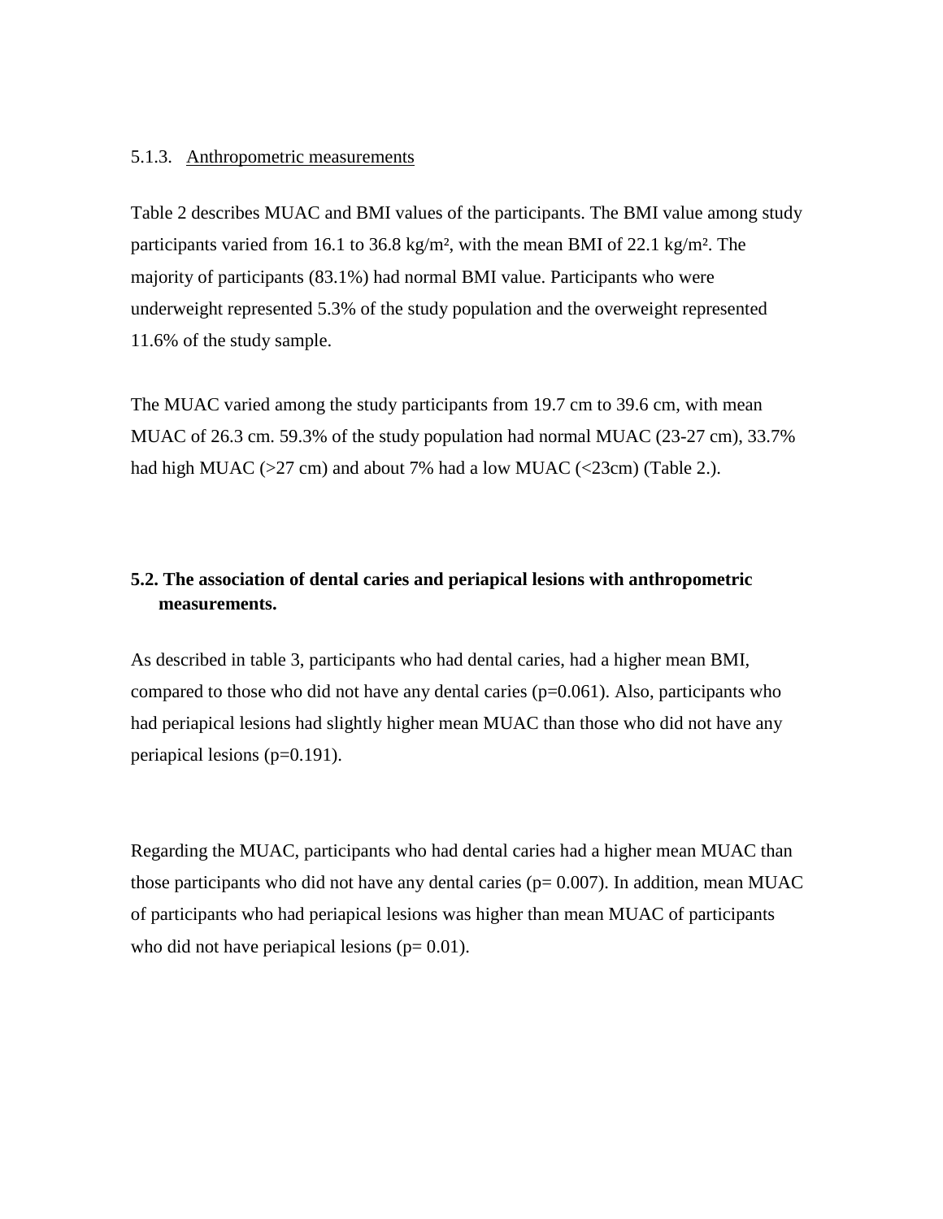### 5.1.3. Anthropometric measurements

Table 2 describes MUAC and BMI values of the participants. The BMI value among study participants varied from 16.1 to 36.8 kg/m², with the mean BMI of 22.1 kg/m². The majority of participants (83.1%) had normal BMI value. Participants who were underweight represented 5.3% of the study population and the overweight represented 11.6% of the study sample.

The MUAC varied among the study participants from 19.7 cm to 39.6 cm, with mean MUAC of 26.3 cm. 59.3% of the study population had normal MUAC (23-27 cm), 33.7% had high MUAC (>27 cm) and about 7% had a low MUAC (<23cm) (Table 2.).

## 5.2. The association of dental caries and periapical lesions with anthropometric measurements.

As described in table 3, participants who had dental caries, had a higher mean BMI, compared to those who did not have any dental caries ($p=0.061$). Also, participants who had periapical lesions had slightly higher mean MUAC than those who did not have any periapical lesions ($p=0.191$).

Regarding the MUAC, participants who had dental caries had a higher mean MUAC than those participants who did not have any dental caries ($p= 0.007$). In addition, mean MUAC of participants who had periapical lesions was higher than mean MUAC of participants who did not have periapical lesions ($p= 0.01$).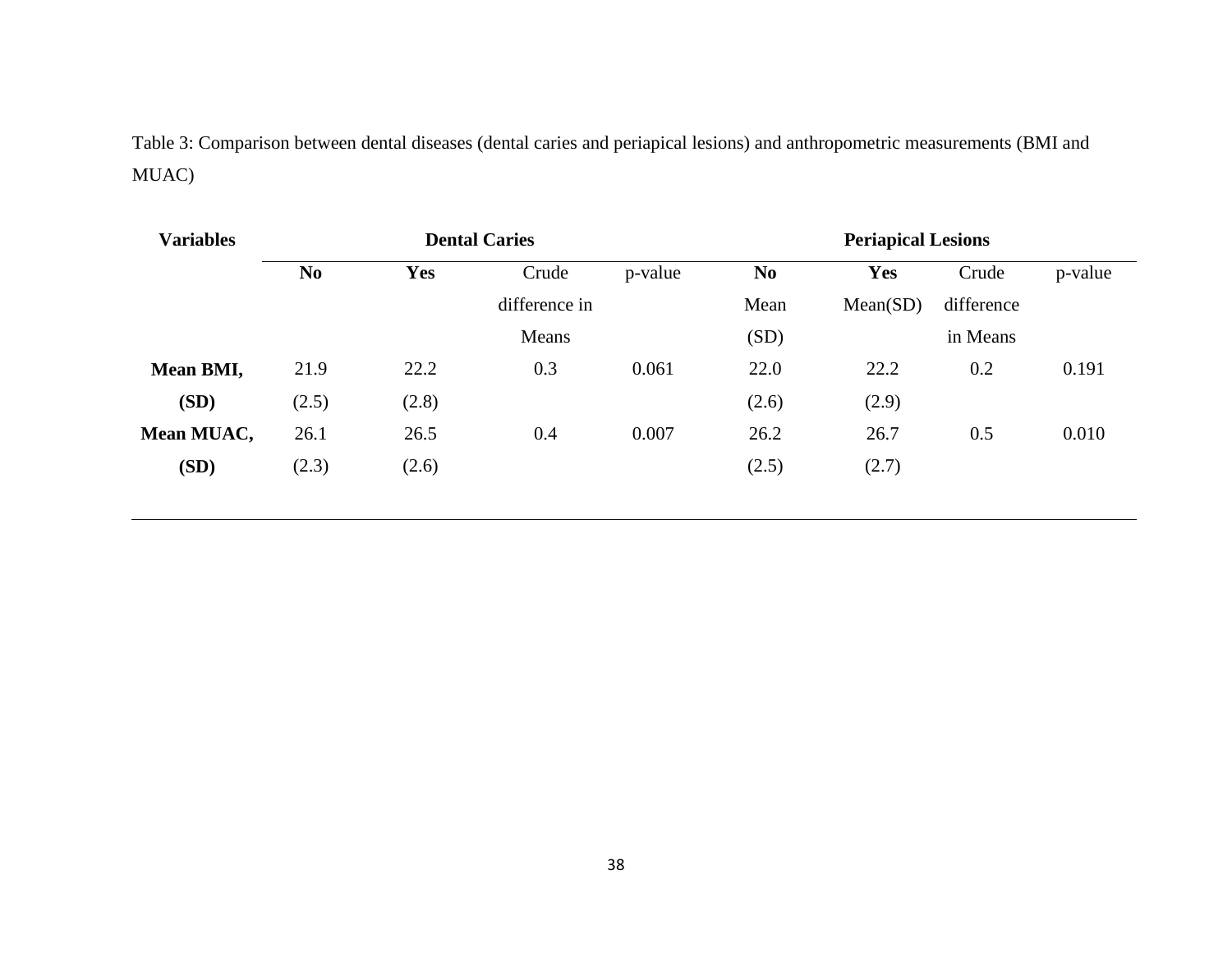Table 3: Comparison between dental diseases (dental caries and periapical lesions) and anthropometric measurements (BMI and MUAC)

| **Variables** | **Dental Caries** | | | | **Periapical Lesions** | | | |
|---|---|---|---|---|---|---|---|---|
| | **No** | **Yes** | Crude difference in Means | p-value | **No** Mean (SD) | **Yes** Mean(SD) | Crude difference in Means | p-value |
| **Mean BMI, (SD)** | 21.9 (2.5) | 22.2 (2.8) | 0.3 | 0.061 | 22.0 (2.6) | 22.2 (2.9) | 0.2 | 0.191 |
| **Mean MUAC, (SD)** | 26.1 (2.3) | 26.5 (2.6) | 0.4 | 0.007 | 26.2 (2.5) | 26.7 (2.7) | 0.5 | 0.010 |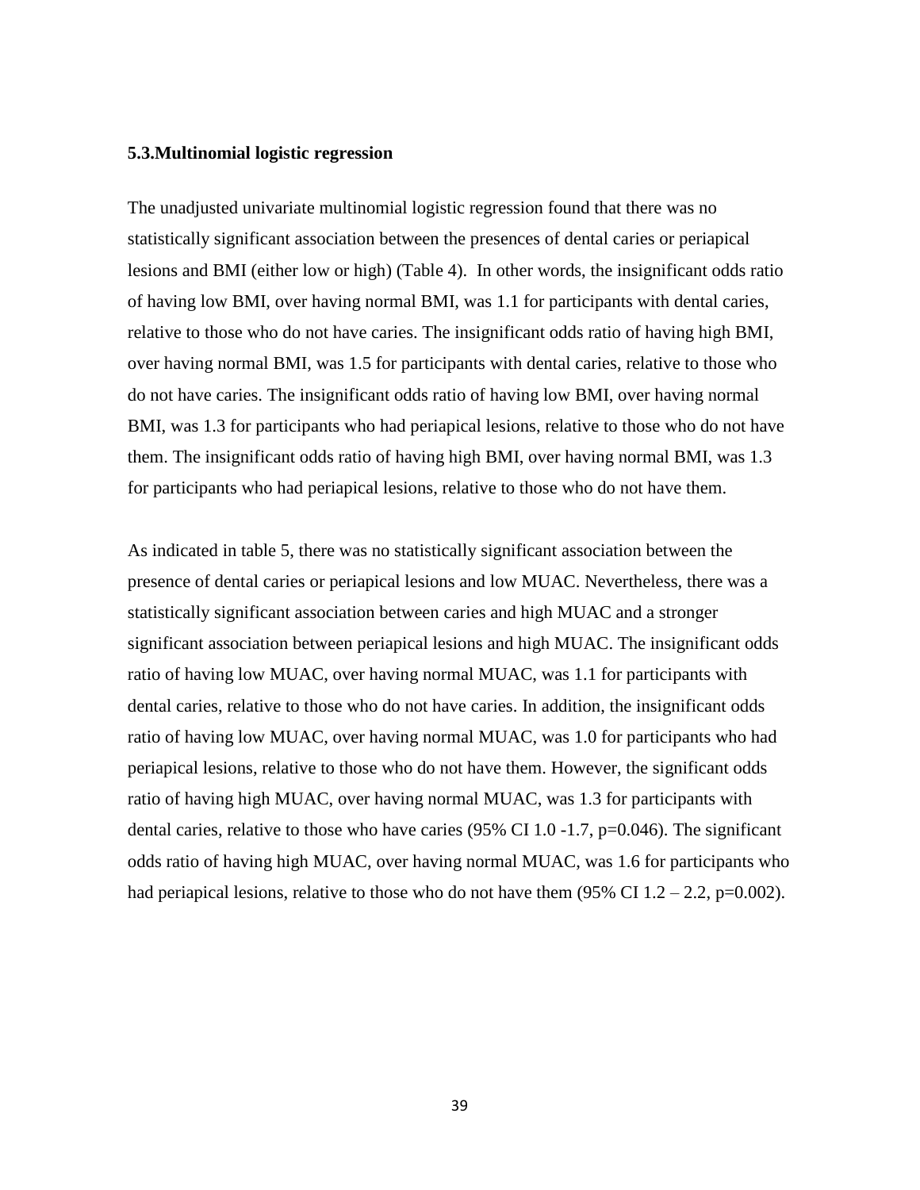### 5.3.Multinomial logistic regression

The unadjusted univariate multinomial logistic regression found that there was no statistically significant association between the presences of dental caries or periapical lesions and BMI (either low or high) (Table 4). In other words, the insignificant odds ratio of having low BMI, over having normal BMI, was 1.1 for participants with dental caries, relative to those who do not have caries. The insignificant odds ratio of having high BMI, over having normal BMI, was 1.5 for participants with dental caries, relative to those who do not have caries. The insignificant odds ratio of having low BMI, over having normal BMI, was 1.3 for participants who had periapical lesions, relative to those who do not have them. The insignificant odds ratio of having high BMI, over having normal BMI, was 1.3 for participants who had periapical lesions, relative to those who do not have them.

As indicated in table 5, there was no statistically significant association between the presence of dental caries or periapical lesions and low MUAC. Nevertheless, there was a statistically significant association between caries and high MUAC and a stronger significant association between periapical lesions and high MUAC. The insignificant odds ratio of having low MUAC, over having normal MUAC, was 1.1 for participants with dental caries, relative to those who do not have caries. In addition, the insignificant odds ratio of having low MUAC, over having normal MUAC, was 1.0 for participants who had periapical lesions, relative to those who do not have them. However, the significant odds ratio of having high MUAC, over having normal MUAC, was 1.3 for participants with dental caries, relative to those who have caries (95% CI 1.0 -1.7, p=0.046). The significant odds ratio of having high MUAC, over having normal MUAC, was 1.6 for participants who had periapical lesions, relative to those who do not have them (95% CI 1.2 – 2.2, p=0.002).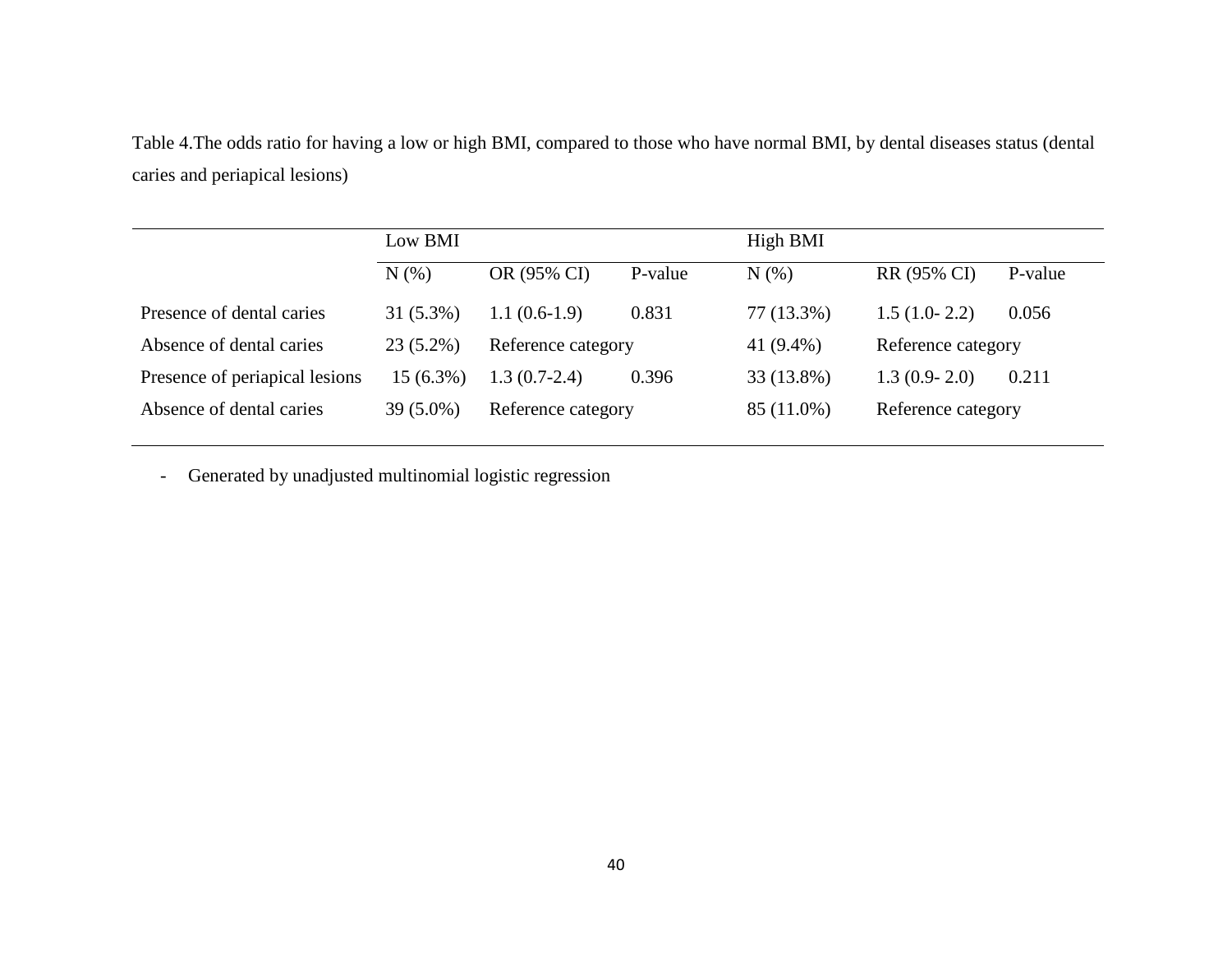Table 4.The odds ratio for having a low or high BMI, compared to those who have normal BMI, by dental diseases status (dental caries and periapical lesions)

| | Low BMI | | | High BMI | | |
|---|---|---|---|---|---|---|
| | N (%) | OR (95% CI) | P-value | N (%) | RR (95% CI) | P-value |
| Presence of dental caries | 31 (5.3%) | 1.1 (0.6-1.9) | 0.831 | 77 (13.3%) | 1.5 (1.0- 2.2) | 0.056 |
| Absence of dental caries | 23 (5.2%) | Reference category | | 41 (9.4%) | Reference category | |
| Presence of periapical lesions | 15 (6.3%) | 1.3 (0.7-2.4) | 0.396 | 33 (13.8%) | 1.3 (0.9- 2.0) | 0.211 |
| Absence of dental caries | 39 (5.0%) | Reference category | | 85 (11.0%) | Reference category | |

- Generated by unadjusted multinomial logistic regression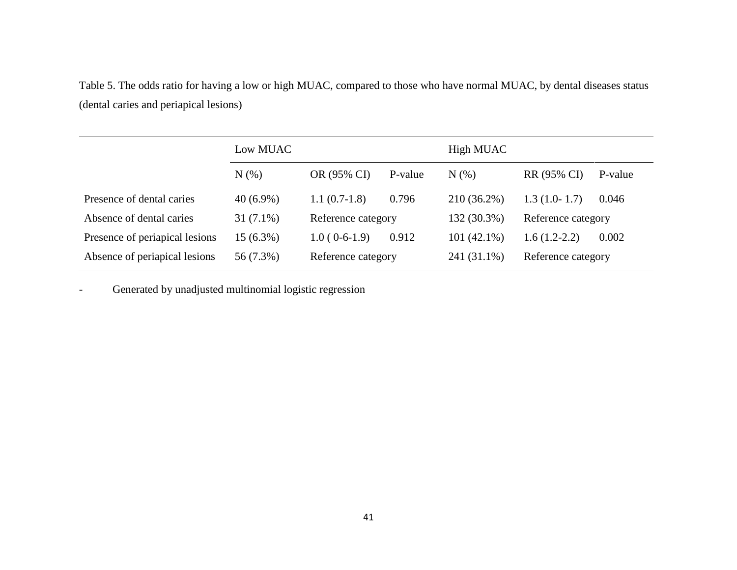Table 5. The odds ratio for having a low or high MUAC, compared to those who have normal MUAC, by dental diseases status (dental caries and periapical lesions)

| | Low MUAC | | | High MUAC | | |
|---|---|---|---|---|---|---|
| | N (%) | OR (95% CI) | P-value | N (%) | RR (95% CI) | P-value |
| Presence of dental caries | 40 (6.9%) | 1.1 (0.7-1.8) | 0.796 | 210 (36.2%) | 1.3 (1.0- 1.7) | 0.046 |
| Absence of dental caries | 31 (7.1%) | Reference category | | 132 (30.3%) | Reference category | |
| Presence of periapical lesions | 15 (6.3%) | 1.0 ( 0-6-1.9) | 0.912 | 101 (42.1%) | 1.6 (1.2-2.2) | 0.002 |
| Absence of periapical lesions | 56 (7.3%) | Reference category | | 241 (31.1%) | Reference category | |

- Generated by unadjusted multinomial logistic regression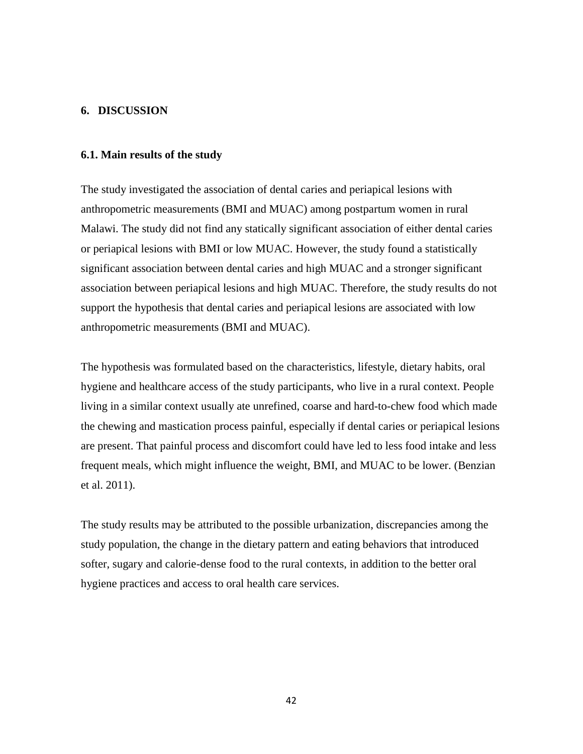# 6. DISCUSSION

## 6.1. Main results of the study

The study investigated the association of dental caries and periapical lesions with anthropometric measurements (BMI and MUAC) among postpartum women in rural Malawi. The study did not find any statically significant association of either dental caries or periapical lesions with BMI or low MUAC. However, the study found a statistically significant association between dental caries and high MUAC and a stronger significant association between periapical lesions and high MUAC. Therefore, the study results do not support the hypothesis that dental caries and periapical lesions are associated with low anthropometric measurements (BMI and MUAC).

The hypothesis was formulated based on the characteristics, lifestyle, dietary habits, oral hygiene and healthcare access of the study participants, who live in a rural context. People living in a similar context usually ate unrefined, coarse and hard-to-chew food which made the chewing and mastication process painful, especially if dental caries or periapical lesions are present. That painful process and discomfort could have led to less food intake and less frequent meals, which might influence the weight, BMI, and MUAC to be lower. (Benzian et al. 2011).

The study results may be attributed to the possible urbanization, discrepancies among the study population, the change in the dietary pattern and eating behaviors that introduced softer, sugary and calorie-dense food to the rural contexts, in addition to the better oral hygiene practices and access to oral health care services.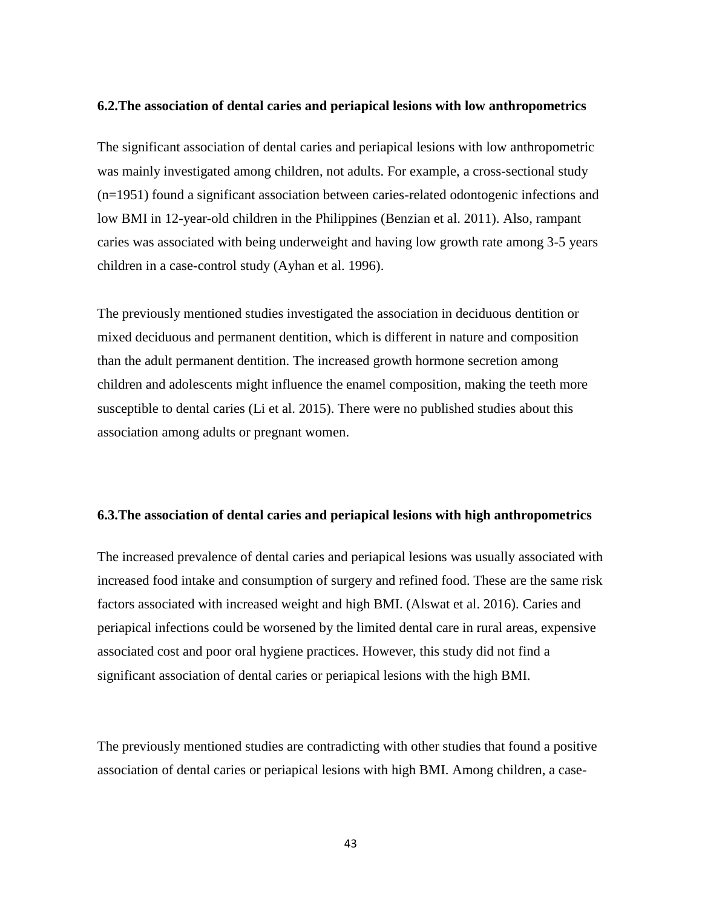### 6.2.The association of dental caries and periapical lesions with low anthropometrics

The significant association of dental caries and periapical lesions with low anthropometric was mainly investigated among children, not adults. For example, a cross-sectional study (n=1951) found a significant association between caries-related odontogenic infections and low BMI in 12-year-old children in the Philippines (Benzian et al. 2011). Also, rampant caries was associated with being underweight and having low growth rate among 3-5 years children in a case-control study (Ayhan et al. 1996).

The previously mentioned studies investigated the association in deciduous dentition or mixed deciduous and permanent dentition, which is different in nature and composition than the adult permanent dentition. The increased growth hormone secretion among children and adolescents might influence the enamel composition, making the teeth more susceptible to dental caries (Li et al. 2015). There were no published studies about this association among adults or pregnant women.

### 6.3.The association of dental caries and periapical lesions with high anthropometrics

The increased prevalence of dental caries and periapical lesions was usually associated with increased food intake and consumption of surgery and refined food. These are the same risk factors associated with increased weight and high BMI. (Alswat et al. 2016). Caries and periapical infections could be worsened by the limited dental care in rural areas, expensive associated cost and poor oral hygiene practices. However, this study did not find a significant association of dental caries or periapical lesions with the high BMI.

The previously mentioned studies are contradicting with other studies that found a positive association of dental caries or periapical lesions with high BMI. Among children, a case-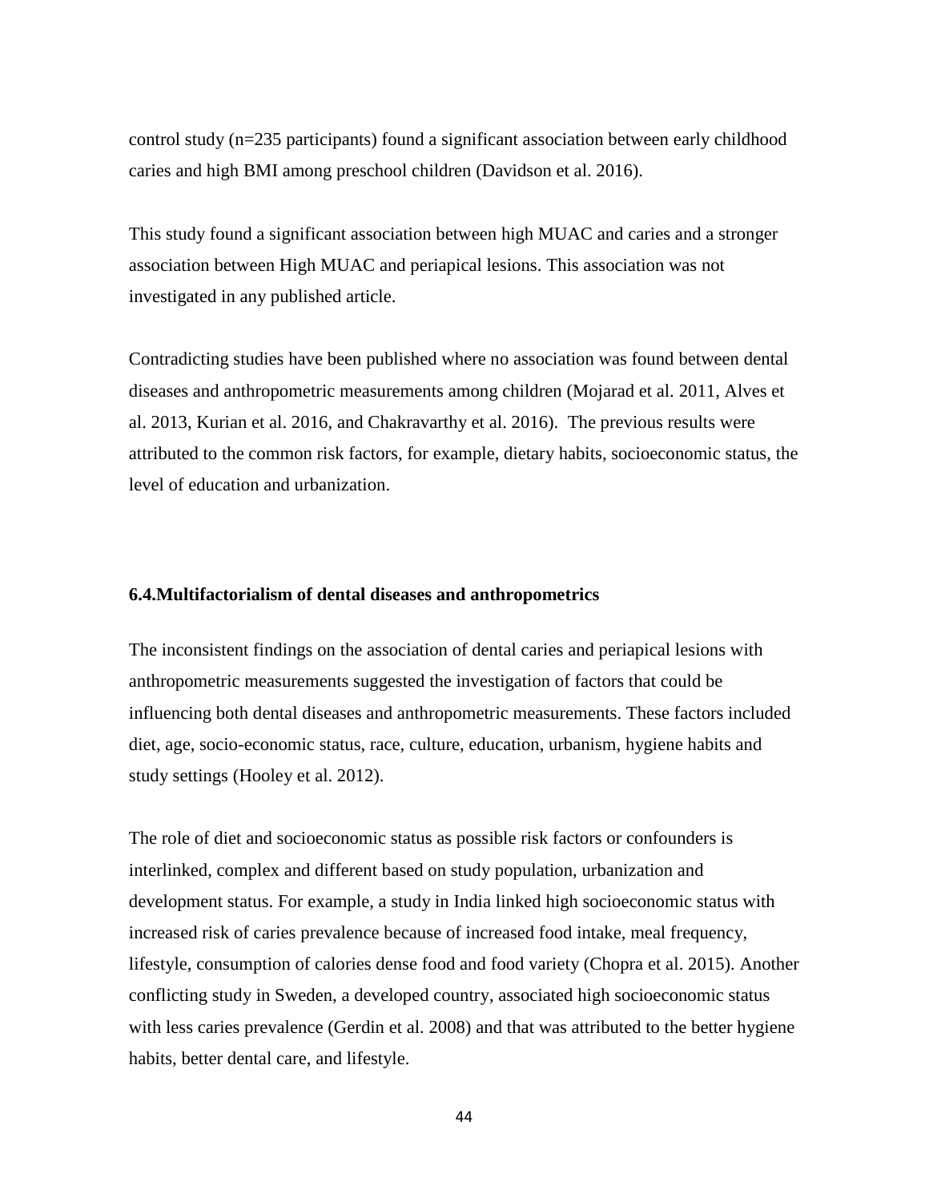control study (n=235 participants) found a significant association between early childhood caries and high BMI among preschool children (Davidson et al. 2016).

This study found a significant association between high MUAC and caries and a stronger association between High MUAC and periapical lesions. This association was not investigated in any published article.

Contradicting studies have been published where no association was found between dental diseases and anthropometric measurements among children (Mojarad et al. 2011, Alves et al. 2013, Kurian et al. 2016, and Chakravarthy et al. 2016). The previous results were attributed to the common risk factors, for example, dietary habits, socioeconomic status, the level of education and urbanization.

### 6.4.Multifactorialism of dental diseases and anthropometrics

The inconsistent findings on the association of dental caries and periapical lesions with anthropometric measurements suggested the investigation of factors that could be influencing both dental diseases and anthropometric measurements. These factors included diet, age, socio-economic status, race, culture, education, urbanism, hygiene habits and study settings (Hooley et al. 2012).

The role of diet and socioeconomic status as possible risk factors or confounders is interlinked, complex and different based on study population, urbanization and development status. For example, a study in India linked high socioeconomic status with increased risk of caries prevalence because of increased food intake, meal frequency, lifestyle, consumption of calories dense food and food variety (Chopra et al. 2015). Another conflicting study in Sweden, a developed country, associated high socioeconomic status with less caries prevalence (Gerdin et al. 2008) and that was attributed to the better hygiene habits, better dental care, and lifestyle.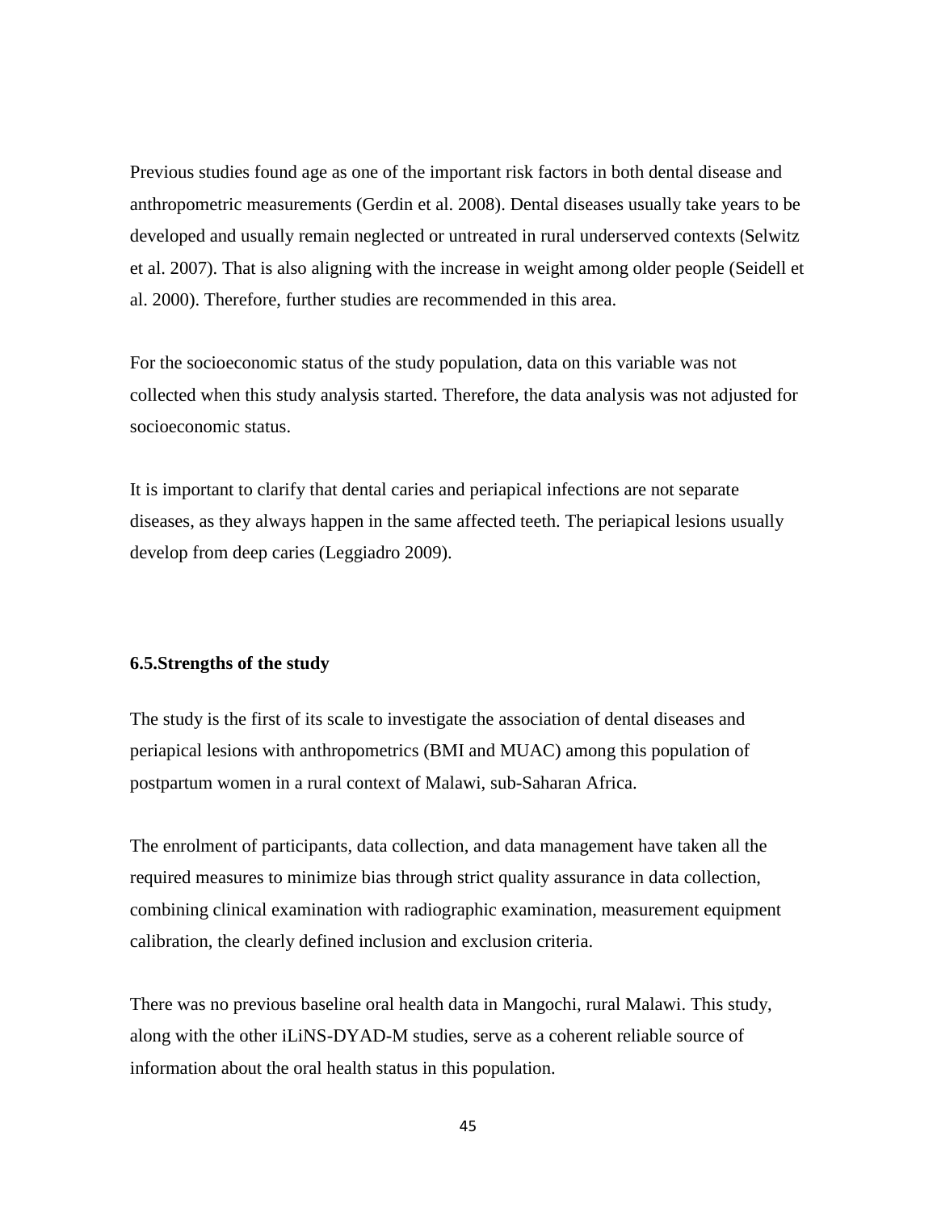Previous studies found age as one of the important risk factors in both dental disease and anthropometric measurements (Gerdin et al. 2008). Dental diseases usually take years to be developed and usually remain neglected or untreated in rural underserved contexts (Selwitz et al. 2007). That is also aligning with the increase in weight among older people (Seidell et al. 2000). Therefore, further studies are recommended in this area.

For the socioeconomic status of the study population, data on this variable was not collected when this study analysis started. Therefore, the data analysis was not adjusted for socioeconomic status.

It is important to clarify that dental caries and periapical infections are not separate diseases, as they always happen in the same affected teeth. The periapical lesions usually develop from deep caries (Leggiadro 2009).

### 6.5.Strengths of the study

The study is the first of its scale to investigate the association of dental diseases and periapical lesions with anthropometrics (BMI and MUAC) among this population of postpartum women in a rural context of Malawi, sub-Saharan Africa.

The enrolment of participants, data collection, and data management have taken all the required measures to minimize bias through strict quality assurance in data collection, combining clinical examination with radiographic examination, measurement equipment calibration, the clearly defined inclusion and exclusion criteria.

There was no previous baseline oral health data in Mangochi, rural Malawi. This study, along with the other iLiNS-DYAD-M studies, serve as a coherent reliable source of information about the oral health status in this population.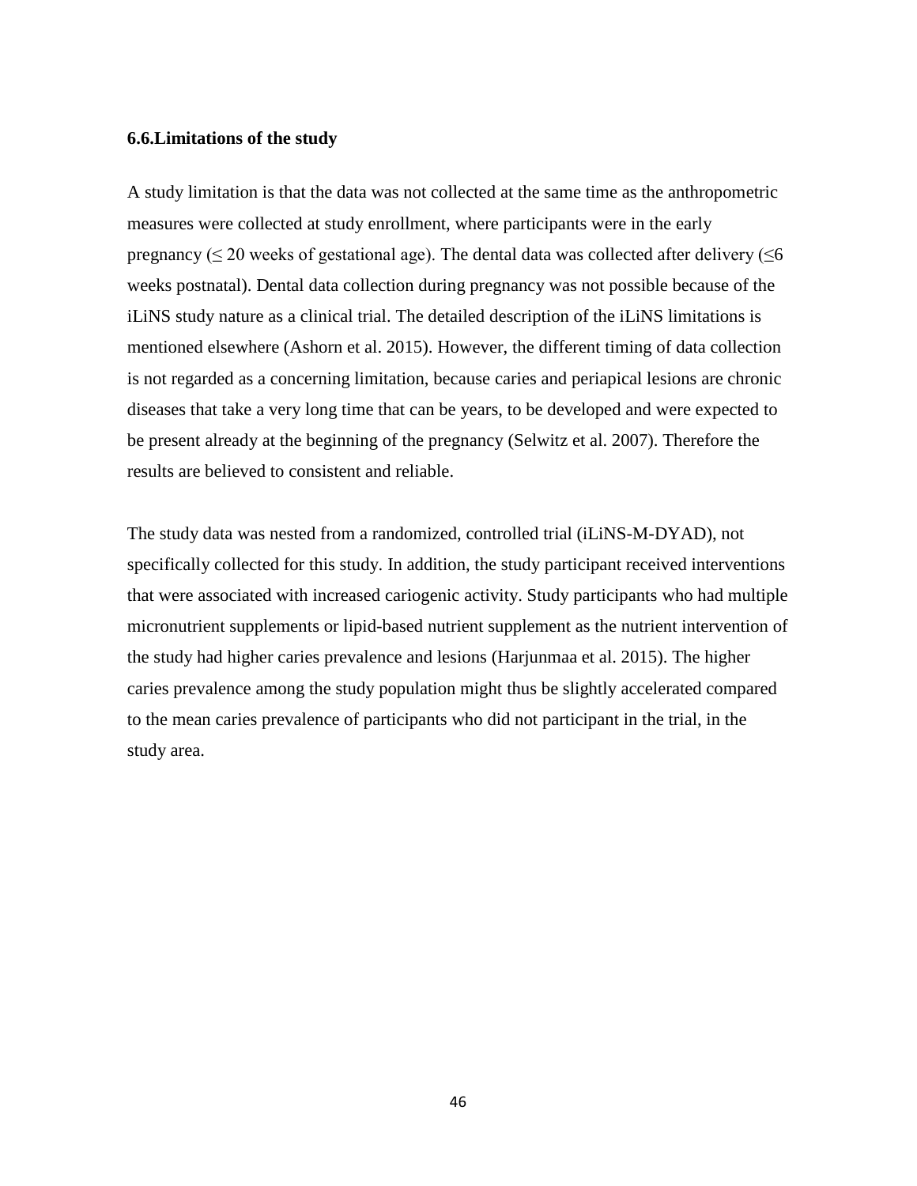### 6.6.Limitations of the study

A study limitation is that the data was not collected at the same time as the anthropometric measures were collected at study enrollment, where participants were in the early pregnancy (≤ 20 weeks of gestational age). The dental data was collected after delivery (≤6 weeks postnatal). Dental data collection during pregnancy was not possible because of the iLiNS study nature as a clinical trial. The detailed description of the iLiNS limitations is mentioned elsewhere (Ashorn et al. 2015). However, the different timing of data collection is not regarded as a concerning limitation, because caries and periapical lesions are chronic diseases that take a very long time that can be years, to be developed and were expected to be present already at the beginning of the pregnancy (Selwitz et al. 2007). Therefore the results are believed to consistent and reliable.

The study data was nested from a randomized, controlled trial (iLiNS-M-DYAD), not specifically collected for this study. In addition, the study participant received interventions that were associated with increased cariogenic activity. Study participants who had multiple micronutrient supplements or lipid-based nutrient supplement as the nutrient intervention of the study had higher caries prevalence and lesions (Harjunmaa et al. 2015). The higher caries prevalence among the study population might thus be slightly accelerated compared to the mean caries prevalence of participants who did not participant in the trial, in the study area.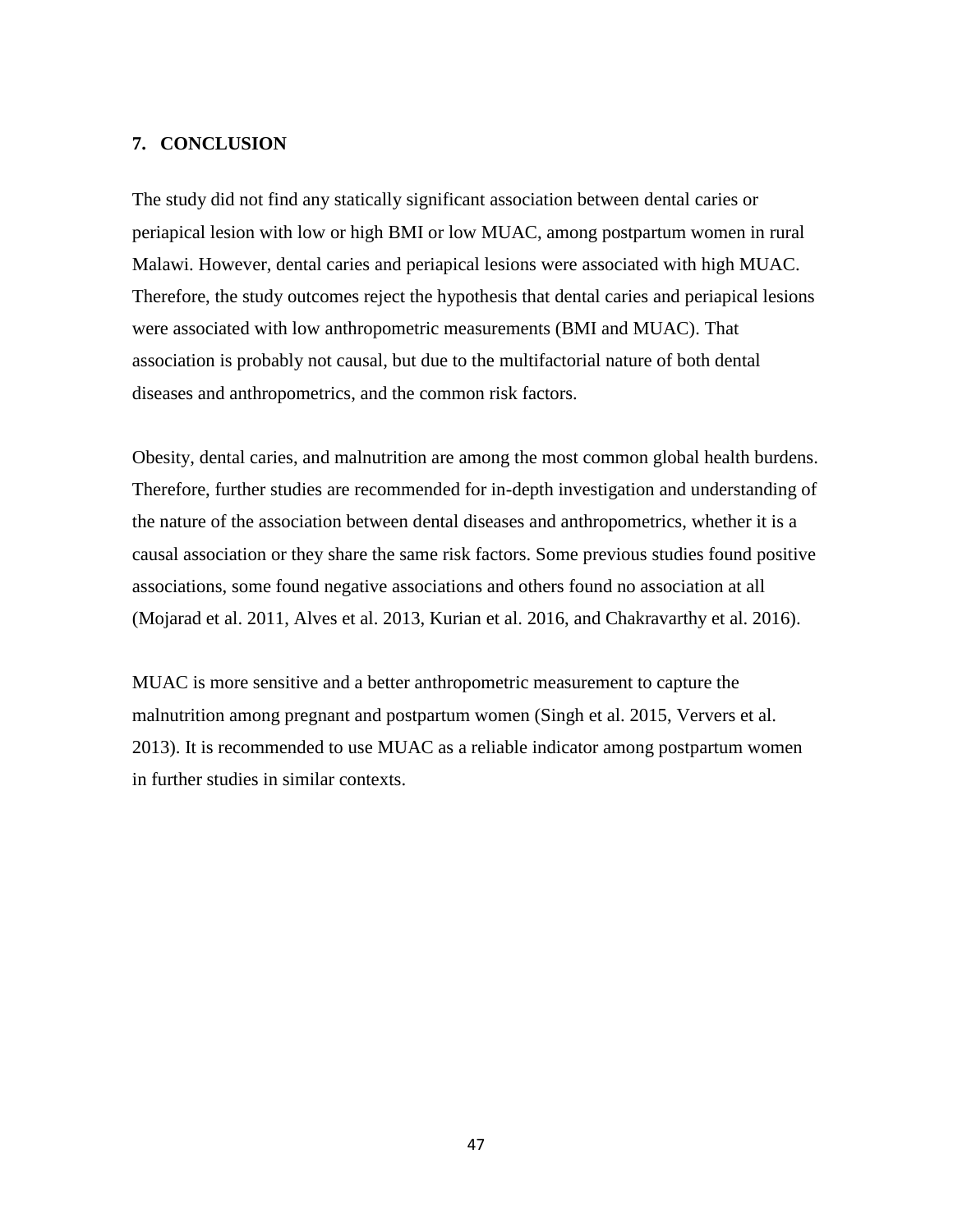## 7. CONCLUSION

The study did not find any statically significant association between dental caries or periapical lesion with low or high BMI or low MUAC, among postpartum women in rural Malawi. However, dental caries and periapical lesions were associated with high MUAC. Therefore, the study outcomes reject the hypothesis that dental caries and periapical lesions were associated with low anthropometric measurements (BMI and MUAC). That association is probably not causal, but due to the multifactorial nature of both dental diseases and anthropometrics, and the common risk factors.

Obesity, dental caries, and malnutrition are among the most common global health burdens. Therefore, further studies are recommended for in-depth investigation and understanding of the nature of the association between dental diseases and anthropometrics, whether it is a causal association or they share the same risk factors. Some previous studies found positive associations, some found negative associations and others found no association at all (Mojarad et al. 2011, Alves et al. 2013, Kurian et al. 2016, and Chakravarthy et al. 2016).

MUAC is more sensitive and a better anthropometric measurement to capture the malnutrition among pregnant and postpartum women (Singh et al. 2015, Ververs et al. 2013). It is recommended to use MUAC as a reliable indicator among postpartum women in further studies in similar contexts.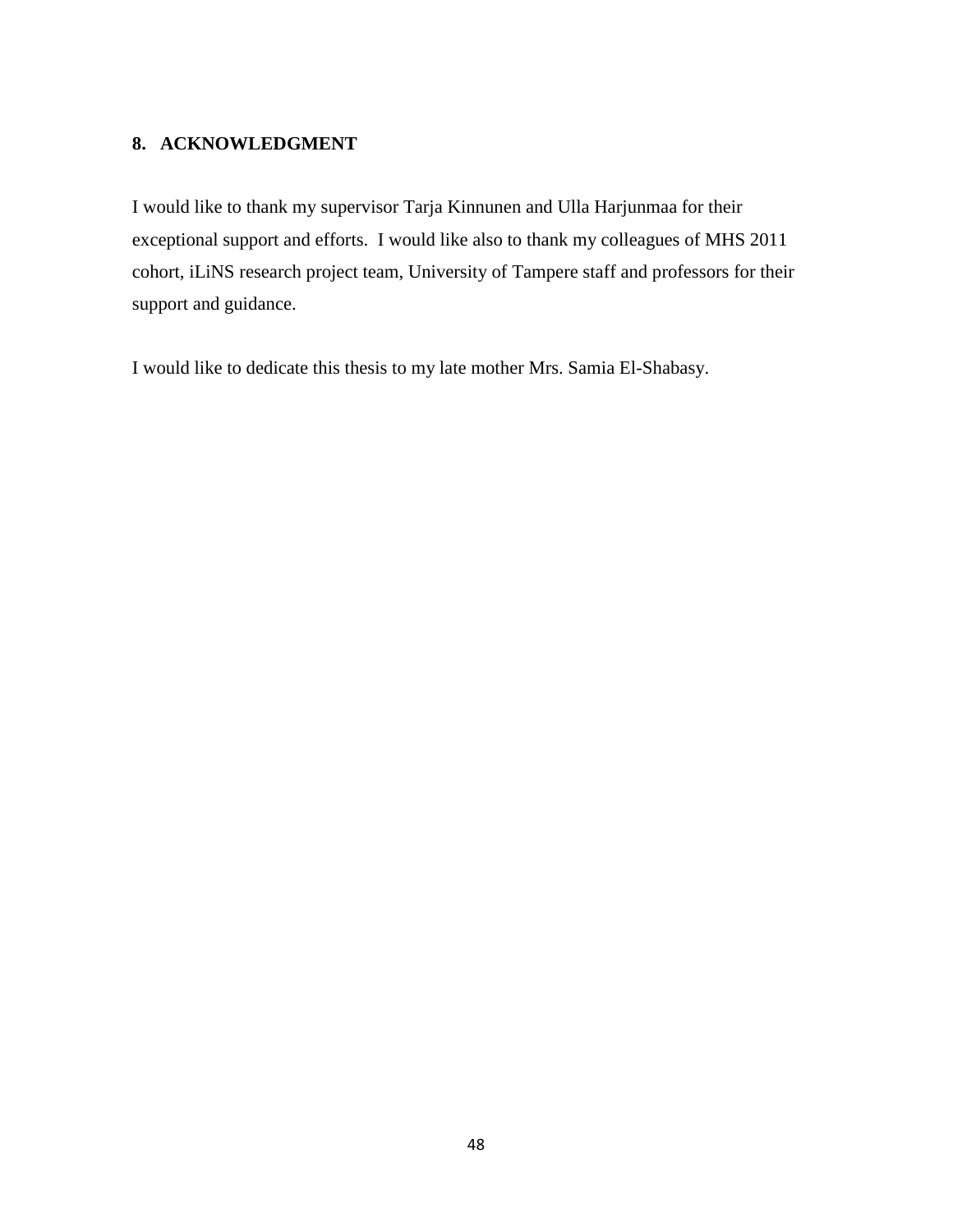## 8. ACKNOWLEDGMENT

I would like to thank my supervisor Tarja Kinnunen and Ulla Harjunmaa for their exceptional support and efforts. I would like also to thank my colleagues of MHS 2011 cohort, iLiNS research project team, University of Tampere staff and professors for their support and guidance.

I would like to dedicate this thesis to my late mother Mrs. Samia El-Shabasy.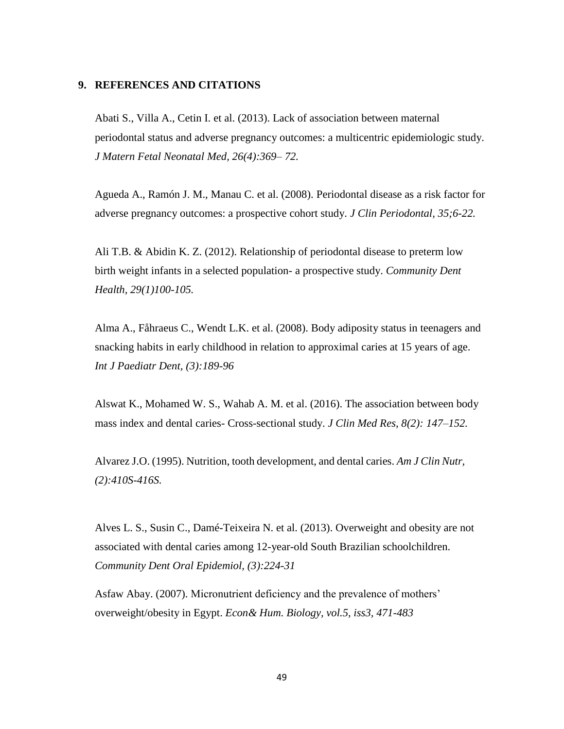## 9. REFERENCES AND CITATIONS

Abati S., Villa A., Cetin I. et al. (2013). Lack of association between maternal periodontal status and adverse pregnancy outcomes: a multicentric epidemiologic study. *J Matern Fetal Neonatal Med, 26(4):369– 72.*

Agueda A., Ramón J. M., Manau C. et al. (2008). Periodontal disease as a risk factor for adverse pregnancy outcomes: a prospective cohort study. *J Clin Periodontal, 35;6-22.*

Ali T.B. & Abidin K. Z. (2012). Relationship of periodontal disease to preterm low birth weight infants in a selected population- a prospective study. *Community Dent Health, 29(1)100-105.*

Alma A., Fåhraeus C., Wendt L.K. et al. (2008). Body adiposity status in teenagers and snacking habits in early childhood in relation to approximal caries at 15 years of age. *Int J Paediatr Dent, (3):189-96*

Alswat K., Mohamed W. S., Wahab A. M. et al. (2016). The association between body mass index and dental caries- Cross-sectional study. *J Clin Med Res, 8(2): 147–152.*

Alvarez J.O. (1995). Nutrition, tooth development, and dental caries. *Am J Clin Nutr, (2):410S-416S.*

Alves L. S., Susin C., Damé-Teixeira N. et al. (2013). Overweight and obesity are not associated with dental caries among 12-year-old South Brazilian schoolchildren. *Community Dent Oral Epidemiol, (3):224-31*

Asfaw Abay. (2007). Micronutrient deficiency and the prevalence of mothers' overweight/obesity in Egypt. *Econ& Hum. Biology, vol.5, iss3, 471-483*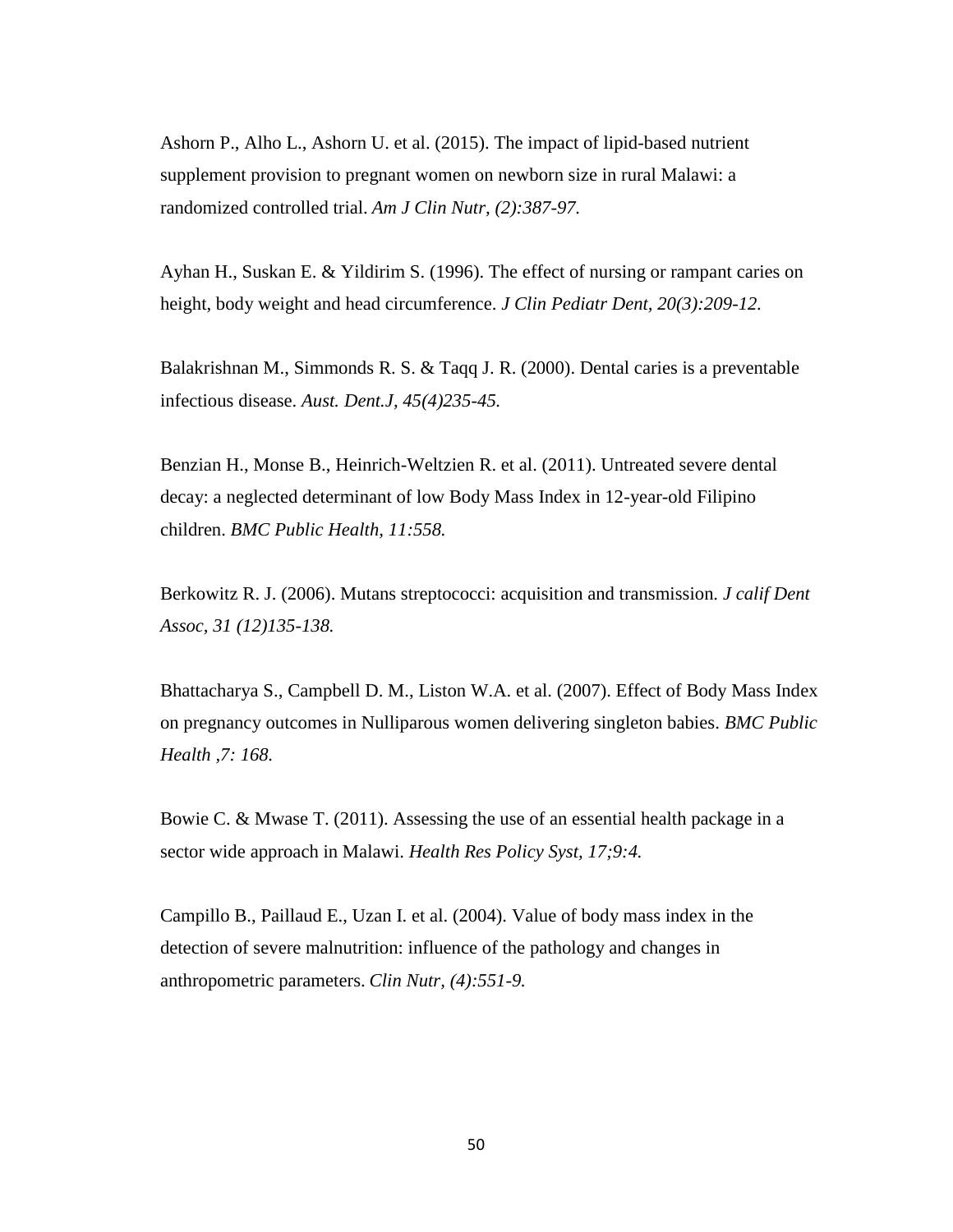Ashorn P., Alho L., Ashorn U. et al. (2015). The impact of lipid-based nutrient supplement provision to pregnant women on newborn size in rural Malawi: a randomized controlled trial. *Am J Clin Nutr, (2):387-97.*

Ayhan H., Suskan E. & Yildirim S. (1996). The effect of nursing or rampant caries on height, body weight and head circumference. *J Clin Pediatr Dent, 20(3):209-12.*

Balakrishnan M., Simmonds R. S. & Taqq J. R. (2000). Dental caries is a preventable infectious disease. *Aust. Dent.J, 45(4)235-45.*

Benzian H., Monse B., Heinrich-Weltzien R. et al. (2011). Untreated severe dental decay: a neglected determinant of low Body Mass Index in 12-year-old Filipino children. *BMC Public Health, 11:558.*

Berkowitz R. J. (2006). Mutans streptococci: acquisition and transmission. *J calif Dent Assoc, 31 (12)135-138.*

Bhattacharya S., Campbell D. M., Liston W.A. et al. (2007). Effect of Body Mass Index on pregnancy outcomes in Nulliparous women delivering singleton babies. *BMC Public Health ,7: 168.*

Bowie C. & Mwase T. (2011). Assessing the use of an essential health package in a sector wide approach in Malawi. *Health Res Policy Syst, 17;9:4.*

Campillo B., Paillaud E., Uzan I. et al. (2004). Value of body mass index in the detection of severe malnutrition: influence of the pathology and changes in anthropometric parameters. *Clin Nutr, (4):551-9.*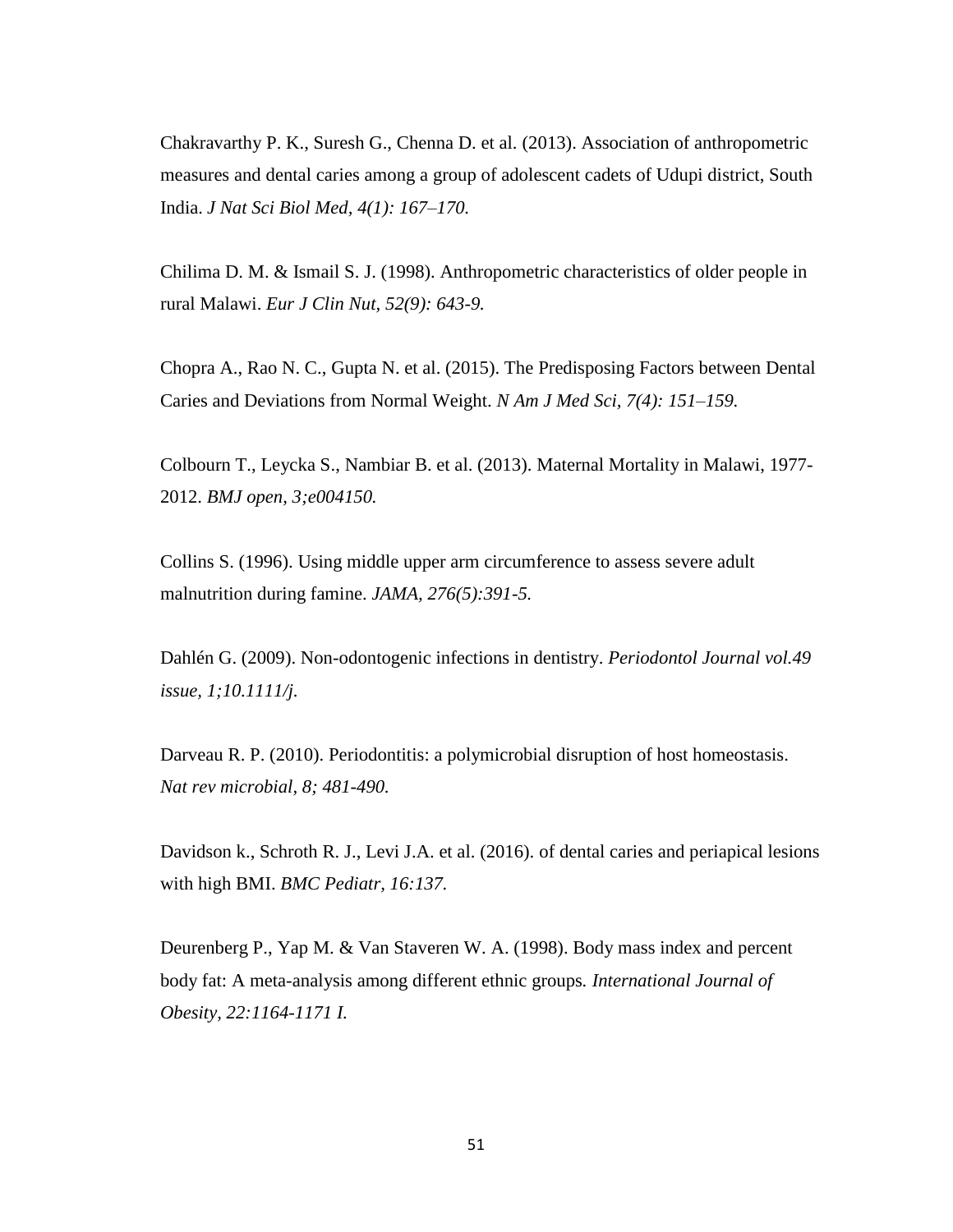Chakravarthy P. K., Suresh G., Chenna D. et al. (2013). Association of anthropometric measures and dental caries among a group of adolescent cadets of Udupi district, South India. *J Nat Sci Biol Med, 4(1): 167–170.*

Chilima D. M. & Ismail S. J. (1998). Anthropometric characteristics of older people in rural Malawi. *Eur J Clin Nut, 52(9): 643-9.*

Chopra A., Rao N. C., Gupta N. et al. (2015). The Predisposing Factors between Dental Caries and Deviations from Normal Weight. *N Am J Med Sci, 7(4): 151–159.*

Colbourn T., Leycka S., Nambiar B. et al. (2013). Maternal Mortality in Malawi, 1977-2012. *BMJ open, 3;e004150.*

Collins S. (1996). Using middle upper arm circumference to assess severe adult malnutrition during famine. *JAMA, 276(5):391-5.*

Dahlén G. (2009). Non-odontogenic infections in dentistry. *Periodontol Journal vol.49 issue, 1;10.1111/j.*

Darveau R. P. (2010). Periodontitis: a polymicrobial disruption of host homeostasis. *Nat rev microbial, 8; 481-490.*

Davidson k., Schroth R. J., Levi J.A. et al. (2016). of dental caries and periapical lesions with high BMI. *BMC Pediatr, 16:137.*

Deurenberg P., Yap M. & Van Staveren W. A. (1998). Body mass index and percent body fat: A meta-analysis among different ethnic groups. *International Journal of Obesity, 22:1164-1171 I.*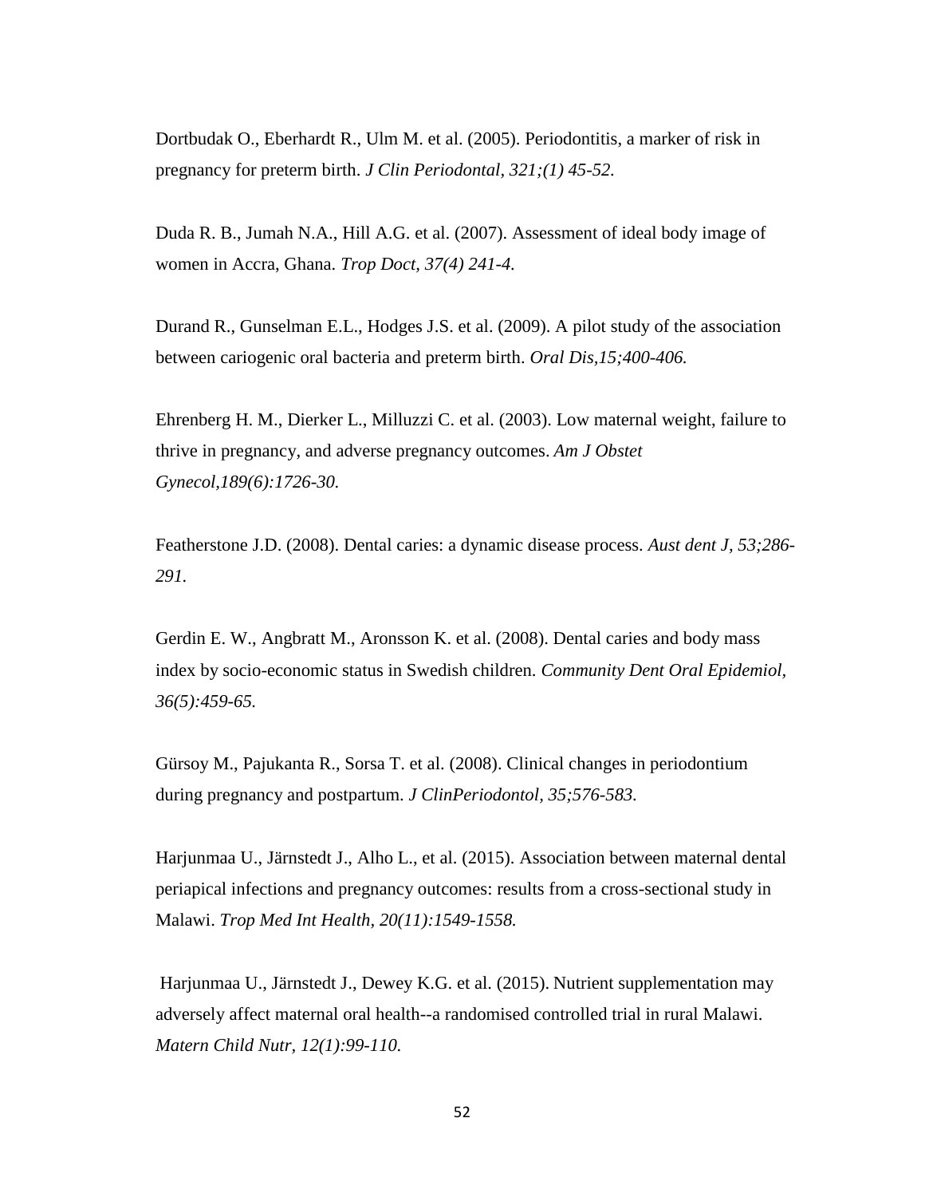Dortbudak O., Eberhardt R., Ulm M. et al. (2005). Periodontitis, a marker of risk in pregnancy for preterm birth. *J Clin Periodontal, 321;(1) 45-52.*

Duda R. B., Jumah N.A., Hill A.G. et al. (2007). Assessment of ideal body image of women in Accra, Ghana. *Trop Doct, 37(4) 241-4.*

Durand R., Gunselman E.L., Hodges J.S. et al. (2009). A pilot study of the association between cariogenic oral bacteria and preterm birth. *Oral Dis,15;400-406.*

Ehrenberg H. M., Dierker L., Milluzzi C. et al. (2003). Low maternal weight, failure to thrive in pregnancy, and adverse pregnancy outcomes. *Am J Obstet Gynecol,189(6):1726-30.*

Featherstone J.D. (2008). Dental caries: a dynamic disease process. *Aust dent J, 53;286-291.*

Gerdin E. W., Angbratt M., Aronsson K. et al. (2008). Dental caries and body mass index by socio-economic status in Swedish children. *Community Dent Oral Epidemiol, 36(5):459-65.*

Gürsoy M., Pajukanta R., Sorsa T. et al. (2008). Clinical changes in periodontium during pregnancy and postpartum. *J ClinPeriodontol, 35;576-583.*

Harjunmaa U., Järnstedt J., Alho L., et al. (2015). Association between maternal dental periapical infections and pregnancy outcomes: results from a cross-sectional study in Malawi. *Trop Med Int Health, 20(11):1549-1558.*

Harjunmaa U., Järnstedt J., Dewey K.G. et al. (2015). Nutrient supplementation may adversely affect maternal oral health--a randomised controlled trial in rural Malawi. *Matern Child Nutr, 12(1):99-110.*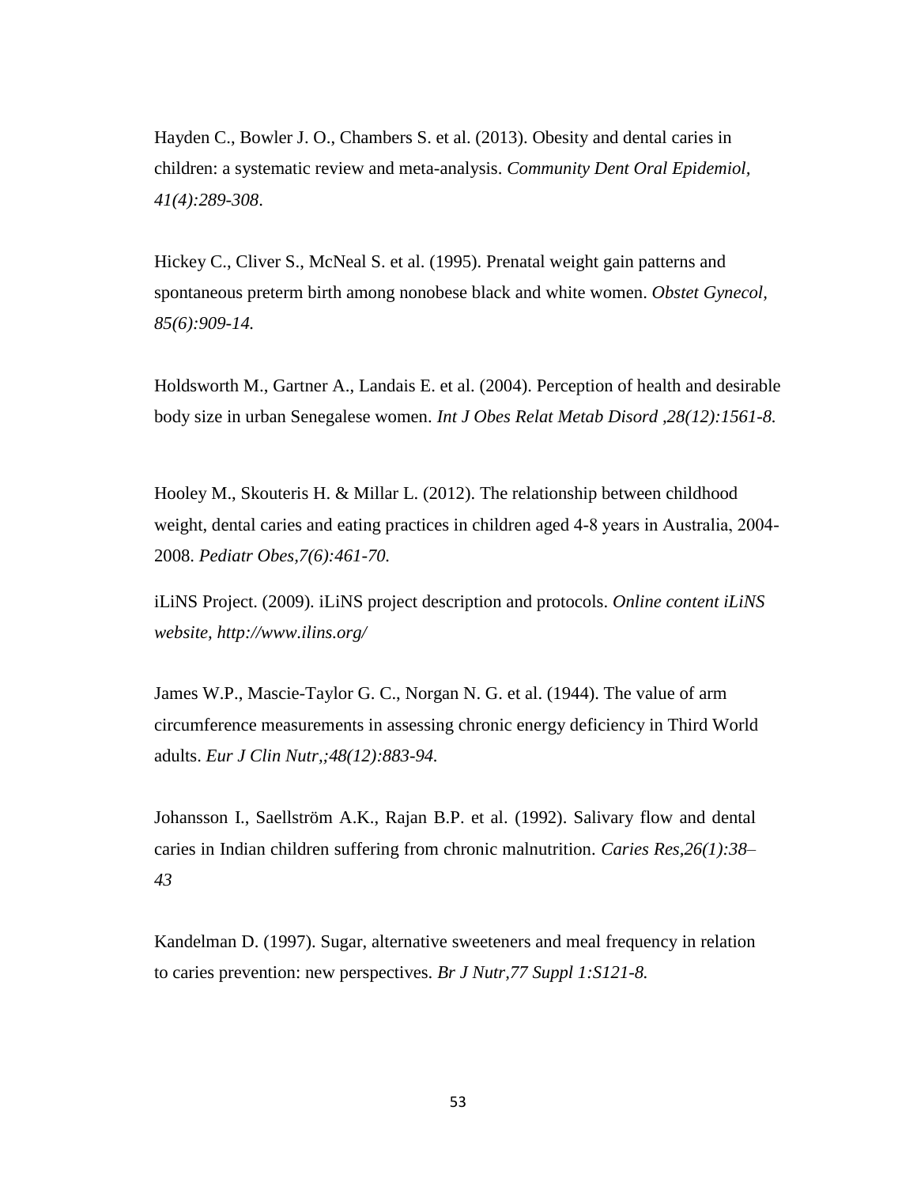Hayden C., Bowler J. O., Chambers S. et al. (2013). Obesity and dental caries in children: a systematic review and meta-analysis. *Community Dent Oral Epidemiol, 41(4):289-308*.

Hickey C., Cliver S., McNeal S. et al. (1995). Prenatal weight gain patterns and spontaneous preterm birth among nonobese black and white women. *Obstet Gynecol, 85(6):909-14.*

Holdsworth M., Gartner A., Landais E. et al. (2004). Perception of health and desirable body size in urban Senegalese women. *Int J Obes Relat Metab Disord ,28(12):1561-8.*

Hooley M., Skouteris H. & Millar L. (2012). The relationship between childhood weight, dental caries and eating practices in children aged 4-8 years in Australia, 2004-2008. *Pediatr Obes,7(6):461-70.*

iLiNS Project. (2009). iLiNS project description and protocols. *Online content iLiNS website, http://www.ilins.org/*

James W.P., Mascie-Taylor G. C., Norgan N. G. et al. (1944). The value of arm circumference measurements in assessing chronic energy deficiency in Third World adults. *Eur J Clin Nutr,;48(12):883-94.*

Johansson I., Saellström A.K., Rajan B.P. et al. (1992). Salivary flow and dental caries in Indian children suffering from chronic malnutrition. *Caries Res,26(1):38–43*

Kandelman D. (1997). Sugar, alternative sweeteners and meal frequency in relation to caries prevention: new perspectives. *Br J Nutr,77 Suppl 1:S121-8.*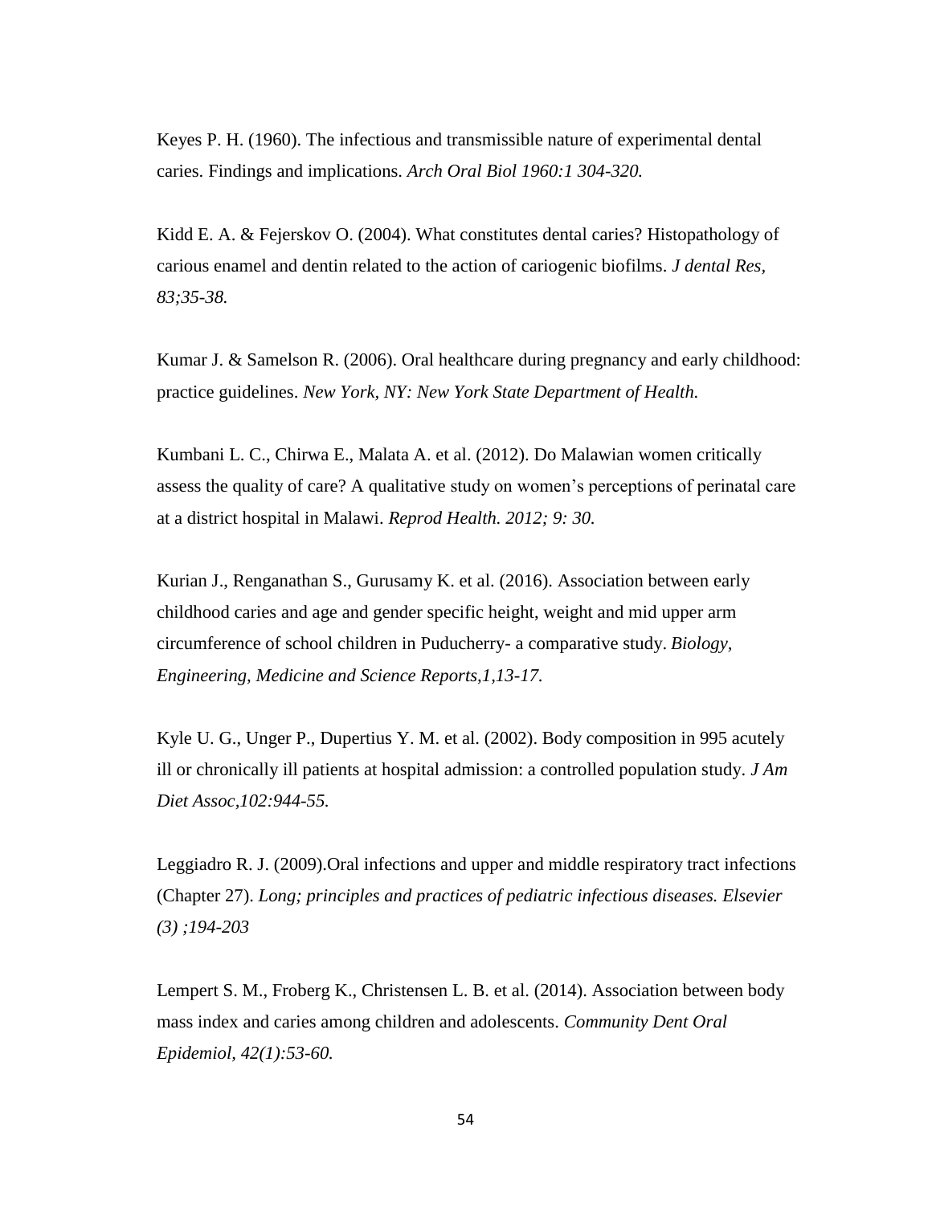Keyes P. H. (1960). The infectious and transmissible nature of experimental dental caries. Findings and implications. *Arch Oral Biol 1960:1 304-320.*

Kidd E. A. & Fejerskov O. (2004). What constitutes dental caries? Histopathology of carious enamel and dentin related to the action of cariogenic biofilms. *J dental Res, 83;35-38.*

Kumar J. & Samelson R. (2006). Oral healthcare during pregnancy and early childhood: practice guidelines. *New York, NY: New York State Department of Health.*

Kumbani L. C., Chirwa E., Malata A. et al. (2012). Do Malawian women critically assess the quality of care? A qualitative study on women's perceptions of perinatal care at a district hospital in Malawi. *Reprod Health. 2012; 9: 30.*

Kurian J., Renganathan S., Gurusamy K. et al. (2016). Association between early childhood caries and age and gender specific height, weight and mid upper arm circumference of school children in Puducherry- a comparative study. *Biology, Engineering, Medicine and Science Reports,1,13-17.*

Kyle U. G., Unger P., Dupertius Y. M. et al. (2002). Body composition in 995 acutely ill or chronically ill patients at hospital admission: a controlled population study. *J Am Diet Assoc,102:944-55.*

Leggiadro R. J. (2009).Oral infections and upper and middle respiratory tract infections (Chapter 27). *Long; principles and practices of pediatric infectious diseases. Elsevier (3) ;194-203*

Lempert S. M., Froberg K., Christensen L. B. et al. (2014). Association between body mass index and caries among children and adolescents. *Community Dent Oral Epidemiol, 42(1):53-60.*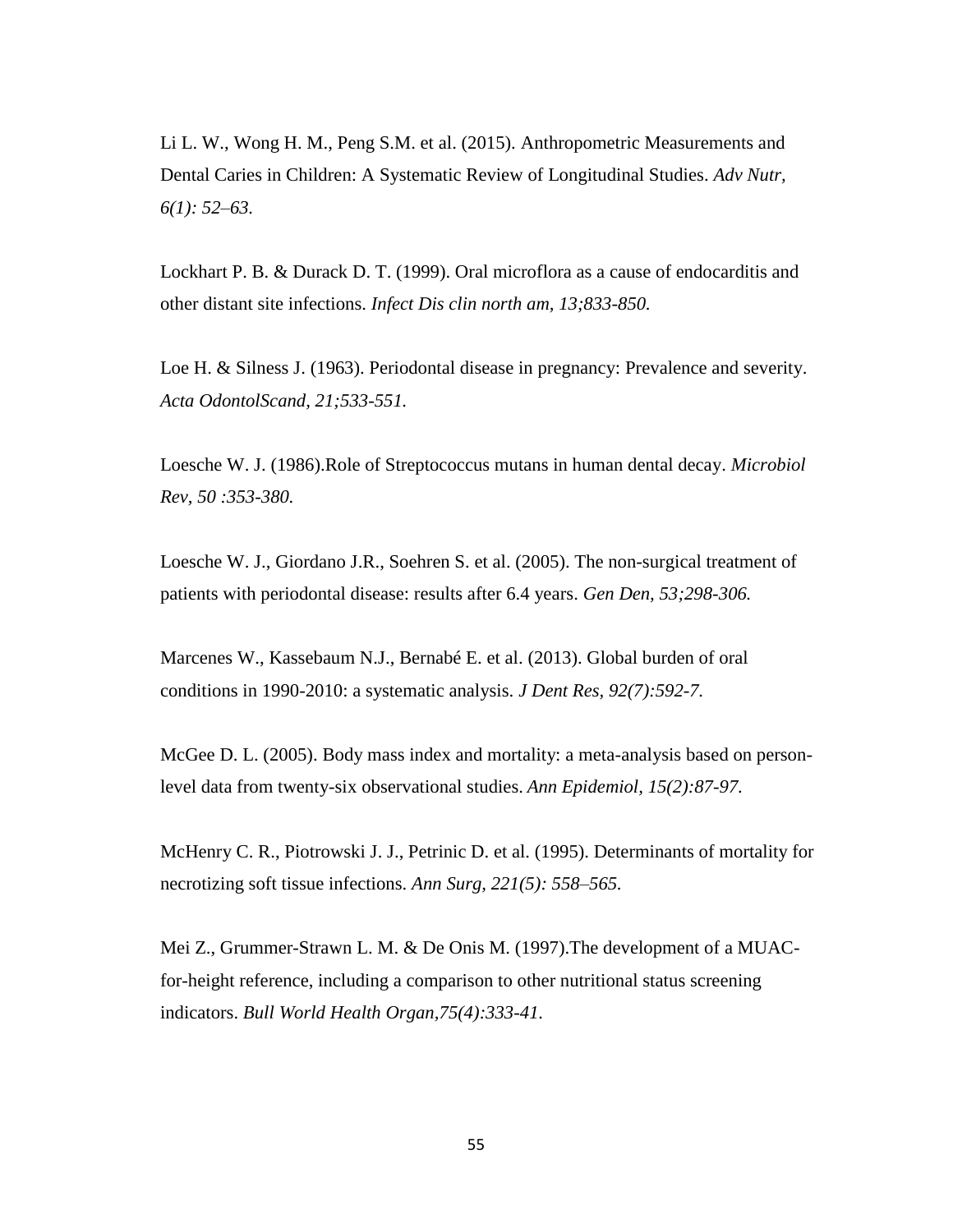Li L. W., Wong H. M., Peng S.M. et al. (2015). Anthropometric Measurements and Dental Caries in Children: A Systematic Review of Longitudinal Studies. *Adv Nutr, 6(1): 52–63.*

Lockhart P. B. & Durack D. T. (1999). Oral microflora as a cause of endocarditis and other distant site infections. *Infect Dis clin north am, 13;833-850.*

Loe H. & Silness J. (1963). Periodontal disease in pregnancy: Prevalence and severity. *Acta OdontolScand, 21;533-551.*

Loesche W. J. (1986).Role of Streptococcus mutans in human dental decay. *Microbiol Rev, 50 :353-380.*

Loesche W. J., Giordano J.R., Soehren S. et al. (2005). The non-surgical treatment of patients with periodontal disease: results after 6.4 years. *Gen Den, 53;298-306.*

Marcenes W., Kassebaum N.J., Bernabé E. et al. (2013). Global burden of oral conditions in 1990-2010: a systematic analysis. *J Dent Res, 92(7):592-7.*

McGee D. L. (2005). Body mass index and mortality: a meta-analysis based on person-level data from twenty-six observational studies. *Ann Epidemiol, 15(2):87-97.*

McHenry C. R., Piotrowski J. J., Petrinic D. et al. (1995). Determinants of mortality for necrotizing soft tissue infections. *Ann Surg, 221(5): 558–565.*

Mei Z., Grummer-Strawn L. M. & De Onis M. (1997).The development of a MUAC-for-height reference, including a comparison to other nutritional status screening indicators. *Bull World Health Organ,75(4):333-41.*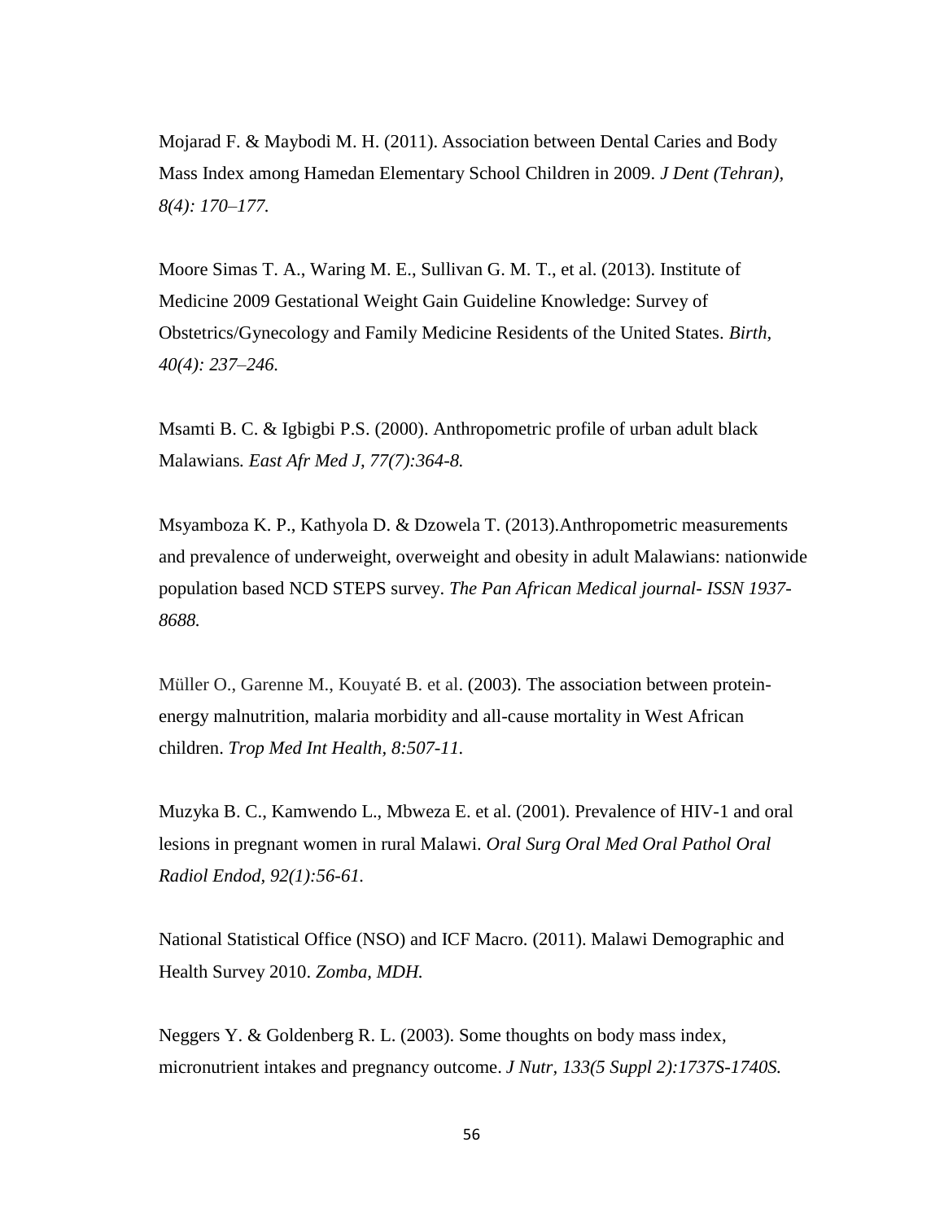Mojarad F. & Maybodi M. H. (2011). Association between Dental Caries and Body Mass Index among Hamedan Elementary School Children in 2009. *J Dent (Tehran), 8(4): 170–177.*

Moore Simas T. A., Waring M. E., Sullivan G. M. T., et al. (2013). Institute of Medicine 2009 Gestational Weight Gain Guideline Knowledge: Survey of Obstetrics/Gynecology and Family Medicine Residents of the United States. *Birth, 40(4): 237–246.*

Msamti B. C. & Igbigbi P.S. (2000). Anthropometric profile of urban adult black Malawians. *East Afr Med J, 77(7):364-8.*

Msyamboza K. P., Kathyola D. & Dzowela T. (2013).Anthropometric measurements and prevalence of underweight, overweight and obesity in adult Malawians: nationwide population based NCD STEPS survey. *The Pan African Medical journal- ISSN 1937-8688.*

Müller O., Garenne M., Kouyaté B. et al. (2003). The association between protein-energy malnutrition, malaria morbidity and all-cause mortality in West African children. *Trop Med Int Health, 8:507-11.*

Muzyka B. C., Kamwendo L., Mbweza E. et al. (2001). Prevalence of HIV-1 and oral lesions in pregnant women in rural Malawi. *Oral Surg Oral Med Oral Pathol Oral Radiol Endod, 92(1):56-61.*

National Statistical Office (NSO) and ICF Macro. (2011). Malawi Demographic and Health Survey 2010. *Zomba, MDH.*

Neggers Y. & Goldenberg R. L. (2003). Some thoughts on body mass index, micronutrient intakes and pregnancy outcome. *J Nutr, 133(5 Suppl 2):1737S-1740S.*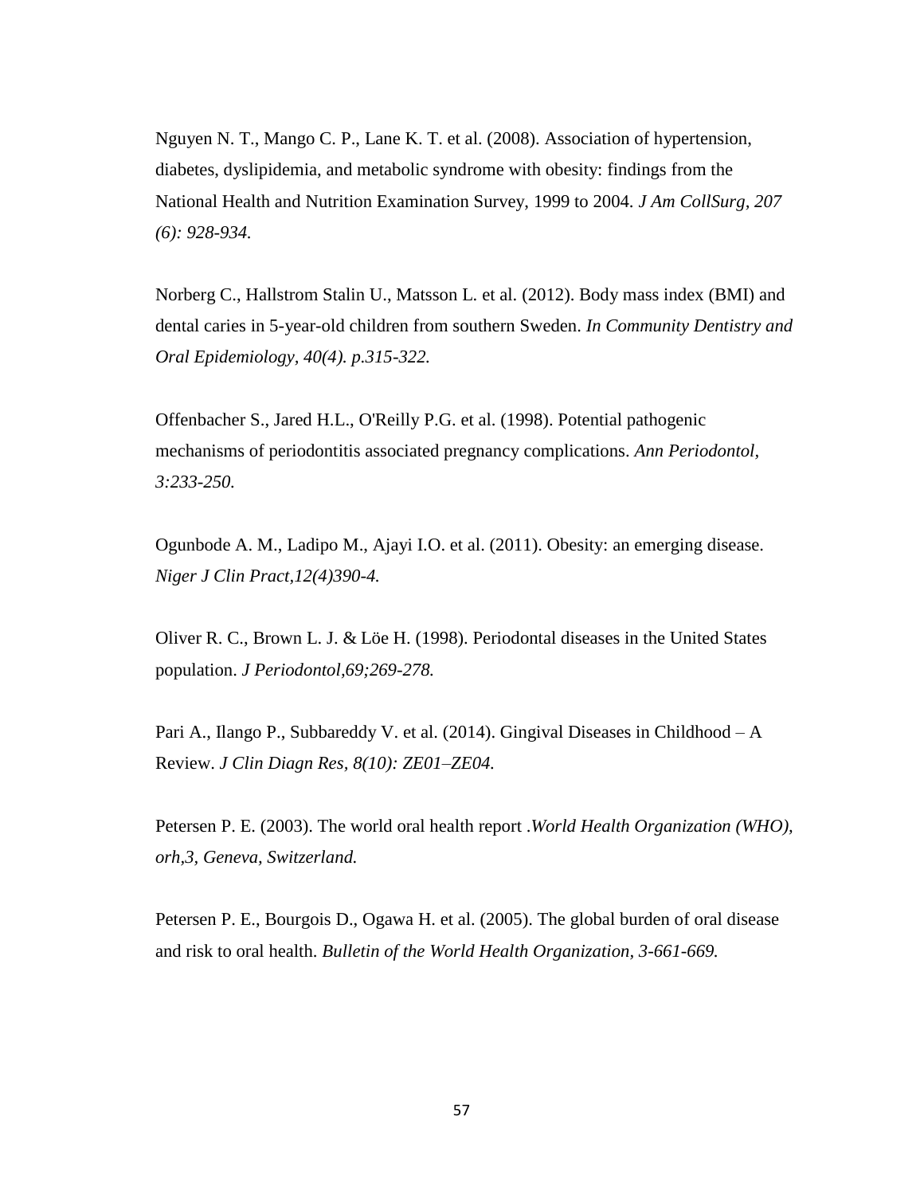Nguyen N. T., Mango C. P., Lane K. T. et al. (2008). Association of hypertension, diabetes, dyslipidemia, and metabolic syndrome with obesity: findings from the National Health and Nutrition Examination Survey, 1999 to 2004. *J Am CollSurg, 207 (6): 928-934.*

Norberg C., Hallstrom Stalin U., Matsson L. et al. (2012). Body mass index (BMI) and dental caries in 5-year-old children from southern Sweden. *In Community Dentistry and Oral Epidemiology, 40(4). p.315-322.*

Offenbacher S., Jared H.L., O'Reilly P.G. et al. (1998). Potential pathogenic mechanisms of periodontitis associated pregnancy complications. *Ann Periodontol, 3:233-250.*

Ogunbode A. M., Ladipo M., Ajayi I.O. et al. (2011). Obesity: an emerging disease. *Niger J Clin Pract,12(4)390-4.*

Oliver R. C., Brown L. J. & Löe H. (1998). Periodontal diseases in the United States population. *J Periodontol,69;269-278.*

Pari A., Ilango P., Subbareddy V. et al. (2014). Gingival Diseases in Childhood – A Review. *J Clin Diagn Res, 8(10): ZE01–ZE04.*

Petersen P. E. (2003). The world oral health report .*World Health Organization (WHO), orh,3, Geneva, Switzerland.*

Petersen P. E., Bourgois D., Ogawa H. et al. (2005). The global burden of oral disease and risk to oral health. *Bulletin of the World Health Organization, 3-661-669.*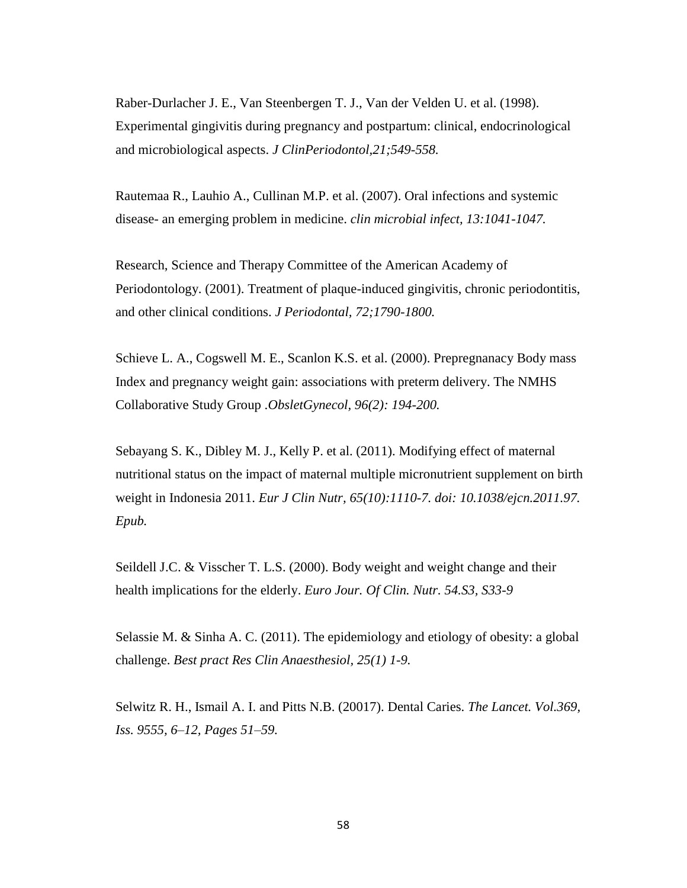Raber-Durlacher J. E., Van Steenbergen T. J., Van der Velden U. et al. (1998). Experimental gingivitis during pregnancy and postpartum: clinical, endocrinological and microbiological aspects. *J ClinPeriodontol,21;549-558.*

Rautemaa R., Lauhio A., Cullinan M.P. et al. (2007). Oral infections and systemic disease- an emerging problem in medicine. *clin microbial infect, 13:1041-1047.*

Research, Science and Therapy Committee of the American Academy of Periodontology. (2001). Treatment of plaque-induced gingivitis, chronic periodontitis, and other clinical conditions. *J Periodontal, 72;1790-1800.*

Schieve L. A., Cogswell M. E., Scanlon K.S. et al. (2000). Prepregnanacy Body mass Index and pregnancy weight gain: associations with preterm delivery. The NMHS Collaborative Study Group *.ObsletGynecol, 96(2): 194-200.*

Sebayang S. K., Dibley M. J., Kelly P. et al. (2011). Modifying effect of maternal nutritional status on the impact of maternal multiple micronutrient supplement on birth weight in Indonesia 2011. *Eur J Clin Nutr, 65(10):1110-7. doi: 10.1038/ejcn.2011.97. Epub.*

Seildell J.C. & Visscher T. L.S. (2000). Body weight and weight change and their health implications for the elderly. *Euro Jour. Of Clin. Nutr. 54.S3, S33-9*

Selassie M. & Sinha A. C. (2011). The epidemiology and etiology of obesity: a global challenge. *Best pract Res Clin Anaesthesiol, 25(1) 1-9.*

Selwitz R. H., Ismail A. I. and Pitts N.B. (20017). Dental Caries. *The Lancet. Vol.369, Iss. 9555, 6–12, Pages 51–59.*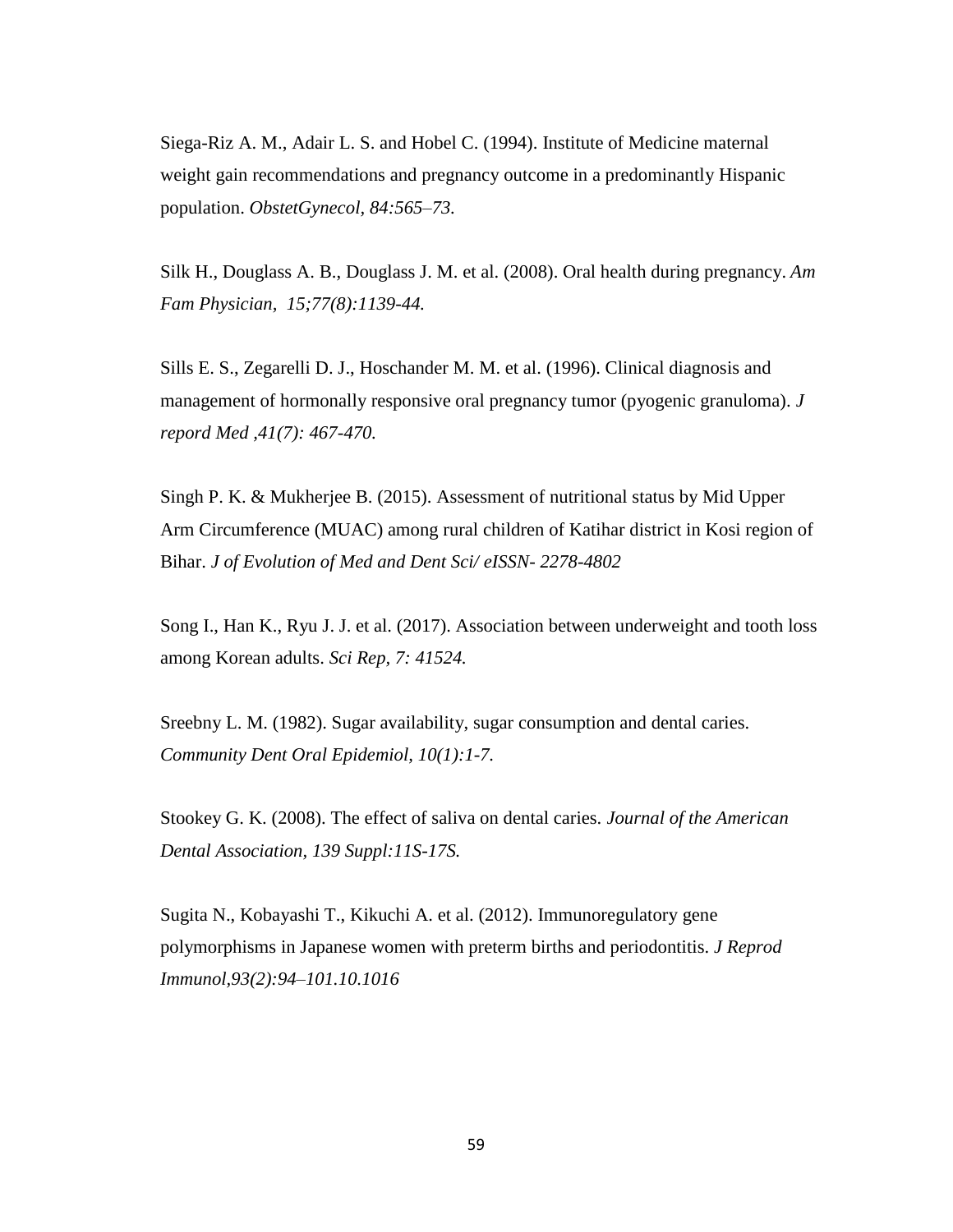Siega-Riz A. M., Adair L. S. and Hobel C. (1994). Institute of Medicine maternal weight gain recommendations and pregnancy outcome in a predominantly Hispanic population. *ObstetGynecol, 84:565–73.*

Silk H., Douglass A. B., Douglass J. M. et al. (2008). Oral health during pregnancy. *Am Fam Physician, 15;77(8):1139-44.*

Sills E. S., Zegarelli D. J., Hoschander M. M. et al. (1996). Clinical diagnosis and management of hormonally responsive oral pregnancy tumor (pyogenic granuloma). *J repord Med ,41(7): 467-470.*

Singh P. K. & Mukherjee B. (2015). Assessment of nutritional status by Mid Upper Arm Circumference (MUAC) among rural children of Katihar district in Kosi region of Bihar. *J of Evolution of Med and Dent Sci/ eISSN- 2278-4802*

Song I., Han K., Ryu J. J. et al. (2017). Association between underweight and tooth loss among Korean adults. *Sci Rep, 7: 41524.*

Sreebny L. M. (1982). Sugar availability, sugar consumption and dental caries. *Community Dent Oral Epidemiol, 10(1):1-7.*

Stookey G. K. (2008). The effect of saliva on dental caries. *Journal of the American Dental Association, 139 Suppl:11S-17S.*

Sugita N., Kobayashi T., Kikuchi A. et al. (2012). Immunoregulatory gene polymorphisms in Japanese women with preterm births and periodontitis. *J Reprod Immunol,93(2):94–101.10.1016*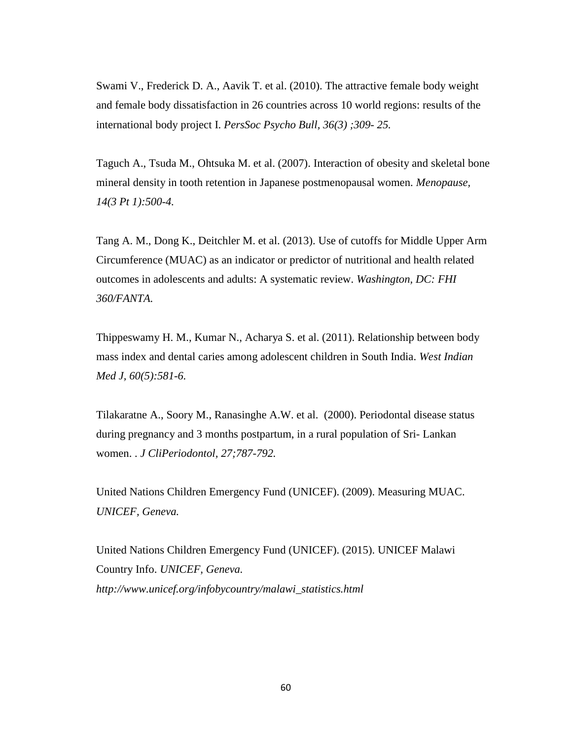Swami V., Frederick D. A., Aavik T. et al. (2010). The attractive female body weight and female body dissatisfaction in 26 countries across 10 world regions: results of the international body project I. *PersSoc Psycho Bull, 36(3) ;309- 25.*

Taguch A., Tsuda M., Ohtsuka M. et al. (2007). Interaction of obesity and skeletal bone mineral density in tooth retention in Japanese postmenopausal women. *Menopause, 14(3 Pt 1):500-4.*

Tang A. M., Dong K., Deitchler M. et al. (2013). Use of cutoffs for Middle Upper Arm Circumference (MUAC) as an indicator or predictor of nutritional and health related outcomes in adolescents and adults: A systematic review. *Washington, DC: FHI 360/FANTA.*

Thippeswamy H. M., Kumar N., Acharya S. et al. (2011). Relationship between body mass index and dental caries among adolescent children in South India. *West Indian Med J, 60(5):581-6.*

Tilakaratne A., Soory M., Ranasinghe A.W. et al. (2000). Periodontal disease status during pregnancy and 3 months postpartum, in a rural population of Sri- Lankan women. . *J CliPeriodontol, 27;787-792.*

United Nations Children Emergency Fund (UNICEF). (2009). Measuring MUAC. *UNICEF, Geneva.*

United Nations Children Emergency Fund (UNICEF). (2015). UNICEF Malawi Country Info. *UNICEF, Geneva.*
*http://www.unicef.org/infobycountry/malawi_statistics.html*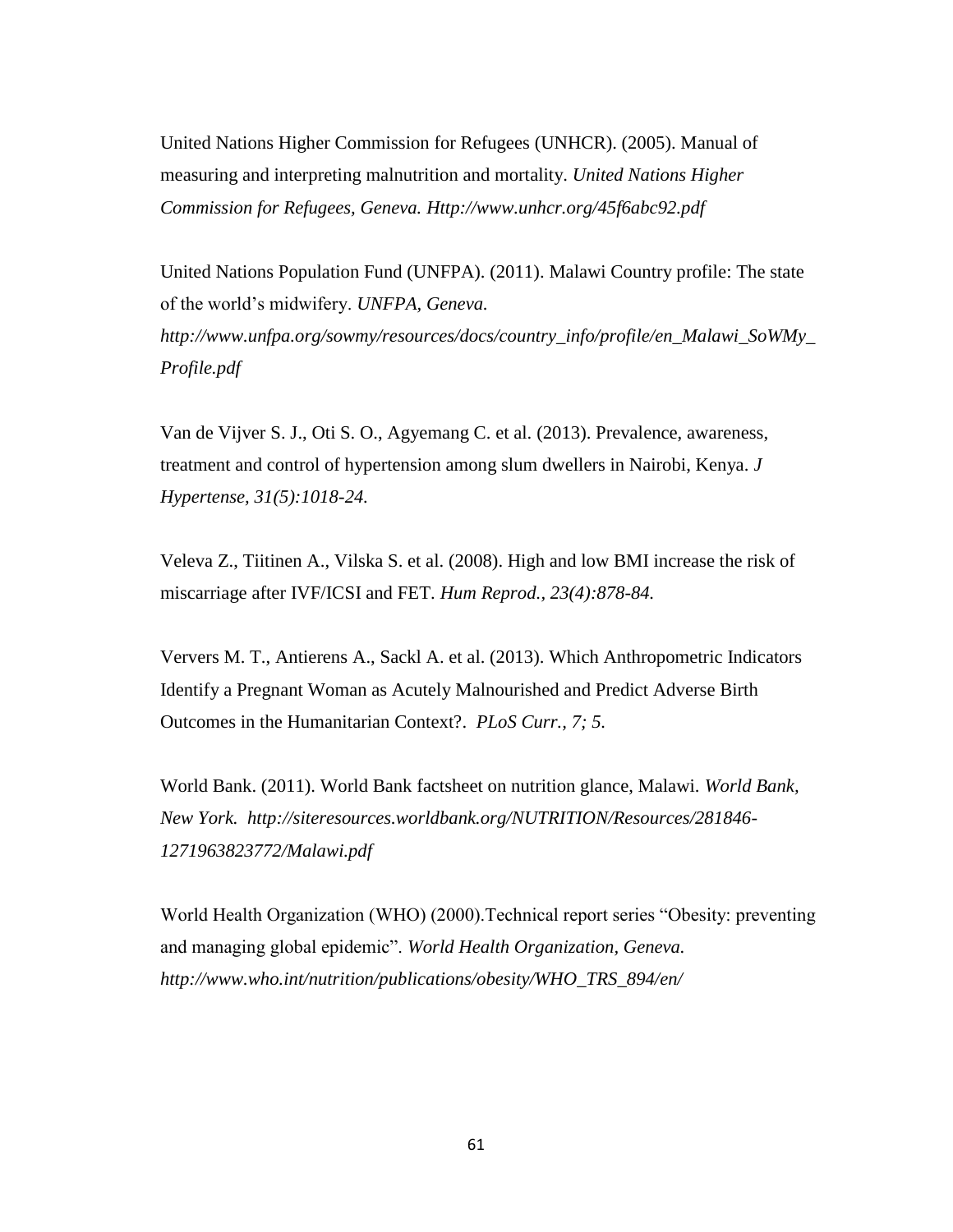United Nations Higher Commission for Refugees (UNHCR). (2005). Manual of measuring and interpreting malnutrition and mortality. *United Nations Higher Commission for Refugees, Geneva. Http://www.unhcr.org/45f6abc92.pdf*

United Nations Population Fund (UNFPA). (2011). Malawi Country profile: The state of the world's midwifery. *UNFPA, Geneva. http://www.unfpa.org/sowmy/resources/docs/country_info/profile/en_Malawi_SoWMy_Profile.pdf*

Van de Vijver S. J., Oti S. O., Agyemang C. et al. (2013). Prevalence, awareness, treatment and control of hypertension among slum dwellers in Nairobi, Kenya. *J Hypertense, 31(5):1018-24.*

Veleva Z., Tiitinen A., Vilska S. et al. (2008). High and low BMI increase the risk of miscarriage after IVF/ICSI and FET. *Hum Reprod., 23(4):878-84.*

Ververs M. T., Antierens A., Sackl A. et al. (2013). Which Anthropometric Indicators Identify a Pregnant Woman as Acutely Malnourished and Predict Adverse Birth Outcomes in the Humanitarian Context?. *PLoS Curr., 7; 5.*

World Bank. (2011). World Bank factsheet on nutrition glance, Malawi. *World Bank, New York. http://siteresources.worldbank.org/NUTRITION/Resources/281846-1271963823772/Malawi.pdf*

World Health Organization (WHO) (2000).Technical report series "Obesity: preventing and managing global epidemic". *World Health Organization, Geneva. http://www.who.int/nutrition/publications/obesity/WHO_TRS_894/en/*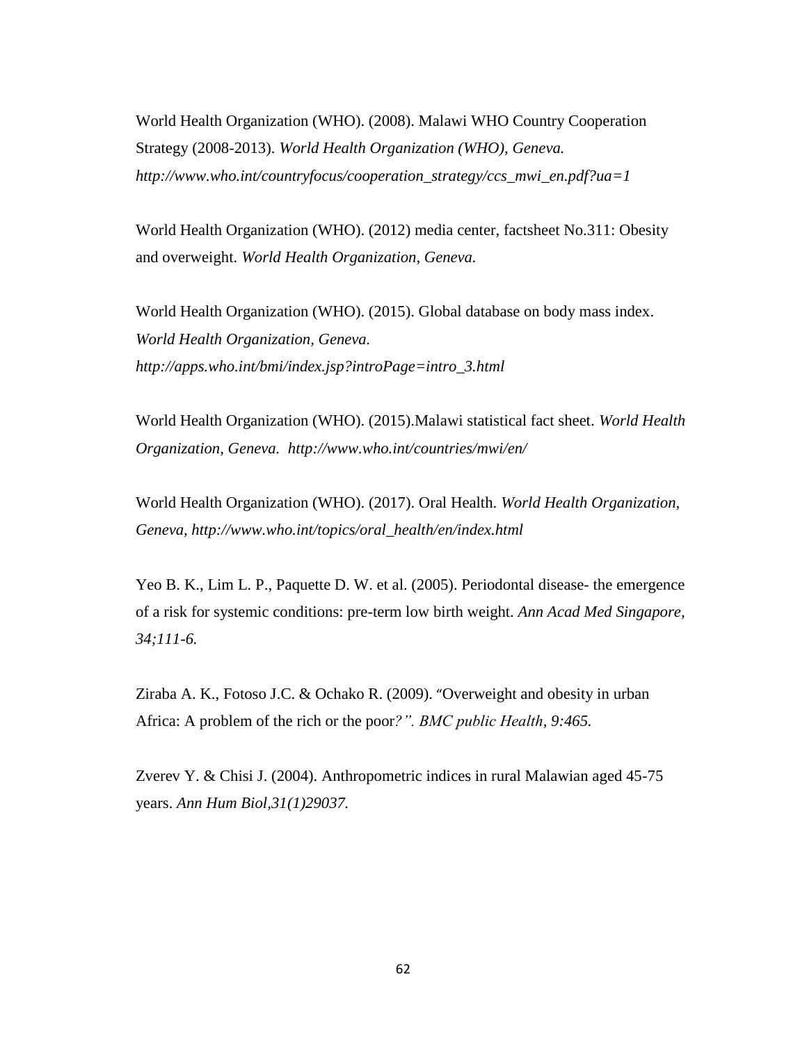World Health Organization (WHO). (2008). Malawi WHO Country Cooperation Strategy (2008-2013). *World Health Organization (WHO), Geneva. http://www.who.int/countryfocus/cooperation_strategy/ccs_mwi_en.pdf?ua=1*

World Health Organization (WHO). (2012) media center, factsheet No.311: Obesity and overweight. *World Health Organization, Geneva.*

World Health Organization (WHO). (2015). Global database on body mass index. *World Health Organization, Geneva. http://apps.who.int/bmi/index.jsp?introPage=intro_3.html*

World Health Organization (WHO). (2015).Malawi statistical fact sheet. *World Health Organization, Geneva. http://www.who.int/countries/mwi/en/*

World Health Organization (WHO). (2017). Oral Health. *World Health Organization, Geneva, http://www.who.int/topics/oral_health/en/index.html*

Yeo B. K., Lim L. P., Paquette D. W. et al. (2005). Periodontal disease- the emergence of a risk for systemic conditions: pre-term low birth weight. *Ann Acad Med Singapore, 34;111-6.*

Ziraba A. K., Fotoso J.C. & Ochako R. (2009). "Overweight and obesity in urban Africa: A problem of the rich or the poor*?". BMC public Health, 9:465.*

Zverev Y. & Chisi J. (2004). Anthropometric indices in rural Malawian aged 45-75 years. *Ann Hum Biol,31(1)29037.*